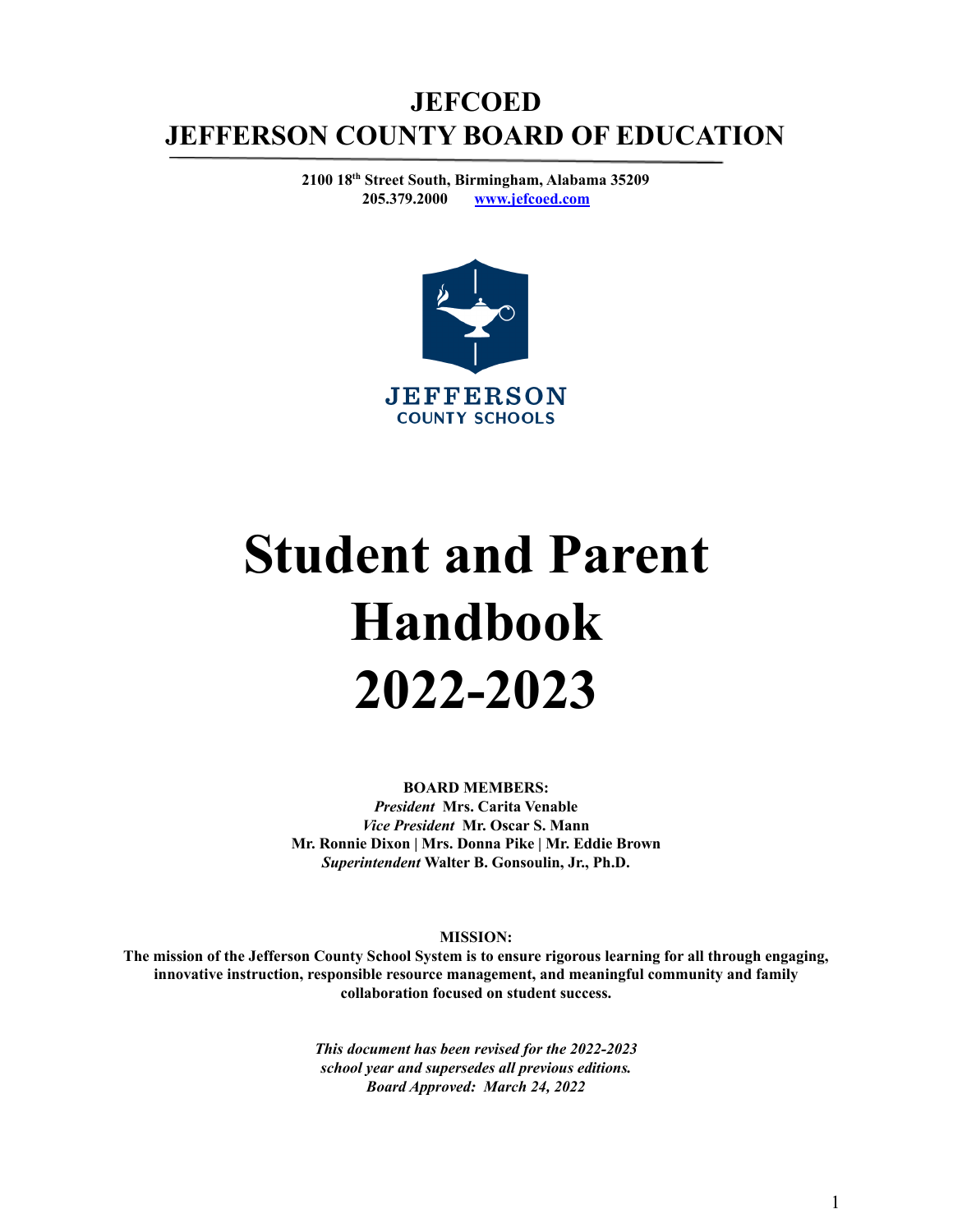# JEFCOED
# JEFFERSON COUNTY BOARD OF EDUCATION

**2100 18th Street South, Birmingham, Alabama 35209**
**205.379.2000 [www.jefcoed.com](http://www.jefcoed.com)**

JEFFERSON
COUNTY SCHOOLS

# Student and Parent Handbook 2022-2023

**BOARD MEMBERS:**
***President*** **Mrs. Carita Venable**
***Vice President*** **Mr. Oscar S. Mann**
**Mr. Ronnie Dixon | Mrs. Donna Pike | Mr. Eddie Brown**
***Superintendent*** **Walter B. Gonsoulin, Jr., Ph.D.**

**MISSION:**
**The mission of the Jefferson County School System is to ensure rigorous learning for all through engaging, innovative instruction, responsible resource management, and meaningful community and family collaboration focused on student success.**

***This document has been revised for the 2022-2023 school year and supersedes all previous editions.***
***Board Approved: March 24, 2022***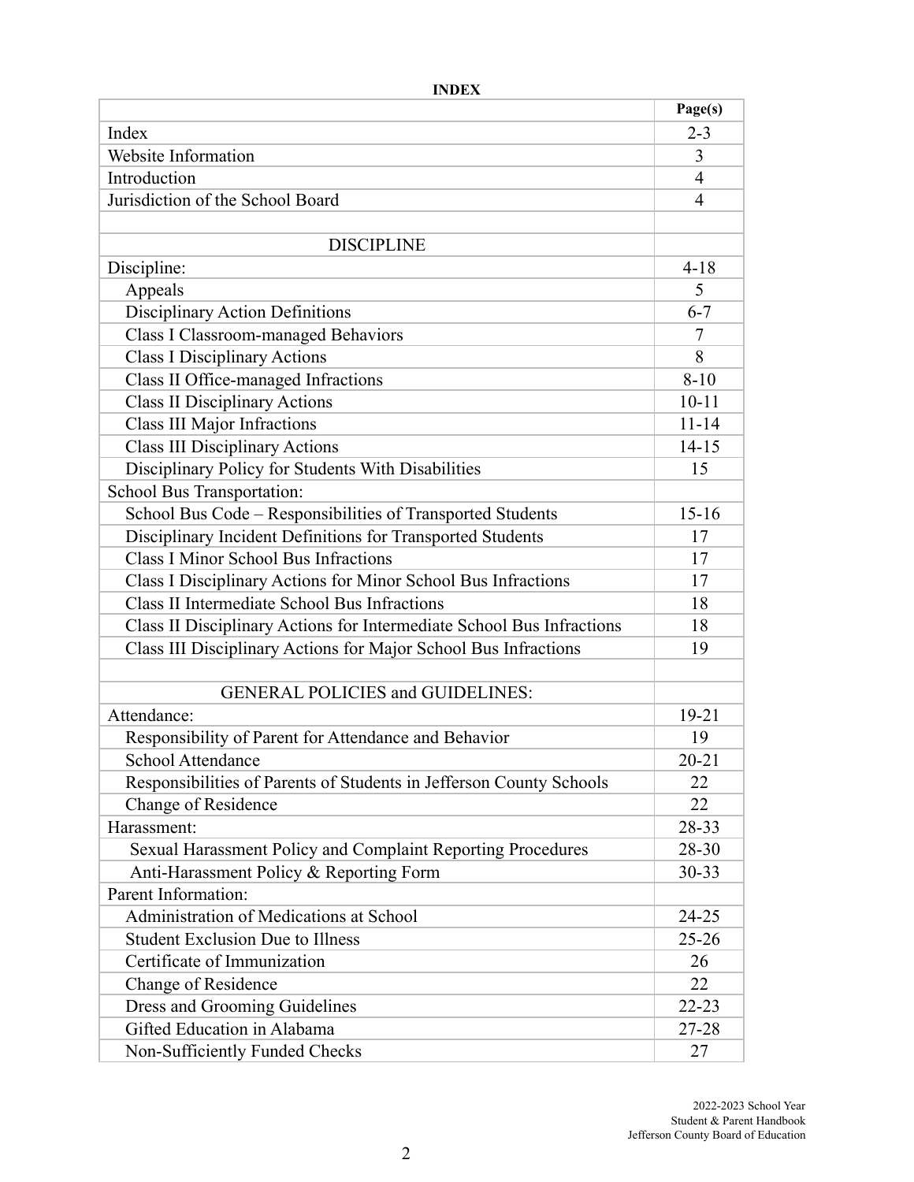**INDEX**

| | Page(s) |
|---|---|
| Index | 2-3 |
| Website Information | 3 |
| Introduction | 4 |
| Jurisdiction of the School Board | 4 |
| | |
| DISCIPLINE | |
| Discipline: | 4-18 |
| Appeals | 5 |
| Disciplinary Action Definitions | 6-7 |
| Class I Classroom-managed Behaviors | 7 |
| Class I Disciplinary Actions | 8 |
| Class II Office-managed Infractions | 8-10 |
| Class II Disciplinary Actions | 10-11 |
| Class III Major Infractions | 11-14 |
| Class III Disciplinary Actions | 14-15 |
| Disciplinary Policy for Students With Disabilities | 15 |
| School Bus Transportation: | |
| School Bus Code – Responsibilities of Transported Students | 15-16 |
| Disciplinary Incident Definitions for Transported Students | 17 |
| Class I Minor School Bus Infractions | 17 |
| Class I Disciplinary Actions for Minor School Bus Infractions | 17 |
| Class II Intermediate School Bus Infractions | 18 |
| Class II Disciplinary Actions for Intermediate School Bus Infractions | 18 |
| Class III Disciplinary Actions for Major School Bus Infractions | 19 |
| | |
| GENERAL POLICIES and GUIDELINES: | |
| Attendance: | 19-21 |
| Responsibility of Parent for Attendance and Behavior | 19 |
| School Attendance | 20-21 |
| Responsibilities of Parents of Students in Jefferson County Schools | 22 |
| Change of Residence | 22 |
| Harassment: | 28-33 |
| Sexual Harassment Policy and Complaint Reporting Procedures | 28-30 |
| Anti-Harassment Policy & Reporting Form | 30-33 |
| Parent Information: | |
| Administration of Medications at School | 24-25 |
| Student Exclusion Due to Illness | 25-26 |
| Certificate of Immunization | 26 |
| Change of Residence | 22 |
| Dress and Grooming Guidelines | 22-23 |
| Gifted Education in Alabama | 27-28 |
| Non-Sufficiently Funded Checks | 27 |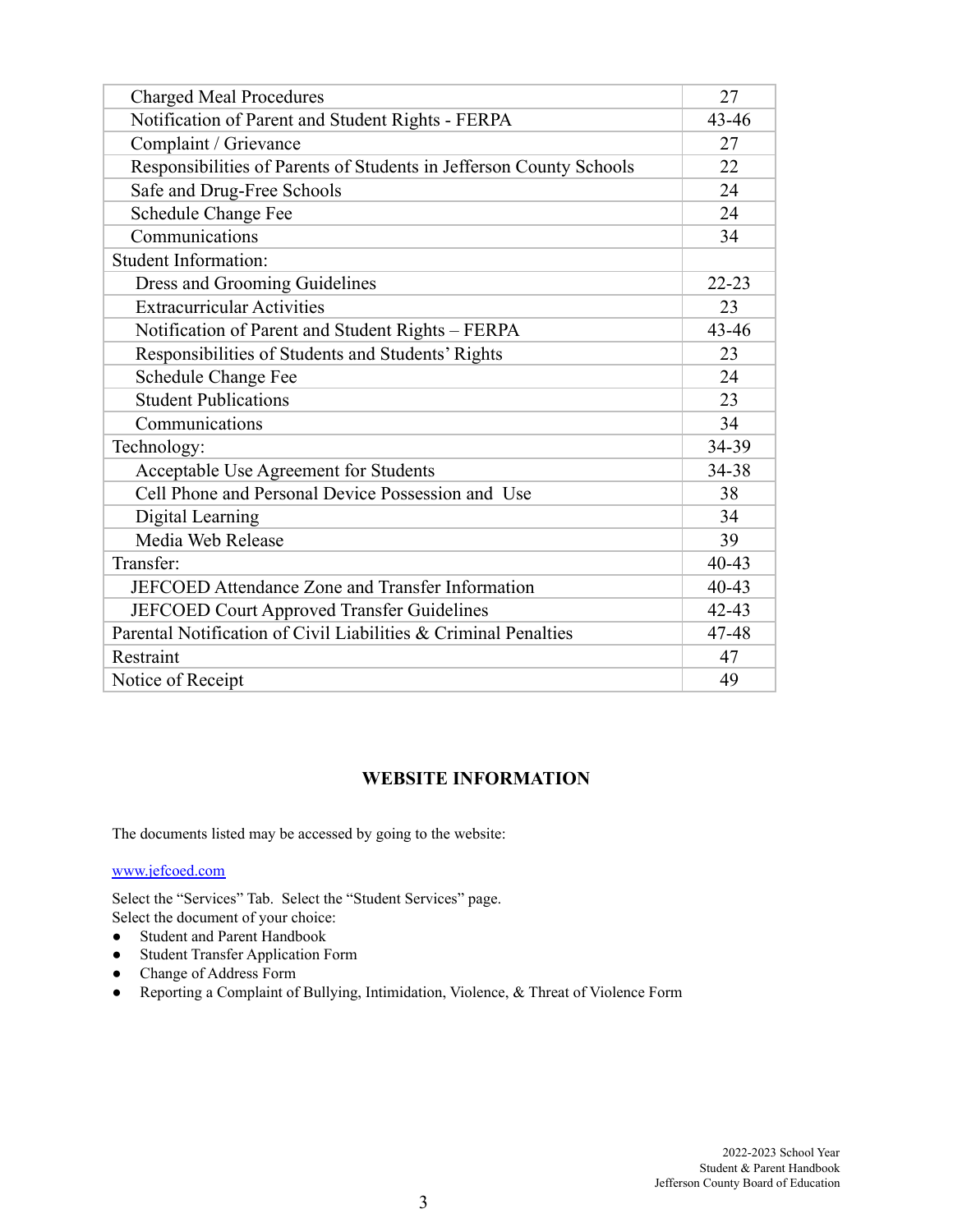| | |
|---|---|
| Charged Meal Procedures | 27 |
| Notification of Parent and Student Rights - FERPA | 43-46 |
| Complaint / Grievance | 27 |
| Responsibilities of Parents of Students in Jefferson County Schools | 22 |
| Safe and Drug-Free Schools | 24 |
| Schedule Change Fee | 24 |
| Communications | 34 |
| Student Information: | |
| Dress and Grooming Guidelines | 22-23 |
| Extracurricular Activities | 23 |
| Notification of Parent and Student Rights – FERPA | 43-46 |
| Responsibilities of Students and Students' Rights | 23 |
| Schedule Change Fee | 24 |
| Student Publications | 23 |
| Communications | 34 |
| Technology: | 34-39 |
| Acceptable Use Agreement for Students | 34-38 |
| Cell Phone and Personal Device Possession and Use | 38 |
| Digital Learning | 34 |
| Media Web Release | 39 |
| Transfer: | 40-43 |
| JEFCOED Attendance Zone and Transfer Information | 40-43 |
| JEFCOED Court Approved Transfer Guidelines | 42-43 |
| Parental Notification of Civil Liabilities & Criminal Penalties | 47-48 |
| Restraint | 47 |
| Notice of Receipt | 49 |

## WEBSITE INFORMATION

The documents listed may be accessed by going to the website:

www.jefcoed.com

Select the "Services" Tab. Select the "Student Services" page.
Select the document of your choice:

- Student and Parent Handbook
- Student Transfer Application Form
- Change of Address Form
- Reporting a Complaint of Bullying, Intimidation, Violence, & Threat of Violence Form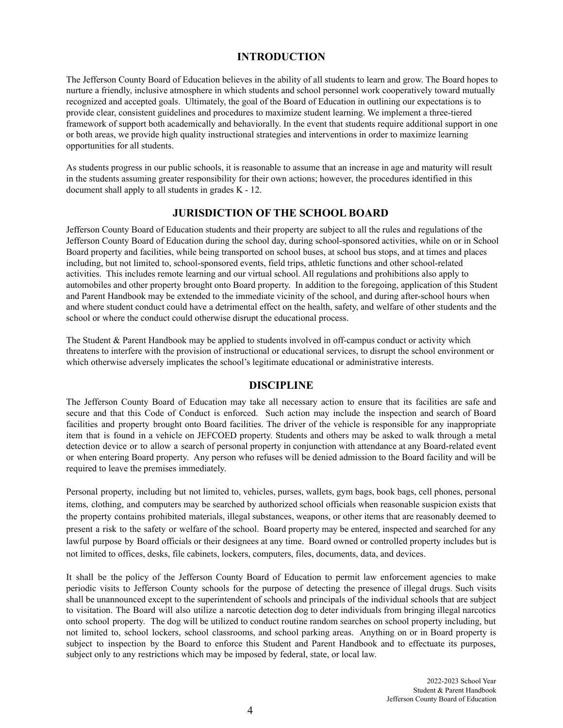# INTRODUCTION

The Jefferson County Board of Education believes in the ability of all students to learn and grow. The Board hopes to nurture a friendly, inclusive atmosphere in which students and school personnel work cooperatively toward mutually recognized and accepted goals. Ultimately, the goal of the Board of Education in outlining our expectations is to provide clear, consistent guidelines and procedures to maximize student learning. We implement a three-tiered framework of support both academically and behaviorally. In the event that students require additional support in one or both areas, we provide high quality instructional strategies and interventions in order to maximize learning opportunities for all students.

As students progress in our public schools, it is reasonable to assume that an increase in age and maturity will result in the students assuming greater responsibility for their own actions; however, the procedures identified in this document shall apply to all students in grades K - 12.

# JURISDICTION OF THE SCHOOL BOARD

Jefferson County Board of Education students and their property are subject to all the rules and regulations of the Jefferson County Board of Education during the school day, during school-sponsored activities, while on or in School Board property and facilities, while being transported on school buses, at school bus stops, and at times and places including, but not limited to, school-sponsored events, field trips, athletic functions and other school-related activities. This includes remote learning and our virtual school. All regulations and prohibitions also apply to automobiles and other property brought onto Board property. In addition to the foregoing, application of this Student and Parent Handbook may be extended to the immediate vicinity of the school, and during after-school hours when and where student conduct could have a detrimental effect on the health, safety, and welfare of other students and the school or where the conduct could otherwise disrupt the educational process.

The Student & Parent Handbook may be applied to students involved in off-campus conduct or activity which threatens to interfere with the provision of instructional or educational services, to disrupt the school environment or which otherwise adversely implicates the school's legitimate educational or administrative interests.

# DISCIPLINE

The Jefferson County Board of Education may take all necessary action to ensure that its facilities are safe and secure and that this Code of Conduct is enforced. Such action may include the inspection and search of Board facilities and property brought onto Board facilities. The driver of the vehicle is responsible for any inappropriate item that is found in a vehicle on JEFCOED property. Students and others may be asked to walk through a metal detection device or to allow a search of personal property in conjunction with attendance at any Board-related event or when entering Board property. Any person who refuses will be denied admission to the Board facility and will be required to leave the premises immediately.

Personal property, including but not limited to, vehicles, purses, wallets, gym bags, book bags, cell phones, personal items, clothing, and computers may be searched by authorized school officials when reasonable suspicion exists that the property contains prohibited materials, illegal substances, weapons, or other items that are reasonably deemed to present a risk to the safety or welfare of the school. Board property may be entered, inspected and searched for any lawful purpose by Board officials or their designees at any time. Board owned or controlled property includes but is not limited to offices, desks, file cabinets, lockers, computers, files, documents, data, and devices.

It shall be the policy of the Jefferson County Board of Education to permit law enforcement agencies to make periodic visits to Jefferson County schools for the purpose of detecting the presence of illegal drugs. Such visits shall be unannounced except to the superintendent of schools and principals of the individual schools that are subject to visitation. The Board will also utilize a narcotic detection dog to deter individuals from bringing illegal narcotics onto school property. The dog will be utilized to conduct routine random searches on school property including, but not limited to, school lockers, school classrooms, and school parking areas. Anything on or in Board property is subject to inspection by the Board to enforce this Student and Parent Handbook and to effectuate its purposes, subject only to any restrictions which may be imposed by federal, state, or local law.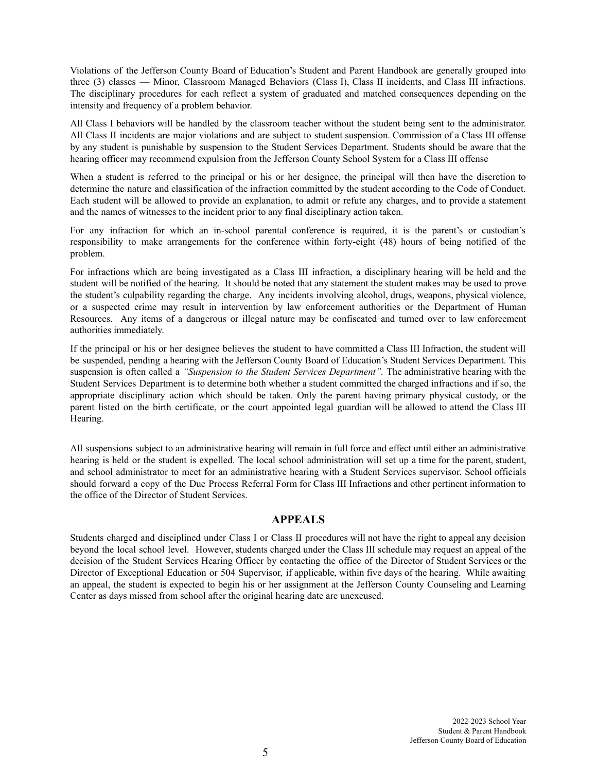Violations of the Jefferson County Board of Education's Student and Parent Handbook are generally grouped into three (3) classes — Minor, Classroom Managed Behaviors (Class I), Class II incidents, and Class III infractions. The disciplinary procedures for each reflect a system of graduated and matched consequences depending on the intensity and frequency of a problem behavior.

All Class I behaviors will be handled by the classroom teacher without the student being sent to the administrator. All Class II incidents are major violations and are subject to student suspension. Commission of a Class III offense by any student is punishable by suspension to the Student Services Department. Students should be aware that the hearing officer may recommend expulsion from the Jefferson County School System for a Class III offense

When a student is referred to the principal or his or her designee, the principal will then have the discretion to determine the nature and classification of the infraction committed by the student according to the Code of Conduct. Each student will be allowed to provide an explanation, to admit or refute any charges, and to provide a statement and the names of witnesses to the incident prior to any final disciplinary action taken.

For any infraction for which an in-school parental conference is required, it is the parent's or custodian's responsibility to make arrangements for the conference within forty-eight (48) hours of being notified of the problem.

For infractions which are being investigated as a Class III infraction, a disciplinary hearing will be held and the student will be notified of the hearing. It should be noted that any statement the student makes may be used to prove the student's culpability regarding the charge. Any incidents involving alcohol, drugs, weapons, physical violence, or a suspected crime may result in intervention by law enforcement authorities or the Department of Human Resources. Any items of a dangerous or illegal nature may be confiscated and turned over to law enforcement authorities immediately.

If the principal or his or her designee believes the student to have committed a Class III Infraction, the student will be suspended, pending a hearing with the Jefferson County Board of Education's Student Services Department. This suspension is often called a *"Suspension to the Student Services Department".* The administrative hearing with the Student Services Department is to determine both whether a student committed the charged infractions and if so, the appropriate disciplinary action which should be taken. Only the parent having primary physical custody, or the parent listed on the birth certificate, or the court appointed legal guardian will be allowed to attend the Class III Hearing.

All suspensions subject to an administrative hearing will remain in full force and effect until either an administrative hearing is held or the student is expelled. The local school administration will set up a time for the parent, student, and school administrator to meet for an administrative hearing with a Student Services supervisor. School officials should forward a copy of the Due Process Referral Form for Class III Infractions and other pertinent information to the office of the Director of Student Services.

## APPEALS

Students charged and disciplined under Class I or Class II procedures will not have the right to appeal any decision beyond the local school level. However, students charged under the Class III schedule may request an appeal of the decision of the Student Services Hearing Officer by contacting the office of the Director of Student Services or the Director of Exceptional Education or 504 Supervisor, if applicable, within five days of the hearing. While awaiting an appeal, the student is expected to begin his or her assignment at the Jefferson County Counseling and Learning Center as days missed from school after the original hearing date are unexcused.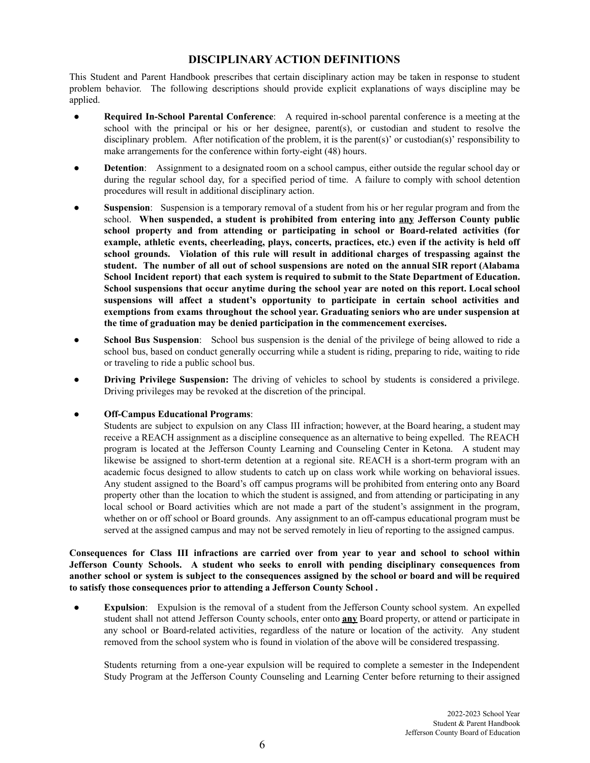## DISCIPLINARY ACTION DEFINITIONS

This Student and Parent Handbook prescribes that certain disciplinary action may be taken in response to student problem behavior. The following descriptions should provide explicit explanations of ways discipline may be applied.

- **Required In-School Parental Conference**: A required in-school parental conference is a meeting at the school with the principal or his or her designee, parent(s), or custodian and student to resolve the disciplinary problem. After notification of the problem, it is the parent(s)' or custodian(s)' responsibility to make arrangements for the conference within forty-eight (48) hours.
- **Detention**: Assignment to a designated room on a school campus, either outside the regular school day or during the regular school day, for a specified period of time. A failure to comply with school detention procedures will result in additional disciplinary action.
- **Suspension**: Suspension is a temporary removal of a student from his or her regular program and from the school. **When suspended, a student is prohibited from entering into <u>any</u> Jefferson County public school property and from attending or participating in school or Board-related activities (for example, athletic events, cheerleading, plays, concerts, practices, etc.) even if the activity is held off school grounds. Violation of this rule will result in additional charges of trespassing against the student. The number of all out of school suspensions are noted on the annual SIR report (Alabama School Incident report) that each system is required to submit to the State Department of Education. School suspensions that occur anytime during the school year are noted on this report. Local school suspensions will affect a student's opportunity to participate in certain school activities and exemptions from exams throughout the school year. Graduating seniors who are under suspension at the time of graduation may be denied participation in the commencement exercises.**
- **School Bus Suspension**: School bus suspension is the denial of the privilege of being allowed to ride a school bus, based on conduct generally occurring while a student is riding, preparing to ride, waiting to ride or traveling to ride a public school bus.
- **Driving Privilege Suspension:** The driving of vehicles to school by students is considered a privilege. Driving privileges may be revoked at the discretion of the principal.
- **Off-Campus Educational Programs**:
  Students are subject to expulsion on any Class III infraction; however, at the Board hearing, a student may receive a REACH assignment as a discipline consequence as an alternative to being expelled. The REACH program is located at the Jefferson County Learning and Counseling Center in Ketona. A student may likewise be assigned to short-term detention at a regional site. REACH is a short-term program with an academic focus designed to allow students to catch up on class work while working on behavioral issues. Any student assigned to the Board's off campus programs will be prohibited from entering onto any Board property other than the location to which the student is assigned, and from attending or participating in any local school or Board activities which are not made a part of the student's assignment in the program, whether on or off school or Board grounds. Any assignment to an off-campus educational program must be served at the assigned campus and may not be served remotely in lieu of reporting to the assigned campus.

**Consequences for Class III infractions are carried over from year to year and school to school within Jefferson County Schools. A student who seeks to enroll with pending disciplinary consequences from another school or system is subject to the consequences assigned by the school or board and will be required to satisfy those consequences prior to attending a Jefferson County School .**

- **Expulsion**: Expulsion is the removal of a student from the Jefferson County school system. An expelled student shall not attend Jefferson County schools, enter onto **<u>any</u>** Board property, or attend or participate in any school or Board-related activities, regardless of the nature or location of the activity. Any student removed from the school system who is found in violation of the above will be considered trespassing.

  Students returning from a one-year expulsion will be required to complete a semester in the Independent Study Program at the Jefferson County Counseling and Learning Center before returning to their assigned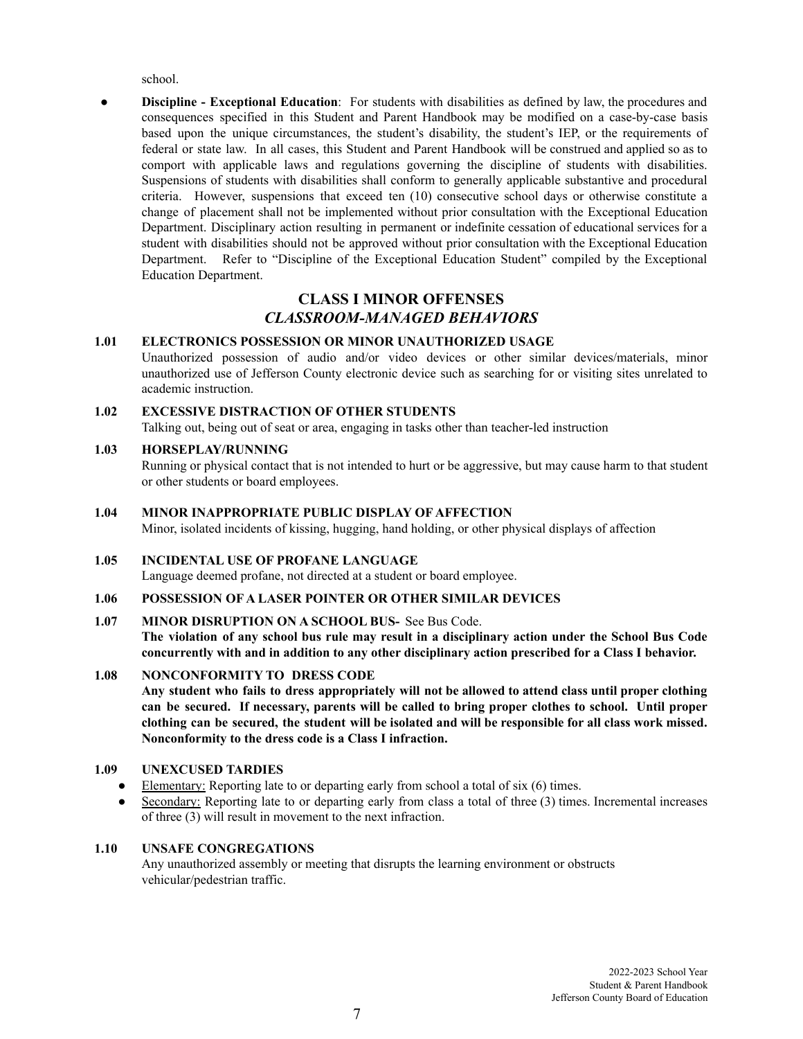school.

- **Discipline - Exceptional Education**: For students with disabilities as defined by law, the procedures and consequences specified in this Student and Parent Handbook may be modified on a case-by-case basis based upon the unique circumstances, the student's disability, the student's IEP, or the requirements of federal or state law. In all cases, this Student and Parent Handbook will be construed and applied so as to comport with applicable laws and regulations governing the discipline of students with disabilities. Suspensions of students with disabilities shall conform to generally applicable substantive and procedural criteria. However, suspensions that exceed ten (10) consecutive school days or otherwise constitute a change of placement shall not be implemented without prior consultation with the Exceptional Education Department. Disciplinary action resulting in permanent or indefinite cessation of educational services for a student with disabilities should not be approved without prior consultation with the Exceptional Education Department. Refer to "Discipline of the Exceptional Education Student" compiled by the Exceptional Education Department.

## CLASS I MINOR OFFENSES
## *CLASSROOM-MANAGED BEHAVIORS*

**1.01 ELECTRONICS POSSESSION OR MINOR UNAUTHORIZED USAGE**

Unauthorized possession of audio and/or video devices or other similar devices/materials, minor unauthorized use of Jefferson County electronic device such as searching for or visiting sites unrelated to academic instruction.

**1.02 EXCESSIVE DISTRACTION OF OTHER STUDENTS**

Talking out, being out of seat or area, engaging in tasks other than teacher-led instruction

**1.03 HORSEPLAY/RUNNING**

Running or physical contact that is not intended to hurt or be aggressive, but may cause harm to that student or other students or board employees.

**1.04 MINOR INAPPROPRIATE PUBLIC DISPLAY OF AFFECTION**

Minor, isolated incidents of kissing, hugging, hand holding, or other physical displays of affection

**1.05 INCIDENTAL USE OF PROFANE LANGUAGE**

Language deemed profane, not directed at a student or board employee.

**1.06 POSSESSION OF A LASER POINTER OR OTHER SIMILAR DEVICES**

**1.07 MINOR DISRUPTION ON A SCHOOL BUS-** See Bus Code.

**The violation of any school bus rule may result in a disciplinary action under the School Bus Code concurrently with and in addition to any other disciplinary action prescribed for a Class I behavior.**

**1.08 NONCONFORMITY TO DRESS CODE**

**Any student who fails to dress appropriately will not be allowed to attend class until proper clothing can be secured. If necessary, parents will be called to bring proper clothes to school. Until proper clothing can be secured, the student will be isolated and will be responsible for all class work missed. Nonconformity to the dress code is a Class I infraction.**

**1.09 UNEXCUSED TARDIES**

- Elementary: Reporting late to or departing early from school a total of six (6) times.
- Secondary: Reporting late to or departing early from class a total of three (3) times. Incremental increases of three (3) will result in movement to the next infraction.

**1.10 UNSAFE CONGREGATIONS**

Any unauthorized assembly or meeting that disrupts the learning environment or obstructs vehicular/pedestrian traffic.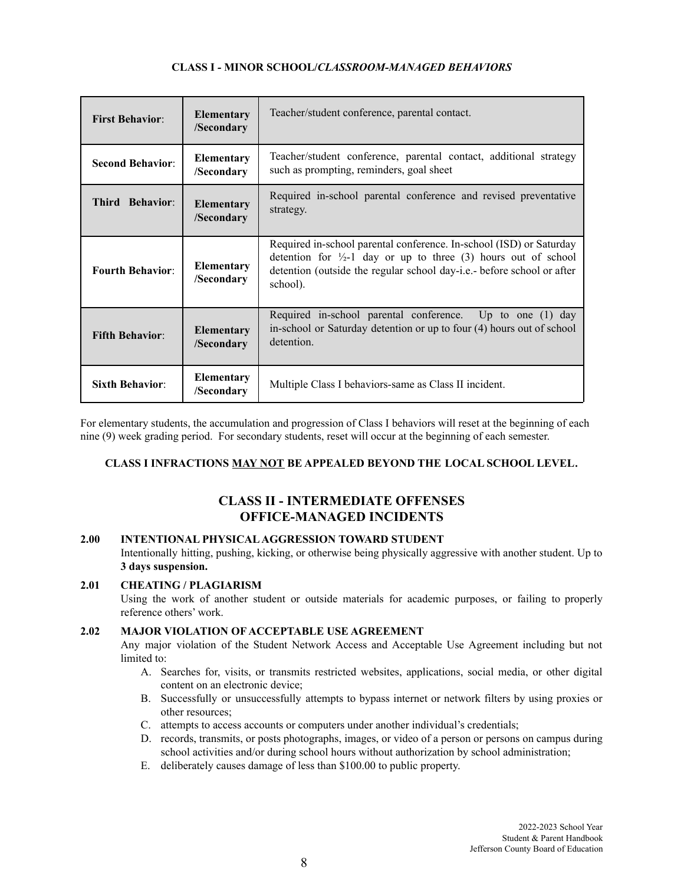**CLASS I - MINOR SCHOOL/*CLASSROOM-MANAGED BEHAVIORS***

| | | |
|---|---|---|
| **First Behavior**: | **Elementary /Secondary** | Teacher/student conference, parental contact. |
| **Second Behavior**: | **Elementary /Secondary** | Teacher/student conference, parental contact, additional strategy such as prompting, reminders, goal sheet |
| **Third Behavior**: | **Elementary /Secondary** | Required in-school parental conference and revised preventative strategy. |
| **Fourth Behavior**: | **Elementary /Secondary** | Required in-school parental conference. In-school (ISD) or Saturday detention for ½-1 day or up to three (3) hours out of school detention (outside the regular school day-i.e.- before school or after school). |
| **Fifth Behavior**: | **Elementary /Secondary** | Required in-school parental conference. Up to one (1) day in-school or Saturday detention or up to four (4) hours out of school detention. |
| **Sixth Behavior**: | **Elementary /Secondary** | Multiple Class I behaviors-same as Class II incident. |

For elementary students, the accumulation and progression of Class I behaviors will reset at the beginning of each nine (9) week grading period. For secondary students, reset will occur at the beginning of each semester.

**CLASS I INFRACTIONS <u>MAY NOT</u> BE APPEALED BEYOND THE LOCAL SCHOOL LEVEL.**

## CLASS II - INTERMEDIATE OFFENSES OFFICE-MANAGED INCIDENTS

**2.00 INTENTIONAL PHYSICAL AGGRESSION TOWARD STUDENT**

Intentionally hitting, pushing, kicking, or otherwise being physically aggressive with another student. Up to **3 days suspension.**

**2.01 CHEATING / PLAGIARISM**

Using the work of another student or outside materials for academic purposes, or failing to properly reference others' work.

**2.02 MAJOR VIOLATION OF ACCEPTABLE USE AGREEMENT**

Any major violation of the Student Network Access and Acceptable Use Agreement including but not limited to:

A. Searches for, visits, or transmits restricted websites, applications, social media, or other digital content on an electronic device;
B. Successfully or unsuccessfully attempts to bypass internet or network filters by using proxies or other resources;
C. attempts to access accounts or computers under another individual's credentials;
D. records, transmits, or posts photographs, images, or video of a person or persons on campus during school activities and/or during school hours without authorization by school administration;
E. deliberately causes damage of less than $100.00 to public property.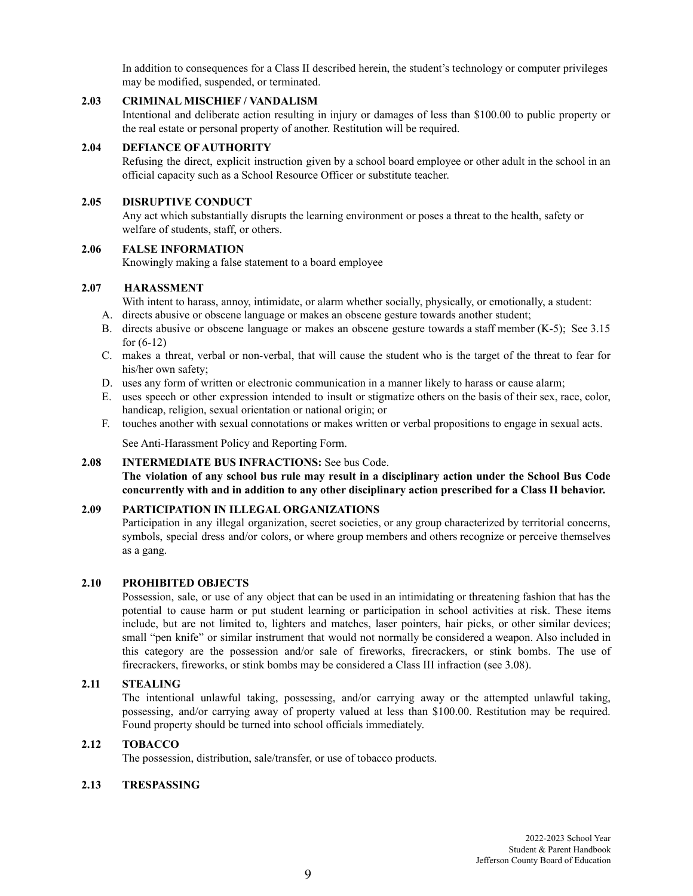In addition to consequences for a Class II described herein, the student's technology or computer privileges may be modified, suspended, or terminated.

### 2.03 CRIMINAL MISCHIEF / VANDALISM

Intentional and deliberate action resulting in injury or damages of less than $100.00 to public property or the real estate or personal property of another. Restitution will be required.

### 2.04 DEFIANCE OF AUTHORITY

Refusing the direct, explicit instruction given by a school board employee or other adult in the school in an official capacity such as a School Resource Officer or substitute teacher.

### 2.05 DISRUPTIVE CONDUCT

Any act which substantially disrupts the learning environment or poses a threat to the health, safety or welfare of students, staff, or others.

### 2.06 FALSE INFORMATION

Knowingly making a false statement to a board employee

### 2.07 HARASSMENT

With intent to harass, annoy, intimidate, or alarm whether socially, physically, or emotionally, a student:

A. directs abusive or obscene language or makes an obscene gesture towards another student;
B. directs abusive or obscene language or makes an obscene gesture towards a staff member (K-5); See 3.15 for (6-12)
C. makes a threat, verbal or non-verbal, that will cause the student who is the target of the threat to fear for his/her own safety;
D. uses any form of written or electronic communication in a manner likely to harass or cause alarm;
E. uses speech or other expression intended to insult or stigmatize others on the basis of their sex, race, color, handicap, religion, sexual orientation or national origin; or
F. touches another with sexual connotations or makes written or verbal propositions to engage in sexual acts.

See Anti-Harassment Policy and Reporting Form.

### 2.08 INTERMEDIATE BUS INFRACTIONS: See bus Code.

**The violation of any school bus rule may result in a disciplinary action under the School Bus Code concurrently with and in addition to any other disciplinary action prescribed for a Class II behavior.**

### 2.09 PARTICIPATION IN ILLEGAL ORGANIZATIONS

Participation in any illegal organization, secret societies, or any group characterized by territorial concerns, symbols, special dress and/or colors, or where group members and others recognize or perceive themselves as a gang.

### 2.10 PROHIBITED OBJECTS

Possession, sale, or use of any object that can be used in an intimidating or threatening fashion that has the potential to cause harm or put student learning or participation in school activities at risk. These items include, but are not limited to, lighters and matches, laser pointers, hair picks, or other similar devices; small "pen knife" or similar instrument that would not normally be considered a weapon. Also included in this category are the possession and/or sale of fireworks, firecrackers, or stink bombs. The use of firecrackers, fireworks, or stink bombs may be considered a Class III infraction (see 3.08).

### 2.11 STEALING

The intentional unlawful taking, possessing, and/or carrying away or the attempted unlawful taking, possessing, and/or carrying away of property valued at less than $100.00. Restitution may be required. Found property should be turned into school officials immediately.

### 2.12 TOBACCO

The possession, distribution, sale/transfer, or use of tobacco products.

### 2.13 TRESPASSING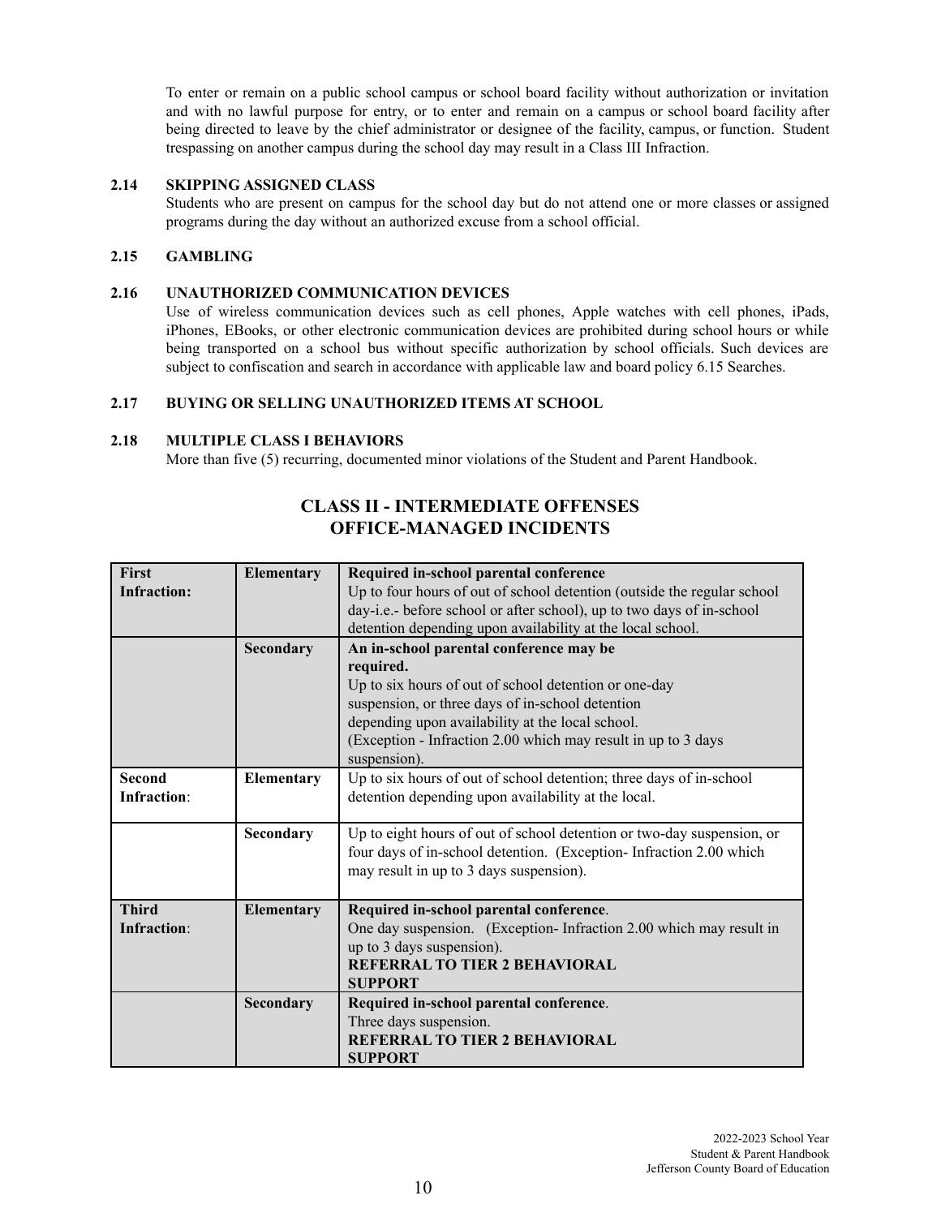To enter or remain on a public school campus or school board facility without authorization or invitation and with no lawful purpose for entry, or to enter and remain on a campus or school board facility after being directed to leave by the chief administrator or designee of the facility, campus, or function. Student trespassing on another campus during the school day may result in a Class III Infraction.

**2.14 SKIPPING ASSIGNED CLASS**

Students who are present on campus for the school day but do not attend one or more classes or assigned programs during the day without an authorized excuse from a school official.

**2.15 GAMBLING**

**2.16 UNAUTHORIZED COMMUNICATION DEVICES**

Use of wireless communication devices such as cell phones, Apple watches with cell phones, iPads, iPhones, EBooks, or other electronic communication devices are prohibited during school hours or while being transported on a school bus without specific authorization by school officials. Such devices are subject to confiscation and search in accordance with applicable law and board policy 6.15 Searches.

**2.17 BUYING OR SELLING UNAUTHORIZED ITEMS AT SCHOOL**

**2.18 MULTIPLE CLASS I BEHAVIORS**

More than five (5) recurring, documented minor violations of the Student and Parent Handbook.

## CLASS II - INTERMEDIATE OFFENSES OFFICE-MANAGED INCIDENTS

| | | |
|---|---|---|
| **First Infraction:** | **Elementary** | **Required in-school parental conference** Up to four hours of out of school detention (outside the regular school day-i.e.- before school or after school), up to two days of in-school detention depending upon availability at the local school. |
| | **Secondary** | **An in-school parental conference may be required.** Up to six hours of out of school detention or one-day suspension, or three days of in-school detention depending upon availability at the local school. (Exception - Infraction 2.00 which may result in up to 3 days suspension). |
| **Second Infraction**: | **Elementary** | Up to six hours of out of school detention; three days of in-school detention depending upon availability at the local. |
| | **Secondary** | Up to eight hours of out of school detention or two-day suspension, or four days of in-school detention. (Exception- Infraction 2.00 which may result in up to 3 days suspension). |
| **Third Infraction**: | **Elementary** | **Required in-school parental conference**. One day suspension. (Exception- Infraction 2.00 which may result in up to 3 days suspension). **REFERRAL TO TIER 2 BEHAVIORAL SUPPORT** |
| | **Secondary** | **Required in-school parental conference**. Three days suspension. **REFERRAL TO TIER 2 BEHAVIORAL SUPPORT** |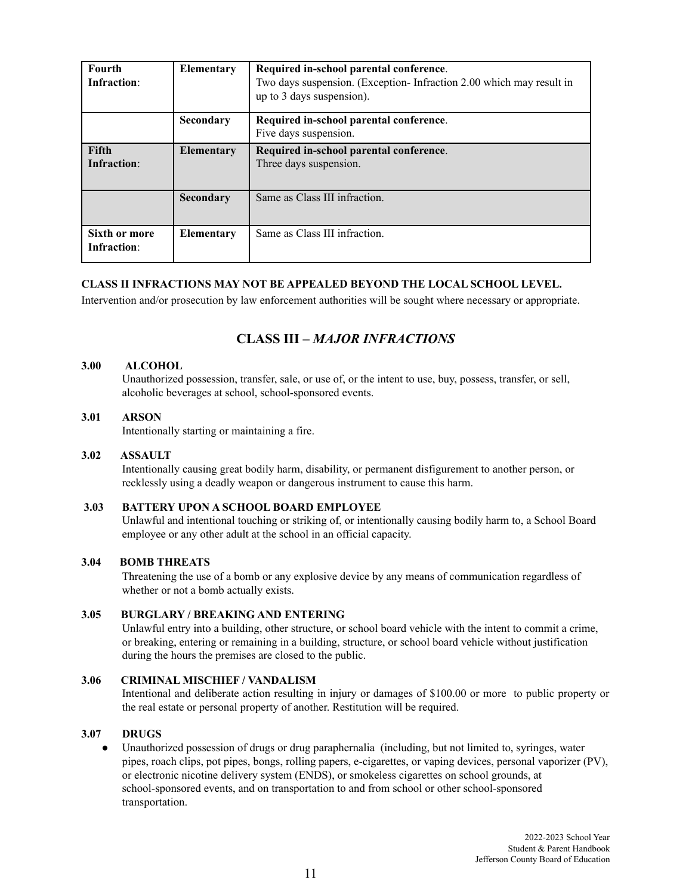| | | |
|---|---|---|
| **Fourth Infraction**: | **Elementary** | **Required in-school parental conference**.<br>Two days suspension. (Exception- Infraction 2.00 which may result in up to 3 days suspension). |
| | **Secondary** | **Required in-school parental conference**.<br>Five days suspension. |
| **Fifth Infraction**: | **Elementary** | **Required in-school parental conference**.<br>Three days suspension. |
| | **Secondary** | Same as Class III infraction. |
| **Sixth or more Infraction**: | **Elementary** | Same as Class III infraction. |

**CLASS II INFRACTIONS MAY NOT BE APPEALED BEYOND THE LOCAL SCHOOL LEVEL.**

Intervention and/or prosecution by law enforcement authorities will be sought where necessary or appropriate.

## CLASS III – *MAJOR INFRACTIONS*

**3.00 ALCOHOL**

Unauthorized possession, transfer, sale, or use of, or the intent to use, buy, possess, transfer, or sell, alcoholic beverages at school, school-sponsored events.

**3.01 ARSON**

Intentionally starting or maintaining a fire.

**3.02 ASSAULT**

Intentionally causing great bodily harm, disability, or permanent disfigurement to another person, or recklessly using a deadly weapon or dangerous instrument to cause this harm.

**3.03 BATTERY UPON A SCHOOL BOARD EMPLOYEE**

Unlawful and intentional touching or striking of, or intentionally causing bodily harm to, a School Board employee or any other adult at the school in an official capacity.

**3.04 BOMB THREATS**

Threatening the use of a bomb or any explosive device by any means of communication regardless of whether or not a bomb actually exists.

**3.05 BURGLARY / BREAKING AND ENTERING**

Unlawful entry into a building, other structure, or school board vehicle with the intent to commit a crime, or breaking, entering or remaining in a building, structure, or school board vehicle without justification during the hours the premises are closed to the public.

**3.06 CRIMINAL MISCHIEF / VANDALISM**

Intentional and deliberate action resulting in injury or damages of $100.00 or more to public property or the real estate or personal property of another. Restitution will be required.

**3.07 DRUGS**

- Unauthorized possession of drugs or drug paraphernalia (including, but not limited to, syringes, water pipes, roach clips, pot pipes, bongs, rolling papers, e-cigarettes, or vaping devices, personal vaporizer (PV), or electronic nicotine delivery system (ENDS), or smokeless cigarettes on school grounds, at school-sponsored events, and on transportation to and from school or other school-sponsored transportation.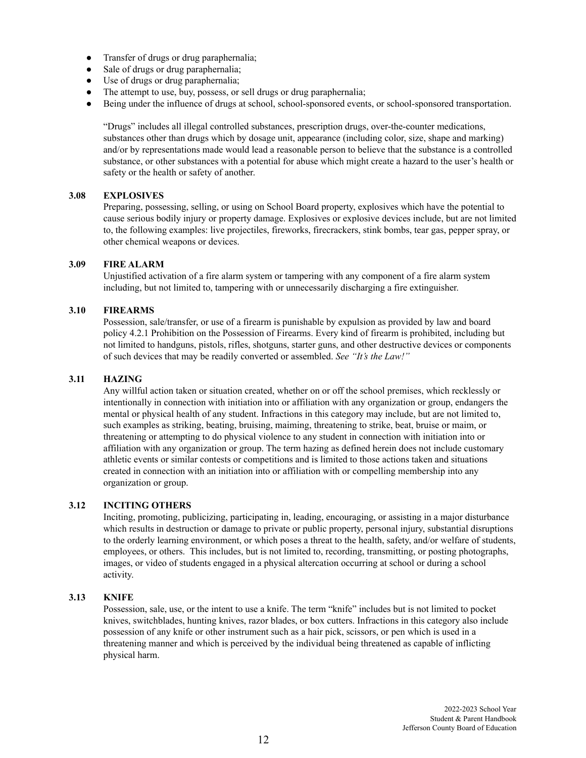- Transfer of drugs or drug paraphernalia;
- Sale of drugs or drug paraphernalia;
- Use of drugs or drug paraphernalia;
- The attempt to use, buy, possess, or sell drugs or drug paraphernalia;
- Being under the influence of drugs at school, school-sponsored events, or school-sponsored transportation.

"Drugs" includes all illegal controlled substances, prescription drugs, over-the-counter medications, substances other than drugs which by dosage unit, appearance (including color, size, shape and marking) and/or by representations made would lead a reasonable person to believe that the substance is a controlled substance, or other substances with a potential for abuse which might create a hazard to the user's health or safety or the health or safety of another.

**3.08 EXPLOSIVES**

Preparing, possessing, selling, or using on School Board property, explosives which have the potential to cause serious bodily injury or property damage. Explosives or explosive devices include, but are not limited to, the following examples: live projectiles, fireworks, firecrackers, stink bombs, tear gas, pepper spray, or other chemical weapons or devices.

**3.09 FIRE ALARM**

Unjustified activation of a fire alarm system or tampering with any component of a fire alarm system including, but not limited to, tampering with or unnecessarily discharging a fire extinguisher.

**3.10 FIREARMS**

Possession, sale/transfer, or use of a firearm is punishable by expulsion as provided by law and board policy 4.2.1 Prohibition on the Possession of Firearms. Every kind of firearm is prohibited, including but not limited to handguns, pistols, rifles, shotguns, starter guns, and other destructive devices or components of such devices that may be readily converted or assembled. *See "It's the Law!"*

**3.11 HAZING**

Any willful action taken or situation created, whether on or off the school premises, which recklessly or intentionally in connection with initiation into or affiliation with any organization or group, endangers the mental or physical health of any student. Infractions in this category may include, but are not limited to, such examples as striking, beating, bruising, maiming, threatening to strike, beat, bruise or maim, or threatening or attempting to do physical violence to any student in connection with initiation into or affiliation with any organization or group. The term hazing as defined herein does not include customary athletic events or similar contests or competitions and is limited to those actions taken and situations created in connection with an initiation into or affiliation with or compelling membership into any organization or group.

**3.12 INCITING OTHERS**

Inciting, promoting, publicizing, participating in, leading, encouraging, or assisting in a major disturbance which results in destruction or damage to private or public property, personal injury, substantial disruptions to the orderly learning environment, or which poses a threat to the health, safety, and/or welfare of students, employees, or others. This includes, but is not limited to, recording, transmitting, or posting photographs, images, or video of students engaged in a physical altercation occurring at school or during a school activity.

**3.13 KNIFE**

Possession, sale, use, or the intent to use a knife. The term "knife" includes but is not limited to pocket knives, switchblades, hunting knives, razor blades, or box cutters. Infractions in this category also include possession of any knife or other instrument such as a hair pick, scissors, or pen which is used in a threatening manner and which is perceived by the individual being threatened as capable of inflicting physical harm.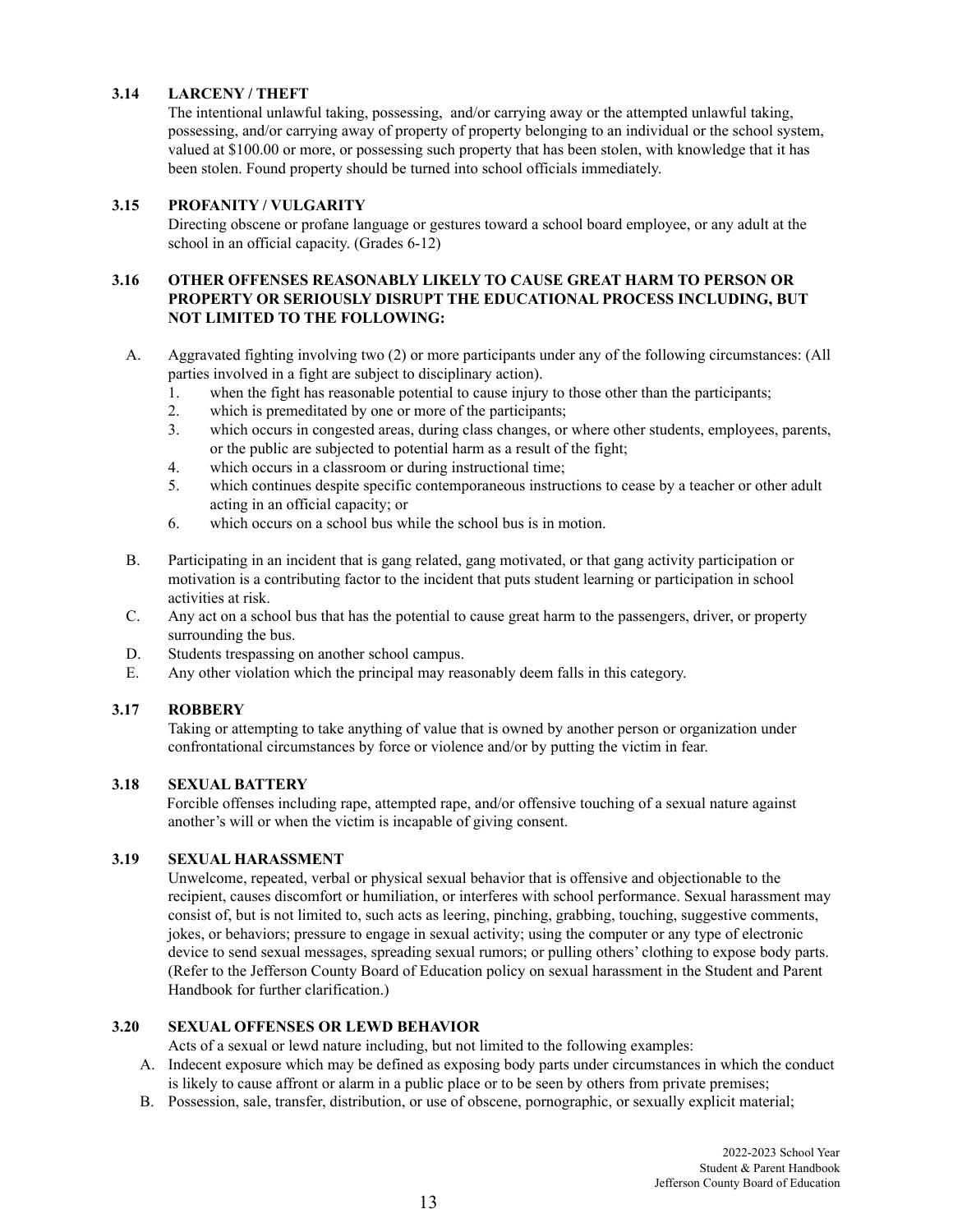### 3.14 LARCENY / THEFT

The intentional unlawful taking, possessing, and/or carrying away or the attempted unlawful taking, possessing, and/or carrying away of property of property belonging to an individual or the school system, valued at $100.00 or more, or possessing such property that has been stolen, with knowledge that it has been stolen. Found property should be turned into school officials immediately.

### 3.15 PROFANITY / VULGARITY

Directing obscene or profane language or gestures toward a school board employee, or any adult at the school in an official capacity. (Grades 6-12)

### 3.16 OTHER OFFENSES REASONABLY LIKELY TO CAUSE GREAT HARM TO PERSON OR PROPERTY OR SERIOUSLY DISRUPT THE EDUCATIONAL PROCESS INCLUDING, BUT NOT LIMITED TO THE FOLLOWING:

A. Aggravated fighting involving two (2) or more participants under any of the following circumstances: (All parties involved in a fight are subject to disciplinary action).
   1. when the fight has reasonable potential to cause injury to those other than the participants;
   2. which is premeditated by one or more of the participants;
   3. which occurs in congested areas, during class changes, or where other students, employees, parents, or the public are subjected to potential harm as a result of the fight;
   4. which occurs in a classroom or during instructional time;
   5. which continues despite specific contemporaneous instructions to cease by a teacher or other adult acting in an official capacity; or
   6. which occurs on a school bus while the school bus is in motion.

B. Participating in an incident that is gang related, gang motivated, or that gang activity participation or motivation is a contributing factor to the incident that puts student learning or participation in school activities at risk.

C. Any act on a school bus that has the potential to cause great harm to the passengers, driver, or property surrounding the bus.

D. Students trespassing on another school campus.

E. Any other violation which the principal may reasonably deem falls in this category.

### 3.17 ROBBERY

Taking or attempting to take anything of value that is owned by another person or organization under confrontational circumstances by force or violence and/or by putting the victim in fear.

### 3.18 SEXUAL BATTERY

Forcible offenses including rape, attempted rape, and/or offensive touching of a sexual nature against another's will or when the victim is incapable of giving consent.

### 3.19 SEXUAL HARASSMENT

Unwelcome, repeated, verbal or physical sexual behavior that is offensive and objectionable to the recipient, causes discomfort or humiliation, or interferes with school performance. Sexual harassment may consist of, but is not limited to, such acts as leering, pinching, grabbing, touching, suggestive comments, jokes, or behaviors; pressure to engage in sexual activity; using the computer or any type of electronic device to send sexual messages, spreading sexual rumors; or pulling others' clothing to expose body parts. (Refer to the Jefferson County Board of Education policy on sexual harassment in the Student and Parent Handbook for further clarification.)

### 3.20 SEXUAL OFFENSES OR LEWD BEHAVIOR

Acts of a sexual or lewd nature including, but not limited to the following examples:

A. Indecent exposure which may be defined as exposing body parts under circumstances in which the conduct is likely to cause affront or alarm in a public place or to be seen by others from private premises;

B. Possession, sale, transfer, distribution, or use of obscene, pornographic, or sexually explicit material;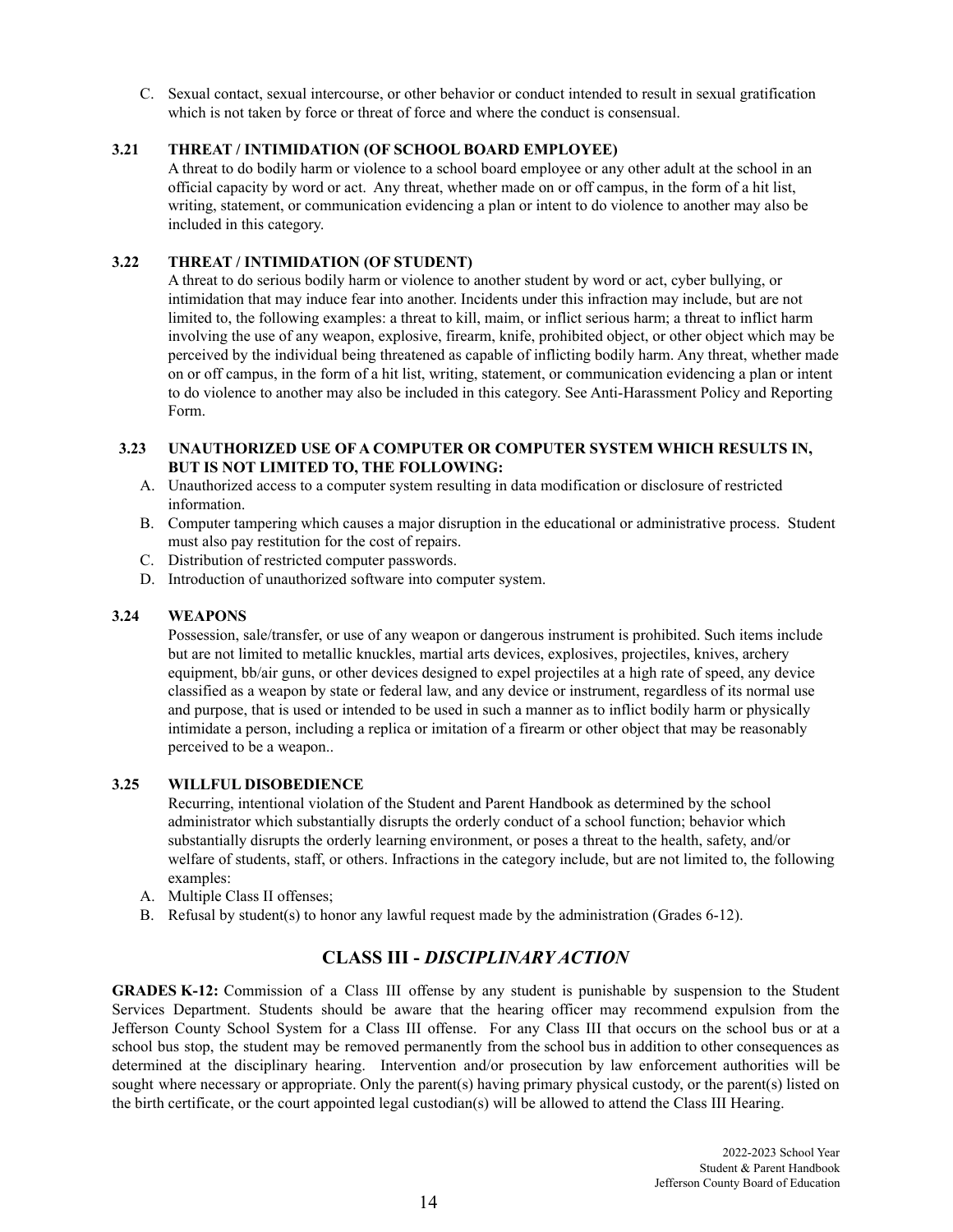C. Sexual contact, sexual intercourse, or other behavior or conduct intended to result in sexual gratification which is not taken by force or threat of force and where the conduct is consensual.

**3.21 THREAT / INTIMIDATION (OF SCHOOL BOARD EMPLOYEE)**

A threat to do bodily harm or violence to a school board employee or any other adult at the school in an official capacity by word or act. Any threat, whether made on or off campus, in the form of a hit list, writing, statement, or communication evidencing a plan or intent to do violence to another may also be included in this category.

**3.22 THREAT / INTIMIDATION (OF STUDENT)**

A threat to do serious bodily harm or violence to another student by word or act, cyber bullying, or intimidation that may induce fear into another. Incidents under this infraction may include, but are not limited to, the following examples: a threat to kill, maim, or inflict serious harm; a threat to inflict harm involving the use of any weapon, explosive, firearm, knife, prohibited object, or other object which may be perceived by the individual being threatened as capable of inflicting bodily harm. Any threat, whether made on or off campus, in the form of a hit list, writing, statement, or communication evidencing a plan or intent to do violence to another may also be included in this category. See Anti-Harassment Policy and Reporting Form.

**3.23 UNAUTHORIZED USE OF A COMPUTER OR COMPUTER SYSTEM WHICH RESULTS IN, BUT IS NOT LIMITED TO, THE FOLLOWING:**

A. Unauthorized access to a computer system resulting in data modification or disclosure of restricted information.
B. Computer tampering which causes a major disruption in the educational or administrative process. Student must also pay restitution for the cost of repairs.
C. Distribution of restricted computer passwords.
D. Introduction of unauthorized software into computer system.

**3.24 WEAPONS**

Possession, sale/transfer, or use of any weapon or dangerous instrument is prohibited. Such items include but are not limited to metallic knuckles, martial arts devices, explosives, projectiles, knives, archery equipment, bb/air guns, or other devices designed to expel projectiles at a high rate of speed, any device classified as a weapon by state or federal law, and any device or instrument, regardless of its normal use and purpose, that is used or intended to be used in such a manner as to inflict bodily harm or physically intimidate a person, including a replica or imitation of a firearm or other object that may be reasonably perceived to be a weapon..

**3.25 WILLFUL DISOBEDIENCE**

Recurring, intentional violation of the Student and Parent Handbook as determined by the school administrator which substantially disrupts the orderly conduct of a school function; behavior which substantially disrupts the orderly learning environment, or poses a threat to the health, safety, and/or welfare of students, staff, or others. Infractions in the category include, but are not limited to, the following examples:

A. Multiple Class II offenses;
B. Refusal by student(s) to honor any lawful request made by the administration (Grades 6-12).

## CLASS III - *DISCIPLINARY ACTION*

**GRADES K-12:** Commission of a Class III offense by any student is punishable by suspension to the Student Services Department. Students should be aware that the hearing officer may recommend expulsion from the Jefferson County School System for a Class III offense. For any Class III that occurs on the school bus or at a school bus stop, the student may be removed permanently from the school bus in addition to other consequences as determined at the disciplinary hearing. Intervention and/or prosecution by law enforcement authorities will be sought where necessary or appropriate. Only the parent(s) having primary physical custody, or the parent(s) listed on the birth certificate, or the court appointed legal custodian(s) will be allowed to attend the Class III Hearing.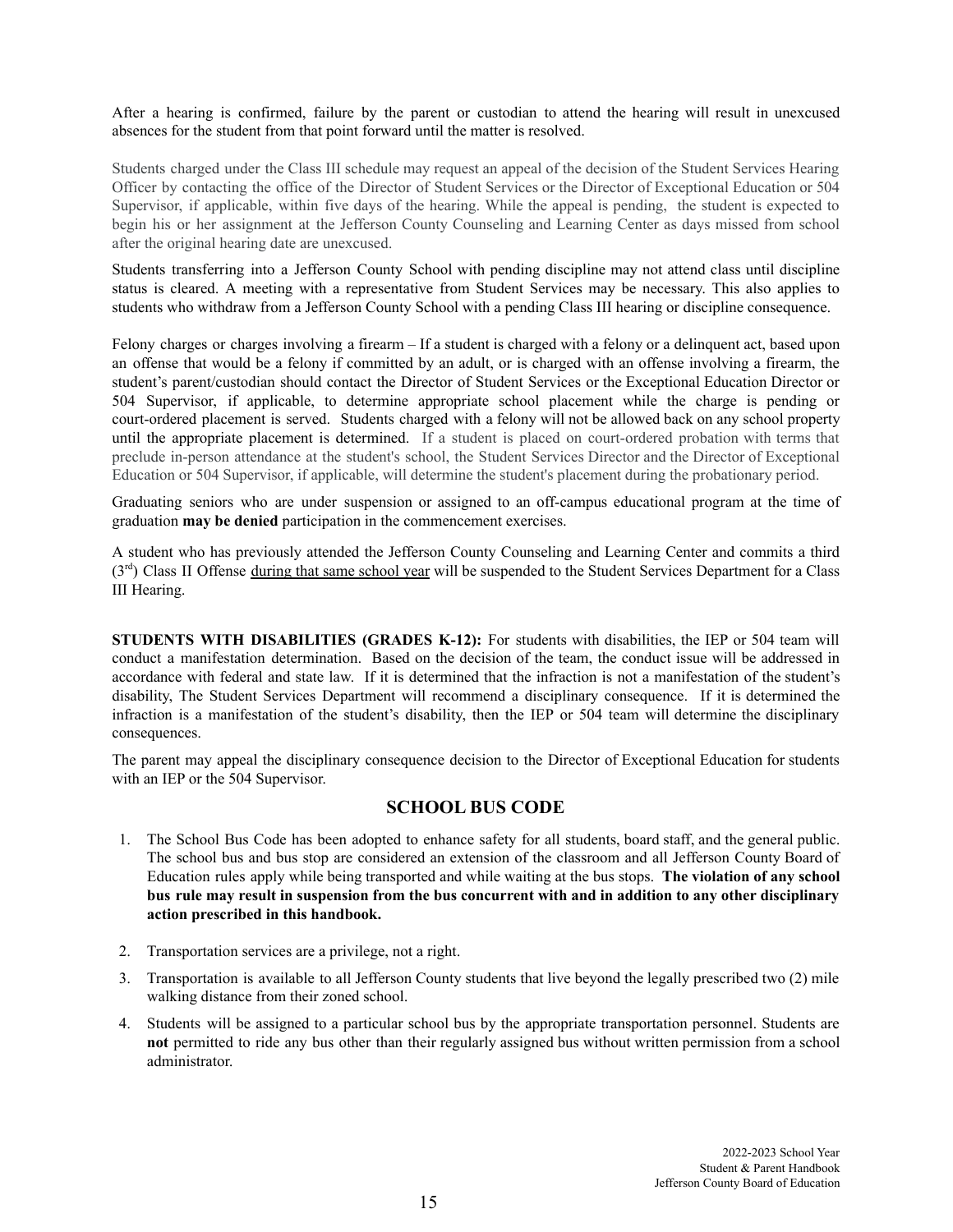After a hearing is confirmed, failure by the parent or custodian to attend the hearing will result in unexcused absences for the student from that point forward until the matter is resolved.

Students charged under the Class III schedule may request an appeal of the decision of the Student Services Hearing Officer by contacting the office of the Director of Student Services or the Director of Exceptional Education or 504 Supervisor, if applicable, within five days of the hearing. While the appeal is pending, the student is expected to begin his or her assignment at the Jefferson County Counseling and Learning Center as days missed from school after the original hearing date are unexcused.

Students transferring into a Jefferson County School with pending discipline may not attend class until discipline status is cleared. A meeting with a representative from Student Services may be necessary. This also applies to students who withdraw from a Jefferson County School with a pending Class III hearing or discipline consequence.

Felony charges or charges involving a firearm – If a student is charged with a felony or a delinquent act, based upon an offense that would be a felony if committed by an adult, or is charged with an offense involving a firearm, the student's parent/custodian should contact the Director of Student Services or the Exceptional Education Director or 504 Supervisor, if applicable, to determine appropriate school placement while the charge is pending or court-ordered placement is served. Students charged with a felony will not be allowed back on any school property until the appropriate placement is determined. If a student is placed on court-ordered probation with terms that preclude in-person attendance at the student's school, the Student Services Director and the Director of Exceptional Education or 504 Supervisor, if applicable, will determine the student's placement during the probationary period.

Graduating seniors who are under suspension or assigned to an off-campus educational program at the time of graduation **may be denied** participation in the commencement exercises.

A student who has previously attended the Jefferson County Counseling and Learning Center and commits a third (3rd) Class II Offense during that same school year will be suspended to the Student Services Department for a Class III Hearing.

**STUDENTS WITH DISABILITIES (GRADES K-12):** For students with disabilities, the IEP or 504 team will conduct a manifestation determination. Based on the decision of the team, the conduct issue will be addressed in accordance with federal and state law. If it is determined that the infraction is not a manifestation of the student's disability, The Student Services Department will recommend a disciplinary consequence. If it is determined the infraction is a manifestation of the student's disability, then the IEP or 504 team will determine the disciplinary consequences.

The parent may appeal the disciplinary consequence decision to the Director of Exceptional Education for students with an IEP or the 504 Supervisor.

## SCHOOL BUS CODE

1. The School Bus Code has been adopted to enhance safety for all students, board staff, and the general public. The school bus and bus stop are considered an extension of the classroom and all Jefferson County Board of Education rules apply while being transported and while waiting at the bus stops. **The violation of any school bus rule may result in suspension from the bus concurrent with and in addition to any other disciplinary action prescribed in this handbook.**
2. Transportation services are a privilege, not a right.
3. Transportation is available to all Jefferson County students that live beyond the legally prescribed two (2) mile walking distance from their zoned school.
4. Students will be assigned to a particular school bus by the appropriate transportation personnel. Students are **not** permitted to ride any bus other than their regularly assigned bus without written permission from a school administrator.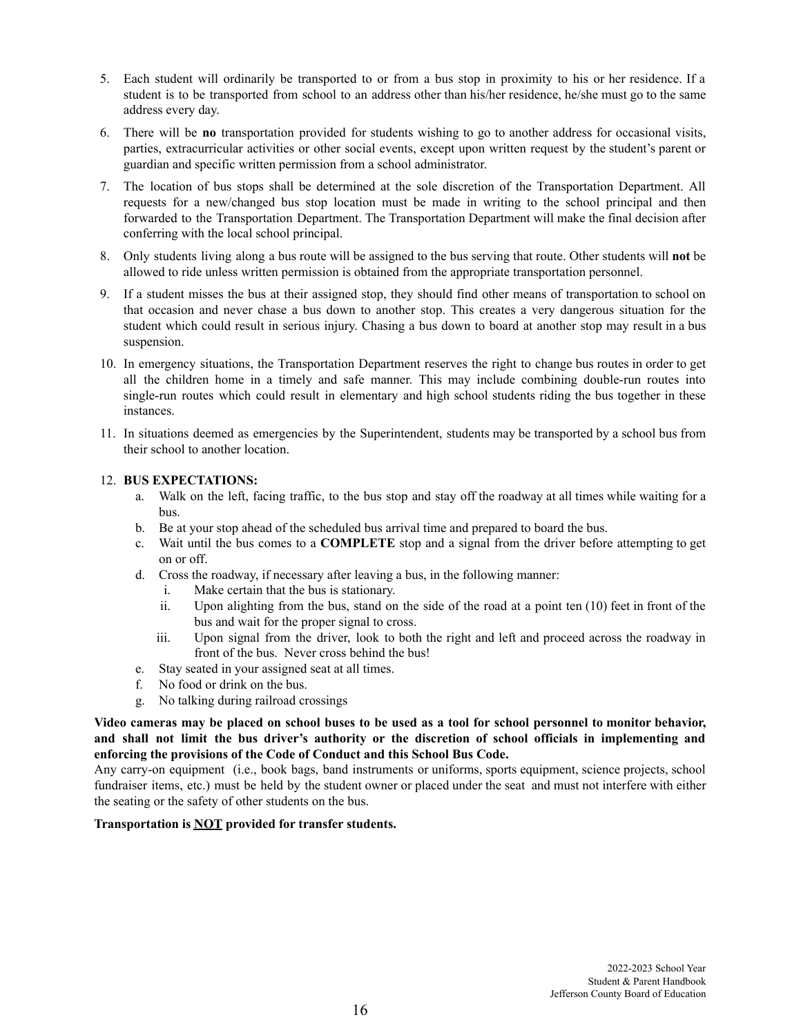5. Each student will ordinarily be transported to or from a bus stop in proximity to his or her residence. If a student is to be transported from school to an address other than his/her residence, he/she must go to the same address every day.
6. There will be **no** transportation provided for students wishing to go to another address for occasional visits, parties, extracurricular activities or other social events, except upon written request by the student's parent or guardian and specific written permission from a school administrator.
7. The location of bus stops shall be determined at the sole discretion of the Transportation Department. All requests for a new/changed bus stop location must be made in writing to the school principal and then forwarded to the Transportation Department. The Transportation Department will make the final decision after conferring with the local school principal.
8. Only students living along a bus route will be assigned to the bus serving that route. Other students will **not** be allowed to ride unless written permission is obtained from the appropriate transportation personnel.
9. If a student misses the bus at their assigned stop, they should find other means of transportation to school on that occasion and never chase a bus down to another stop. This creates a very dangerous situation for the student which could result in serious injury. Chasing a bus down to board at another stop may result in a bus suspension.
10. In emergency situations, the Transportation Department reserves the right to change bus routes in order to get all the children home in a timely and safe manner. This may include combining double-run routes into single-run routes which could result in elementary and high school students riding the bus together in these instances.
11. In situations deemed as emergencies by the Superintendent, students may be transported by a school bus from their school to another location.
12. **BUS EXPECTATIONS:**
    a. Walk on the left, facing traffic, to the bus stop and stay off the roadway at all times while waiting for a bus.
    b. Be at your stop ahead of the scheduled bus arrival time and prepared to board the bus.
    c. Wait until the bus comes to a **COMPLETE** stop and a signal from the driver before attempting to get on or off.
    d. Cross the roadway, if necessary after leaving a bus, in the following manner:
        i. Make certain that the bus is stationary.
        ii. Upon alighting from the bus, stand on the side of the road at a point ten (10) feet in front of the bus and wait for the proper signal to cross.
        iii. Upon signal from the driver, look to both the right and left and proceed across the roadway in front of the bus. Never cross behind the bus!
    e. Stay seated in your assigned seat at all times.
    f. No food or drink on the bus.
    g. No talking during railroad crossings

**Video cameras may be placed on school buses to be used as a tool for school personnel to monitor behavior, and shall not limit the bus driver's authority or the discretion of school officials in implementing and enforcing the provisions of the Code of Conduct and this School Bus Code.**
Any carry-on equipment (i.e., book bags, band instruments or uniforms, sports equipment, science projects, school fundraiser items, etc.) must be held by the student owner or placed under the seat and must not interfere with either the seating or the safety of other students on the bus.

**Transportation is <u>NOT</u> provided for transfer students.**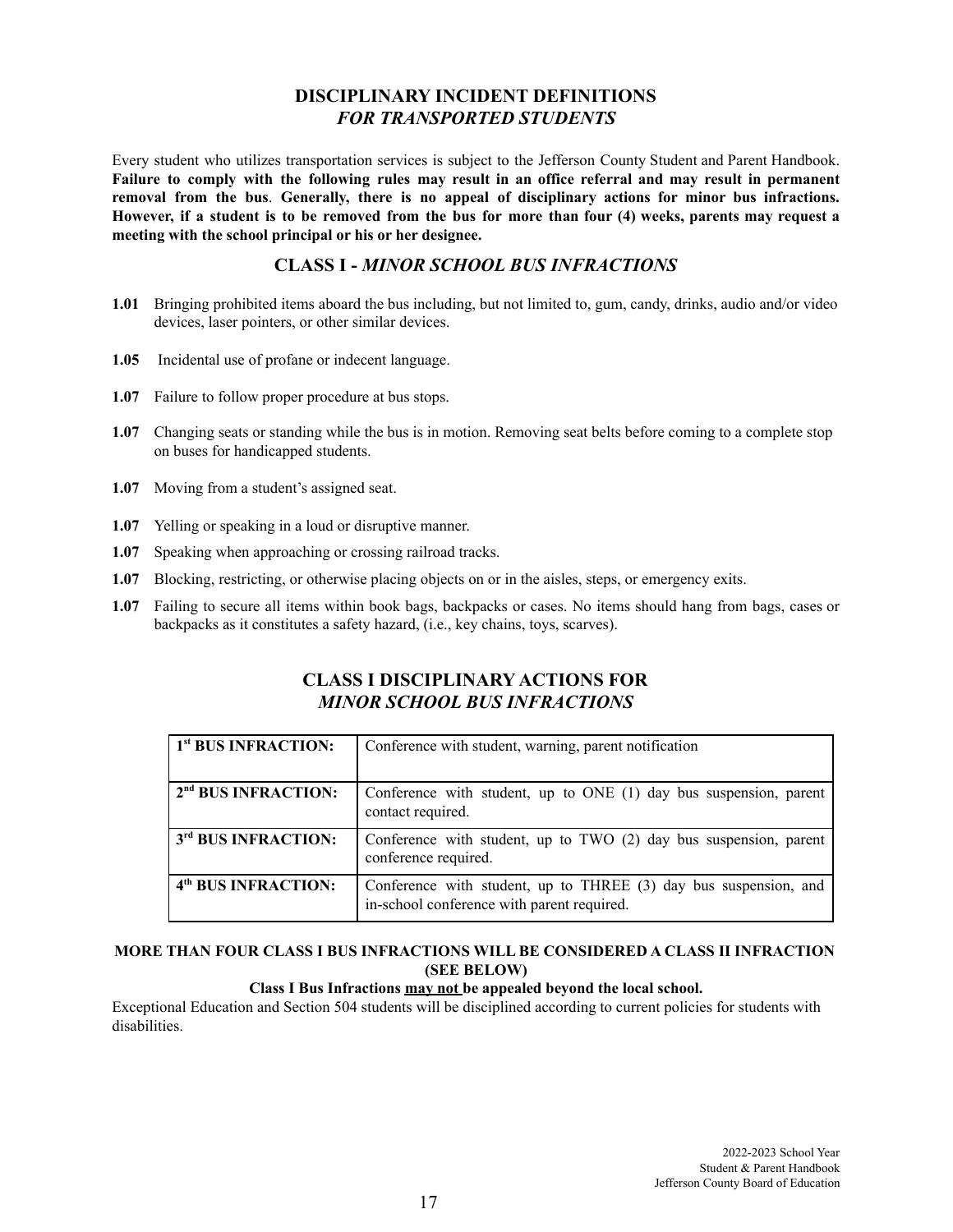## DISCIPLINARY INCIDENT DEFINITIONS
### *FOR TRANSPORTED STUDENTS*

Every student who utilizes transportation services is subject to the Jefferson County Student and Parent Handbook. **Failure to comply with the following rules may result in an office referral and may result in permanent removal from the bus**. **Generally, there is no appeal of disciplinary actions for minor bus infractions. However, if a student is to be removed from the bus for more than four (4) weeks, parents may request a meeting with the school principal or his or her designee.**

## CLASS I - *MINOR SCHOOL BUS INFRACTIONS*

**1.01** Bringing prohibited items aboard the bus including, but not limited to, gum, candy, drinks, audio and/or video devices, laser pointers, or other similar devices.

**1.05** Incidental use of profane or indecent language.

**1.07** Failure to follow proper procedure at bus stops.

**1.07** Changing seats or standing while the bus is in motion. Removing seat belts before coming to a complete stop on buses for handicapped students.

**1.07** Moving from a student's assigned seat.

**1.07** Yelling or speaking in a loud or disruptive manner.

**1.07** Speaking when approaching or crossing railroad tracks.

**1.07** Blocking, restricting, or otherwise placing objects on or in the aisles, steps, or emergency exits.

**1.07** Failing to secure all items within book bags, backpacks or cases. No items should hang from bags, cases or backpacks as it constitutes a safety hazard, (i.e., key chains, toys, scarves).

## CLASS I DISCIPLINARY ACTIONS FOR
### *MINOR SCHOOL BUS INFRACTIONS*

| | |
|---|---|
| **1st BUS INFRACTION:** | Conference with student, warning, parent notification |
| **2nd BUS INFRACTION:** | Conference with student, up to ONE (1) day bus suspension, parent contact required. |
| **3rd BUS INFRACTION:** | Conference with student, up to TWO (2) day bus suspension, parent conference required. |
| **4th BUS INFRACTION:** | Conference with student, up to THREE (3) day bus suspension, and in-school conference with parent required. |

**MORE THAN FOUR CLASS I BUS INFRACTIONS WILL BE CONSIDERED A CLASS II INFRACTION (SEE BELOW)**

**Class I Bus Infractions may not be appealed beyond the local school.**

Exceptional Education and Section 504 students will be disciplined according to current policies for students with disabilities.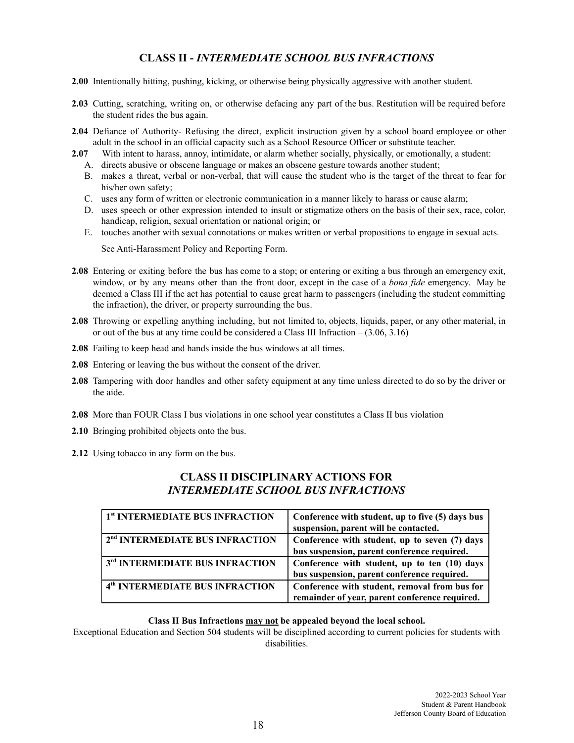## CLASS II - *INTERMEDIATE SCHOOL BUS INFRACTIONS*

**2.00** Intentionally hitting, pushing, kicking, or otherwise being physically aggressive with another student.

**2.03** Cutting, scratching, writing on, or otherwise defacing any part of the bus. Restitution will be required before the student rides the bus again.

**2.04** Defiance of Authority- Refusing the direct, explicit instruction given by a school board employee or other adult in the school in an official capacity such as a School Resource Officer or substitute teacher.

**2.07** With intent to harass, annoy, intimidate, or alarm whether socially, physically, or emotionally, a student:

A. directs abusive or obscene language or makes an obscene gesture towards another student;
B. makes a threat, verbal or non-verbal, that will cause the student who is the target of the threat to fear for his/her own safety;
C. uses any form of written or electronic communication in a manner likely to harass or cause alarm;
D. uses speech or other expression intended to insult or stigmatize others on the basis of their sex, race, color, handicap, religion, sexual orientation or national origin; or
E. touches another with sexual connotations or makes written or verbal propositions to engage in sexual acts.

See Anti-Harassment Policy and Reporting Form.

**2.08** Entering or exiting before the bus has come to a stop; or entering or exiting a bus through an emergency exit, window, or by any means other than the front door, except in the case of a *bona fide* emergency. May be deemed a Class III if the act has potential to cause great harm to passengers (including the student committing the infraction), the driver, or property surrounding the bus.

**2.08** Throwing or expelling anything including, but not limited to, objects, liquids, paper, or any other material, in or out of the bus at any time could be considered a Class III Infraction – (3.06, 3.16)

**2.08** Failing to keep head and hands inside the bus windows at all times.

**2.08** Entering or leaving the bus without the consent of the driver.

**2.08** Tampering with door handles and other safety equipment at any time unless directed to do so by the driver or the aide.

**2.08** More than FOUR Class I bus violations in one school year constitutes a Class II bus violation

**2.10** Bringing prohibited objects onto the bus.

**2.12** Using tobacco in any form on the bus.

## CLASS II DISCIPLINARY ACTIONS FOR *INTERMEDIATE SCHOOL BUS INFRACTIONS*

| | |
|---|---|
| **1st INTERMEDIATE BUS INFRACTION** | **Conference with student, up to five (5) days bus suspension, parent will be contacted.** |
| **2nd INTERMEDIATE BUS INFRACTION** | **Conference with student, up to seven (7) days bus suspension, parent conference required.** |
| **3rd INTERMEDIATE BUS INFRACTION** | **Conference with student, up to ten (10) days bus suspension, parent conference required.** |
| **4th INTERMEDIATE BUS INFRACTION** | **Conference with student, removal from bus for remainder of year, parent conference required.** |

**Class II Bus Infractions may not be appealed beyond the local school.**

Exceptional Education and Section 504 students will be disciplined according to current policies for students with disabilities.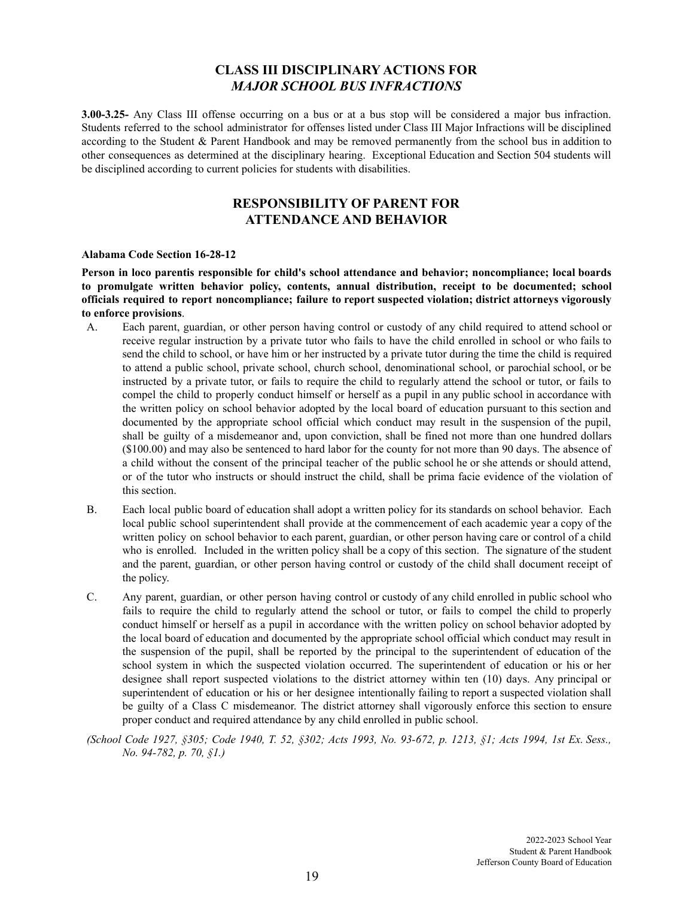## CLASS III DISCIPLINARY ACTIONS FOR *MAJOR SCHOOL BUS INFRACTIONS*

**3.00-3.25-** Any Class III offense occurring on a bus or at a bus stop will be considered a major bus infraction. Students referred to the school administrator for offenses listed under Class III Major Infractions will be disciplined according to the Student & Parent Handbook and may be removed permanently from the school bus in addition to other consequences as determined at the disciplinary hearing. Exceptional Education and Section 504 students will be disciplined according to current policies for students with disabilities.

## RESPONSIBILITY OF PARENT FOR ATTENDANCE AND BEHAVIOR

**Alabama Code Section 16-28-12**

**Person in loco parentis responsible for child's school attendance and behavior; noncompliance; local boards to promulgate written behavior policy, contents, annual distribution, receipt to be documented; school officials required to report noncompliance; failure to report suspected violation; district attorneys vigorously to enforce provisions**.

A. Each parent, guardian, or other person having control or custody of any child required to attend school or receive regular instruction by a private tutor who fails to have the child enrolled in school or who fails to send the child to school, or have him or her instructed by a private tutor during the time the child is required to attend a public school, private school, church school, denominational school, or parochial school, or be instructed by a private tutor, or fails to require the child to regularly attend the school or tutor, or fails to compel the child to properly conduct himself or herself as a pupil in any public school in accordance with the written policy on school behavior adopted by the local board of education pursuant to this section and documented by the appropriate school official which conduct may result in the suspension of the pupil, shall be guilty of a misdemeanor and, upon conviction, shall be fined not more than one hundred dollars ($100.00) and may also be sentenced to hard labor for the county for not more than 90 days. The absence of a child without the consent of the principal teacher of the public school he or she attends or should attend, or of the tutor who instructs or should instruct the child, shall be prima facie evidence of the violation of this section.

B. Each local public board of education shall adopt a written policy for its standards on school behavior. Each local public school superintendent shall provide at the commencement of each academic year a copy of the written policy on school behavior to each parent, guardian, or other person having care or control of a child who is enrolled. Included in the written policy shall be a copy of this section. The signature of the student and the parent, guardian, or other person having control or custody of the child shall document receipt of the policy.

C. Any parent, guardian, or other person having control or custody of any child enrolled in public school who fails to require the child to regularly attend the school or tutor, or fails to compel the child to properly conduct himself or herself as a pupil in accordance with the written policy on school behavior adopted by the local board of education and documented by the appropriate school official which conduct may result in the suspension of the pupil, shall be reported by the principal to the superintendent of education of the school system in which the suspected violation occurred. The superintendent of education or his or her designee shall report suspected violations to the district attorney within ten (10) days. Any principal or superintendent of education or his or her designee intentionally failing to report a suspected violation shall be guilty of a Class C misdemeanor. The district attorney shall vigorously enforce this section to ensure proper conduct and required attendance by any child enrolled in public school.

*(School Code 1927, §305; Code 1940, T. 52, §302; Acts 1993, No. 93-672, p. 1213, §1; Acts 1994, 1st Ex. Sess., No. 94-782, p. 70, §1.)*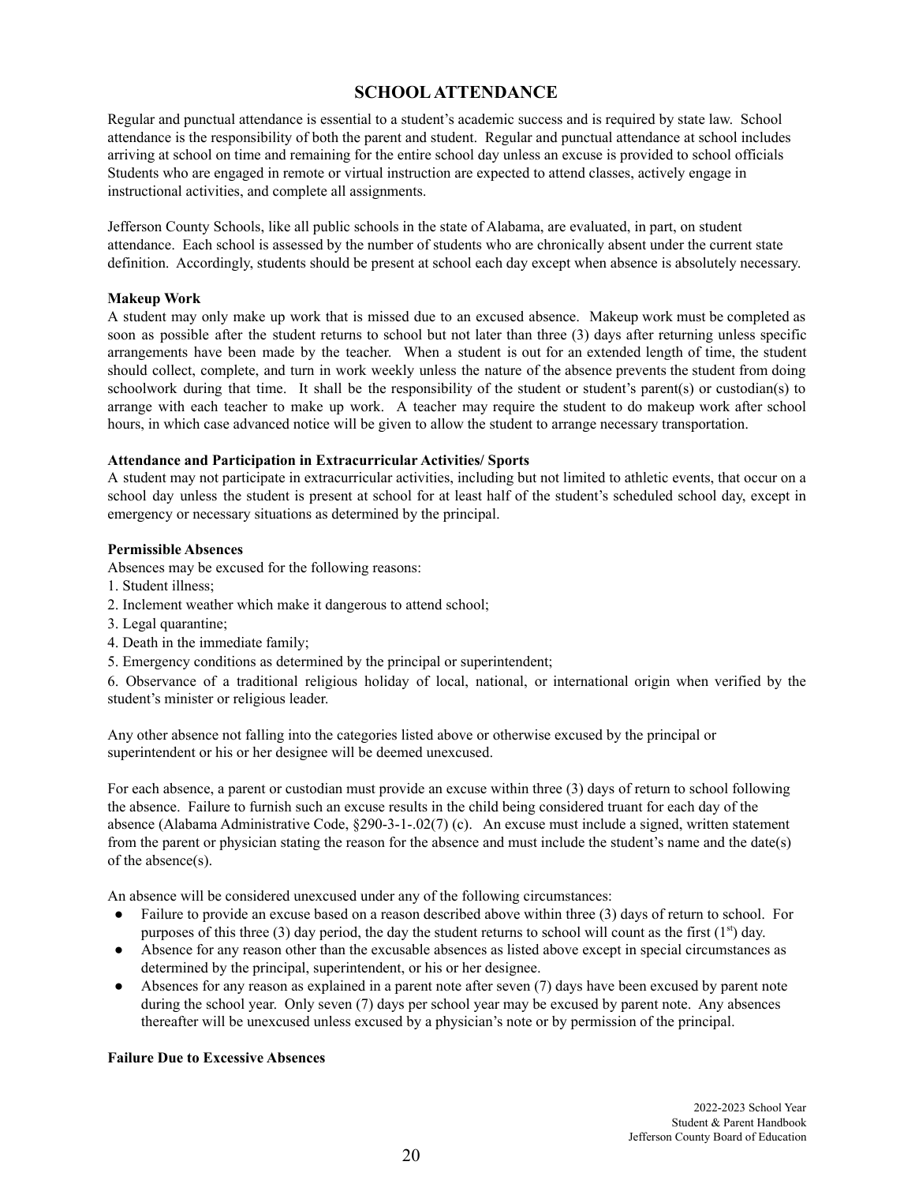## SCHOOL ATTENDANCE

Regular and punctual attendance is essential to a student's academic success and is required by state law. School attendance is the responsibility of both the parent and student. Regular and punctual attendance at school includes arriving at school on time and remaining for the entire school day unless an excuse is provided to school officials Students who are engaged in remote or virtual instruction are expected to attend classes, actively engage in instructional activities, and complete all assignments.

Jefferson County Schools, like all public schools in the state of Alabama, are evaluated, in part, on student attendance. Each school is assessed by the number of students who are chronically absent under the current state definition. Accordingly, students should be present at school each day except when absence is absolutely necessary.

**Makeup Work**

A student may only make up work that is missed due to an excused absence. Makeup work must be completed as soon as possible after the student returns to school but not later than three (3) days after returning unless specific arrangements have been made by the teacher. When a student is out for an extended length of time, the student should collect, complete, and turn in work weekly unless the nature of the absence prevents the student from doing schoolwork during that time. It shall be the responsibility of the student or student's parent(s) or custodian(s) to arrange with each teacher to make up work. A teacher may require the student to do makeup work after school hours, in which case advanced notice will be given to allow the student to arrange necessary transportation.

**Attendance and Participation in Extracurricular Activities/ Sports**

A student may not participate in extracurricular activities, including but not limited to athletic events, that occur on a school day unless the student is present at school for at least half of the student's scheduled school day, except in emergency or necessary situations as determined by the principal.

**Permissible Absences**

Absences may be excused for the following reasons:

1. Student illness;
2. Inclement weather which make it dangerous to attend school;
3. Legal quarantine;
4. Death in the immediate family;
5. Emergency conditions as determined by the principal or superintendent;
6. Observance of a traditional religious holiday of local, national, or international origin when verified by the student's minister or religious leader.

Any other absence not falling into the categories listed above or otherwise excused by the principal or superintendent or his or her designee will be deemed unexcused.

For each absence, a parent or custodian must provide an excuse within three (3) days of return to school following the absence. Failure to furnish such an excuse results in the child being considered truant for each day of the absence (Alabama Administrative Code, §290-3-1-.02(7) (c). An excuse must include a signed, written statement from the parent or physician stating the reason for the absence and must include the student's name and the date(s) of the absence(s).

An absence will be considered unexcused under any of the following circumstances:

- Failure to provide an excuse based on a reason described above within three (3) days of return to school. For purposes of this three (3) day period, the day the student returns to school will count as the first (1st) day.
- Absence for any reason other than the excusable absences as listed above except in special circumstances as determined by the principal, superintendent, or his or her designee.
- Absences for any reason as explained in a parent note after seven (7) days have been excused by parent note during the school year. Only seven (7) days per school year may be excused by parent note. Any absences thereafter will be unexcused unless excused by a physician's note or by permission of the principal.

**Failure Due to Excessive Absences**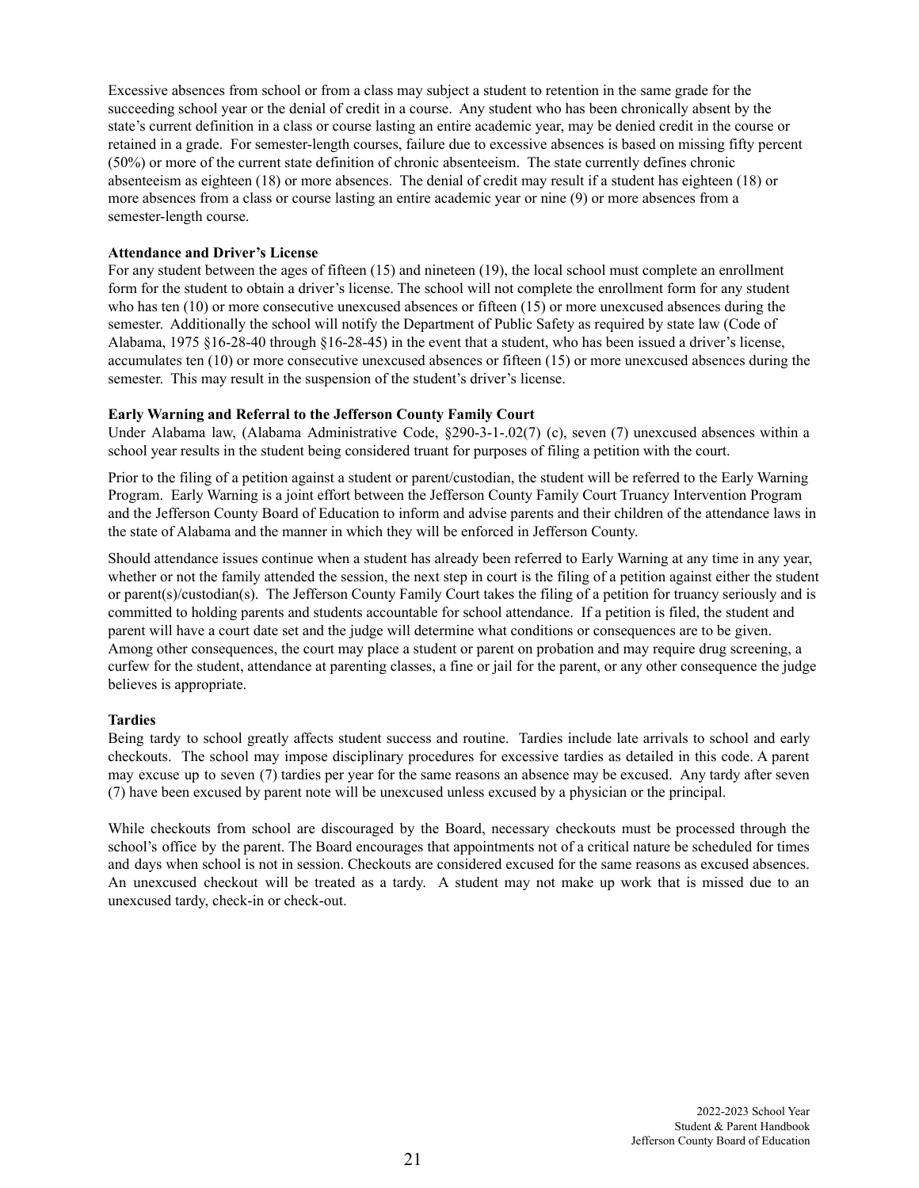Excessive absences from school or from a class may subject a student to retention in the same grade for the succeeding school year or the denial of credit in a course. Any student who has been chronically absent by the state's current definition in a class or course lasting an entire academic year, may be denied credit in the course or retained in a grade. For semester-length courses, failure due to excessive absences is based on missing fifty percent (50%) or more of the current state definition of chronic absenteeism. The state currently defines chronic absenteeism as eighteen (18) or more absences. The denial of credit may result if a student has eighteen (18) or more absences from a class or course lasting an entire academic year or nine (9) or more absences from a semester-length course.

**Attendance and Driver's License**

For any student between the ages of fifteen (15) and nineteen (19), the local school must complete an enrollment form for the student to obtain a driver's license. The school will not complete the enrollment form for any student who has ten (10) or more consecutive unexcused absences or fifteen (15) or more unexcused absences during the semester. Additionally the school will notify the Department of Public Safety as required by state law (Code of Alabama, 1975 §16-28-40 through §16-28-45) in the event that a student, who has been issued a driver's license, accumulates ten (10) or more consecutive unexcused absences or fifteen (15) or more unexcused absences during the semester. This may result in the suspension of the student's driver's license.

**Early Warning and Referral to the Jefferson County Family Court**

Under Alabama law, (Alabama Administrative Code, §290-3-1-.02(7) (c), seven (7) unexcused absences within a school year results in the student being considered truant for purposes of filing a petition with the court.

Prior to the filing of a petition against a student or parent/custodian, the student will be referred to the Early Warning Program. Early Warning is a joint effort between the Jefferson County Family Court Truancy Intervention Program and the Jefferson County Board of Education to inform and advise parents and their children of the attendance laws in the state of Alabama and the manner in which they will be enforced in Jefferson County.

Should attendance issues continue when a student has already been referred to Early Warning at any time in any year, whether or not the family attended the session, the next step in court is the filing of a petition against either the student or parent(s)/custodian(s). The Jefferson County Family Court takes the filing of a petition for truancy seriously and is committed to holding parents and students accountable for school attendance. If a petition is filed, the student and parent will have a court date set and the judge will determine what conditions or consequences are to be given. Among other consequences, the court may place a student or parent on probation and may require drug screening, a curfew for the student, attendance at parenting classes, a fine or jail for the parent, or any other consequence the judge believes is appropriate.

**Tardies**

Being tardy to school greatly affects student success and routine. Tardies include late arrivals to school and early checkouts. The school may impose disciplinary procedures for excessive tardies as detailed in this code. A parent may excuse up to seven (7) tardies per year for the same reasons an absence may be excused. Any tardy after seven (7) have been excused by parent note will be unexcused unless excused by a physician or the principal.

While checkouts from school are discouraged by the Board, necessary checkouts must be processed through the school's office by the parent. The Board encourages that appointments not of a critical nature be scheduled for times and days when school is not in session. Checkouts are considered excused for the same reasons as excused absences. An unexcused checkout will be treated as a tardy. A student may not make up work that is missed due to an unexcused tardy, check-in or check-out.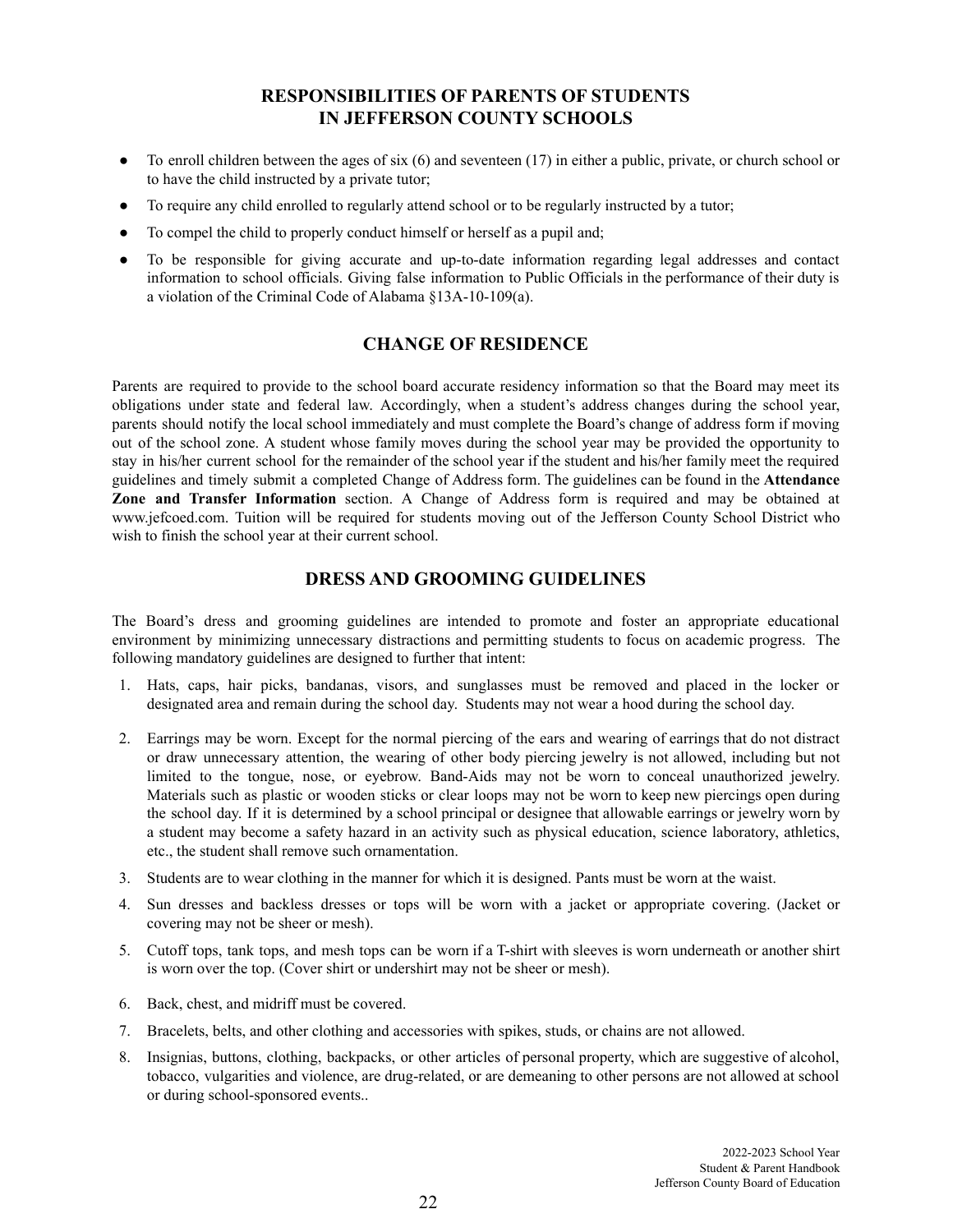## RESPONSIBILITIES OF PARENTS OF STUDENTS IN JEFFERSON COUNTY SCHOOLS

- To enroll children between the ages of six (6) and seventeen (17) in either a public, private, or church school or to have the child instructed by a private tutor;
- To require any child enrolled to regularly attend school or to be regularly instructed by a tutor;
- To compel the child to properly conduct himself or herself as a pupil and;
- To be responsible for giving accurate and up-to-date information regarding legal addresses and contact information to school officials. Giving false information to Public Officials in the performance of their duty is a violation of the Criminal Code of Alabama §13A-10-109(a).

## CHANGE OF RESIDENCE

Parents are required to provide to the school board accurate residency information so that the Board may meet its obligations under state and federal law. Accordingly, when a student's address changes during the school year, parents should notify the local school immediately and must complete the Board's change of address form if moving out of the school zone. A student whose family moves during the school year may be provided the opportunity to stay in his/her current school for the remainder of the school year if the student and his/her family meet the required guidelines and timely submit a completed Change of Address form. The guidelines can be found in the **Attendance Zone and Transfer Information** section. A Change of Address form is required and may be obtained at www.jefcoed.com. Tuition will be required for students moving out of the Jefferson County School District who wish to finish the school year at their current school.

## DRESS AND GROOMING GUIDELINES

The Board's dress and grooming guidelines are intended to promote and foster an appropriate educational environment by minimizing unnecessary distractions and permitting students to focus on academic progress. The following mandatory guidelines are designed to further that intent:

1. Hats, caps, hair picks, bandanas, visors, and sunglasses must be removed and placed in the locker or designated area and remain during the school day. Students may not wear a hood during the school day.
2. Earrings may be worn. Except for the normal piercing of the ears and wearing of earrings that do not distract or draw unnecessary attention, the wearing of other body piercing jewelry is not allowed, including but not limited to the tongue, nose, or eyebrow. Band-Aids may not be worn to conceal unauthorized jewelry. Materials such as plastic or wooden sticks or clear loops may not be worn to keep new piercings open during the school day. If it is determined by a school principal or designee that allowable earrings or jewelry worn by a student may become a safety hazard in an activity such as physical education, science laboratory, athletics, etc., the student shall remove such ornamentation.
3. Students are to wear clothing in the manner for which it is designed. Pants must be worn at the waist.
4. Sun dresses and backless dresses or tops will be worn with a jacket or appropriate covering. (Jacket or covering may not be sheer or mesh).
5. Cutoff tops, tank tops, and mesh tops can be worn if a T-shirt with sleeves is worn underneath or another shirt is worn over the top. (Cover shirt or undershirt may not be sheer or mesh).
6. Back, chest, and midriff must be covered.
7. Bracelets, belts, and other clothing and accessories with spikes, studs, or chains are not allowed.
8. Insignias, buttons, clothing, backpacks, or other articles of personal property, which are suggestive of alcohol, tobacco, vulgarities and violence, are drug-related, or are demeaning to other persons are not allowed at school or during school-sponsored events..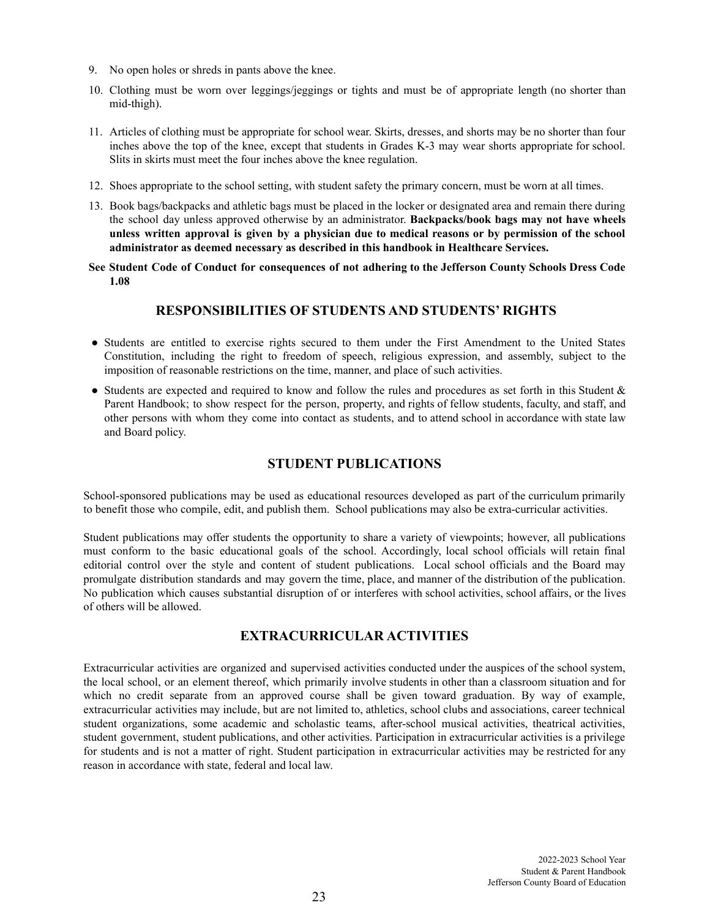9. No open holes or shreds in pants above the knee.
10. Clothing must be worn over leggings/jeggings or tights and must be of appropriate length (no shorter than mid-thigh).
11. Articles of clothing must be appropriate for school wear. Skirts, dresses, and shorts may be no shorter than four inches above the top of the knee, except that students in Grades K-3 may wear shorts appropriate for school. Slits in skirts must meet the four inches above the knee regulation.
12. Shoes appropriate to the school setting, with student safety the primary concern, must be worn at all times.
13. Book bags/backpacks and athletic bags must be placed in the locker or designated area and remain there during the school day unless approved otherwise by an administrator. **Backpacks/book bags may not have wheels unless written approval is given by a physician due to medical reasons or by permission of the school administrator as deemed necessary as described in this handbook in Healthcare Services.**

**See Student Code of Conduct for consequences of not adhering to the Jefferson County Schools Dress Code 1.08**

## RESPONSIBILITIES OF STUDENTS AND STUDENTS' RIGHTS

- Students are entitled to exercise rights secured to them under the First Amendment to the United States Constitution, including the right to freedom of speech, religious expression, and assembly, subject to the imposition of reasonable restrictions on the time, manner, and place of such activities.
- Students are expected and required to know and follow the rules and procedures as set forth in this Student & Parent Handbook; to show respect for the person, property, and rights of fellow students, faculty, and staff, and other persons with whom they come into contact as students, and to attend school in accordance with state law and Board policy.

## STUDENT PUBLICATIONS

School-sponsored publications may be used as educational resources developed as part of the curriculum primarily to benefit those who compile, edit, and publish them. School publications may also be extra-curricular activities.

Student publications may offer students the opportunity to share a variety of viewpoints; however, all publications must conform to the basic educational goals of the school. Accordingly, local school officials will retain final editorial control over the style and content of student publications. Local school officials and the Board may promulgate distribution standards and may govern the time, place, and manner of the distribution of the publication. No publication which causes substantial disruption of or interferes with school activities, school affairs, or the lives of others will be allowed.

## EXTRACURRICULAR ACTIVITIES

Extracurricular activities are organized and supervised activities conducted under the auspices of the school system, the local school, or an element thereof, which primarily involve students in other than a classroom situation and for which no credit separate from an approved course shall be given toward graduation. By way of example, extracurricular activities may include, but are not limited to, athletics, school clubs and associations, career technical student organizations, some academic and scholastic teams, after-school musical activities, theatrical activities, student government, student publications, and other activities. Participation in extracurricular activities is a privilege for students and is not a matter of right. Student participation in extracurricular activities may be restricted for any reason in accordance with state, federal and local law.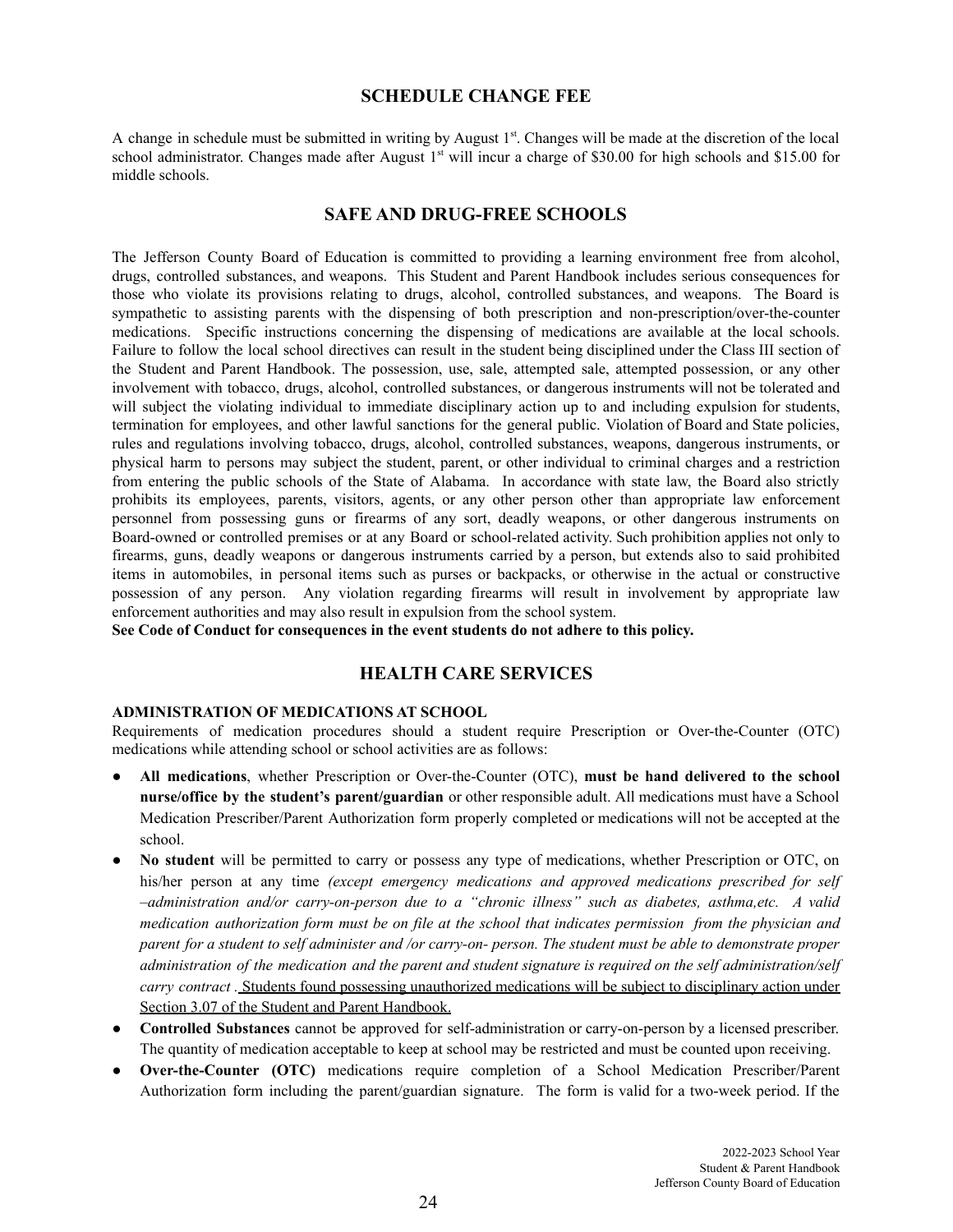## SCHEDULE CHANGE FEE

A change in schedule must be submitted in writing by August 1st. Changes will be made at the discretion of the local school administrator. Changes made after August 1st will incur a charge of $30.00 for high schools and $15.00 for middle schools.

## SAFE AND DRUG-FREE SCHOOLS

The Jefferson County Board of Education is committed to providing a learning environment free from alcohol, drugs, controlled substances, and weapons. This Student and Parent Handbook includes serious consequences for those who violate its provisions relating to drugs, alcohol, controlled substances, and weapons. The Board is sympathetic to assisting parents with the dispensing of both prescription and non-prescription/over-the-counter medications. Specific instructions concerning the dispensing of medications are available at the local schools. Failure to follow the local school directives can result in the student being disciplined under the Class III section of the Student and Parent Handbook. The possession, use, sale, attempted sale, attempted possession, or any other involvement with tobacco, drugs, alcohol, controlled substances, or dangerous instruments will not be tolerated and will subject the violating individual to immediate disciplinary action up to and including expulsion for students, termination for employees, and other lawful sanctions for the general public. Violation of Board and State policies, rules and regulations involving tobacco, drugs, alcohol, controlled substances, weapons, dangerous instruments, or physical harm to persons may subject the student, parent, or other individual to criminal charges and a restriction from entering the public schools of the State of Alabama. In accordance with state law, the Board also strictly prohibits its employees, parents, visitors, agents, or any other person other than appropriate law enforcement personnel from possessing guns or firearms of any sort, deadly weapons, or other dangerous instruments on Board-owned or controlled premises or at any Board or school-related activity. Such prohibition applies not only to firearms, guns, deadly weapons or dangerous instruments carried by a person, but extends also to said prohibited items in automobiles, in personal items such as purses or backpacks, or otherwise in the actual or constructive possession of any person. Any violation regarding firearms will result in involvement by appropriate law enforcement authorities and may also result in expulsion from the school system.

**See Code of Conduct for consequences in the event students do not adhere to this policy.**

## HEALTH CARE SERVICES

### ADMINISTRATION OF MEDICATIONS AT SCHOOL

Requirements of medication procedures should a student require Prescription or Over-the-Counter (OTC) medications while attending school or school activities are as follows:

- **All medications**, whether Prescription or Over-the-Counter (OTC), **must be hand delivered to the school nurse/office by the student's parent/guardian** or other responsible adult. All medications must have a School Medication Prescriber/Parent Authorization form properly completed or medications will not be accepted at the school.
- **No student** will be permitted to carry or possess any type of medications, whether Prescription or OTC, on his/her person at any time *(except emergency medications and approved medications prescribed for self –administration and/or carry-on-person due to a "chronic illness" such as diabetes, asthma,etc. A valid medication authorization form must be on file at the school that indicates permission from the physician and parent for a student to self administer and /or carry-on- person. The student must be able to demonstrate proper administration of the medication and the parent and student signature is required on the self administration/self carry contract* . Students found possessing unauthorized medications will be subject to disciplinary action under Section 3.07 of the Student and Parent Handbook.
- **Controlled Substances** cannot be approved for self-administration or carry-on-person by a licensed prescriber. The quantity of medication acceptable to keep at school may be restricted and must be counted upon receiving.
- **Over-the-Counter (OTC)** medications require completion of a School Medication Prescriber/Parent Authorization form including the parent/guardian signature. The form is valid for a two-week period. If the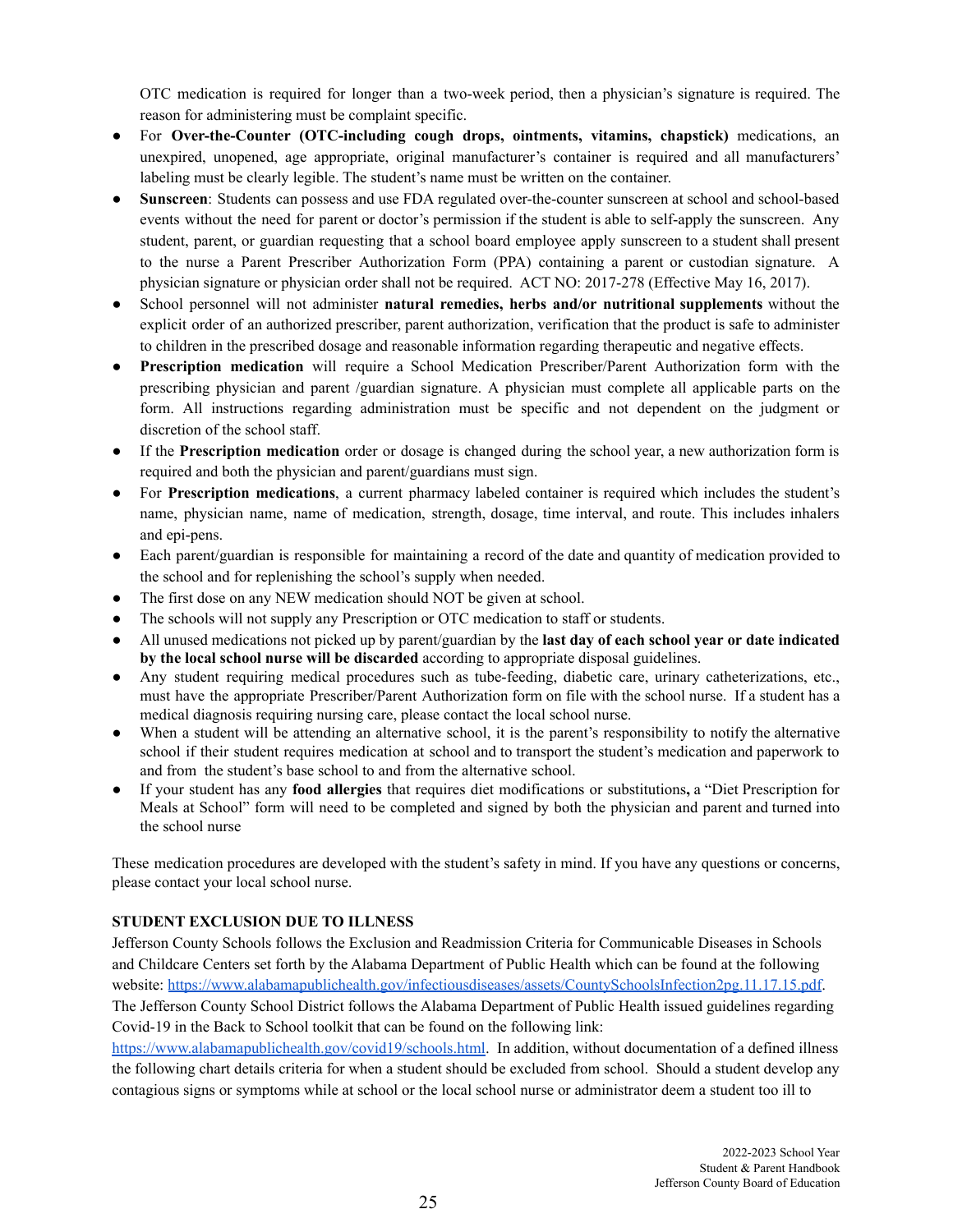OTC medication is required for longer than a two-week period, then a physician's signature is required. The reason for administering must be complaint specific.

- For **Over-the-Counter (OTC-including cough drops, ointments, vitamins, chapstick)** medications, an unexpired, unopened, age appropriate, original manufacturer's container is required and all manufacturers' labeling must be clearly legible. The student's name must be written on the container.
- **Sunscreen**: Students can possess and use FDA regulated over-the-counter sunscreen at school and school-based events without the need for parent or doctor's permission if the student is able to self-apply the sunscreen. Any student, parent, or guardian requesting that a school board employee apply sunscreen to a student shall present to the nurse a Parent Prescriber Authorization Form (PPA) containing a parent or custodian signature. A physician signature or physician order shall not be required. ACT NO: 2017-278 (Effective May 16, 2017).
- School personnel will not administer **natural remedies, herbs and/or nutritional supplements** without the explicit order of an authorized prescriber, parent authorization, verification that the product is safe to administer to children in the prescribed dosage and reasonable information regarding therapeutic and negative effects.
- **Prescription medication** will require a School Medication Prescriber/Parent Authorization form with the prescribing physician and parent /guardian signature. A physician must complete all applicable parts on the form. All instructions regarding administration must be specific and not dependent on the judgment or discretion of the school staff.
- If the **Prescription medication** order or dosage is changed during the school year, a new authorization form is required and both the physician and parent/guardians must sign.
- For **Prescription medications**, a current pharmacy labeled container is required which includes the student's name, physician name, name of medication, strength, dosage, time interval, and route. This includes inhalers and epi-pens.
- Each parent/guardian is responsible for maintaining a record of the date and quantity of medication provided to the school and for replenishing the school's supply when needed.
- The first dose on any NEW medication should NOT be given at school.
- The schools will not supply any Prescription or OTC medication to staff or students.
- All unused medications not picked up by parent/guardian by the **last day of each school year or date indicated by the local school nurse will be discarded** according to appropriate disposal guidelines.
- Any student requiring medical procedures such as tube-feeding, diabetic care, urinary catheterizations, etc., must have the appropriate Prescriber/Parent Authorization form on file with the school nurse. If a student has a medical diagnosis requiring nursing care, please contact the local school nurse.
- When a student will be attending an alternative school, it is the parent's responsibility to notify the alternative school if their student requires medication at school and to transport the student's medication and paperwork to and from the student's base school to and from the alternative school.
- If your student has any **food allergies** that requires diet modifications or substitutions**,** a "Diet Prescription for Meals at School" form will need to be completed and signed by both the physician and parent and turned into the school nurse

These medication procedures are developed with the student's safety in mind. If you have any questions or concerns, please contact your local school nurse.

**STUDENT EXCLUSION DUE TO ILLNESS**

Jefferson County Schools follows the Exclusion and Readmission Criteria for Communicable Diseases in Schools and Childcare Centers set forth by the Alabama Department of Public Health which can be found at the following website: https://www.alabamapublichealth.gov/infectiousdiseases/assets/CountySchoolsInfection2pg.11.17.15.pdf. The Jefferson County School District follows the Alabama Department of Public Health issued guidelines regarding Covid-19 in the Back to School toolkit that can be found on the following link: https://www.alabamapublichealth.gov/covid19/schools.html. In addition, without documentation of a defined illness the following chart details criteria for when a student should be excluded from school. Should a student develop any contagious signs or symptoms while at school or the local school nurse or administrator deem a student too ill to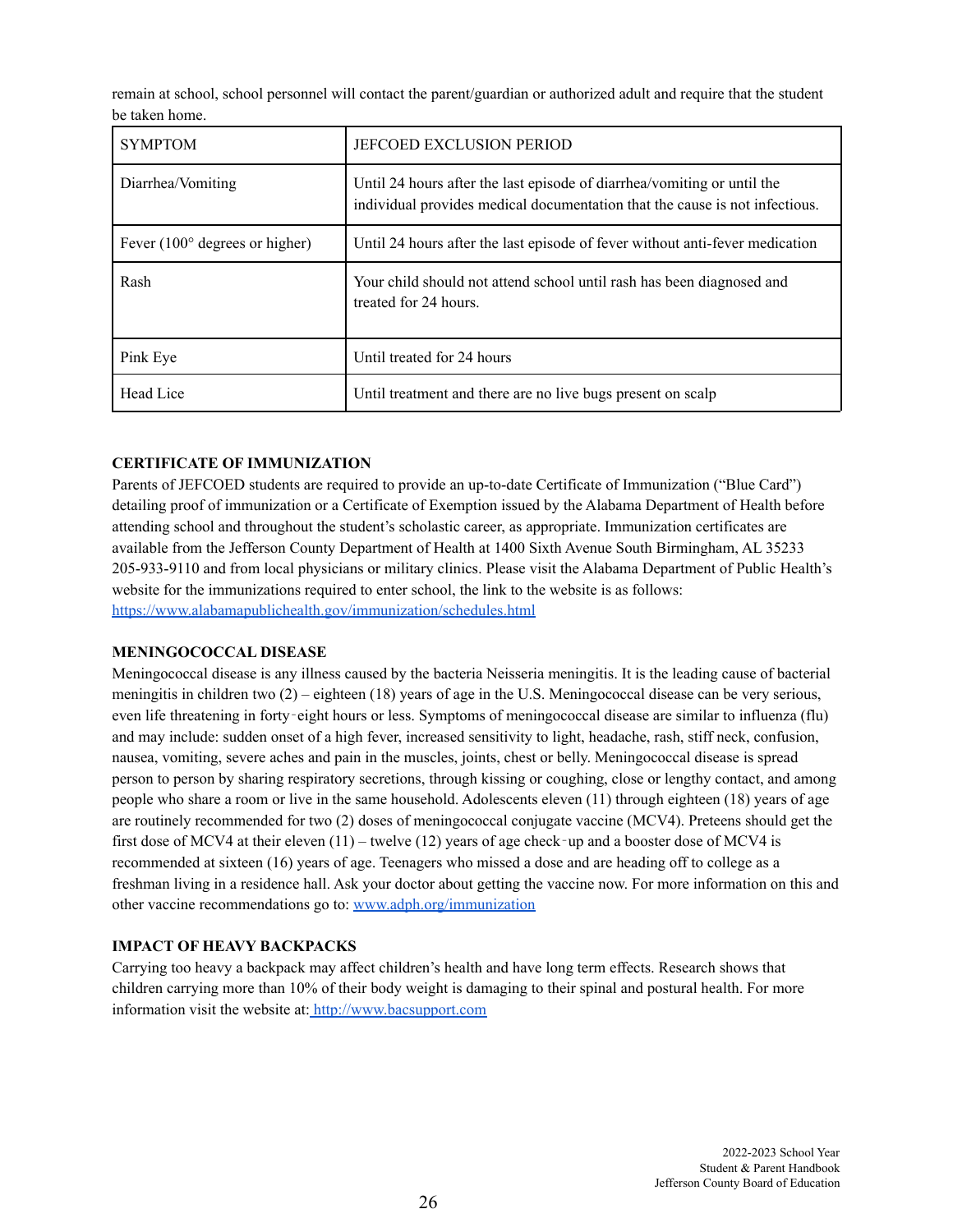remain at school, school personnel will contact the parent/guardian or authorized adult and require that the student be taken home.

| SYMPTOM | JEFCOED EXCLUSION PERIOD |
|---|---|
| Diarrhea/Vomiting | Until 24 hours after the last episode of diarrhea/vomiting or until the individual provides medical documentation that the cause is not infectious. |
| Fever (100° degrees or higher) | Until 24 hours after the last episode of fever without anti-fever medication |
| Rash | Your child should not attend school until rash has been diagnosed and treated for 24 hours. |
| Pink Eye | Until treated for 24 hours |
| Head Lice | Until treatment and there are no live bugs present on scalp |

**CERTIFICATE OF IMMUNIZATION**

Parents of JEFCOED students are required to provide an up-to-date Certificate of Immunization ("Blue Card") detailing proof of immunization or a Certificate of Exemption issued by the Alabama Department of Health before attending school and throughout the student's scholastic career, as appropriate. Immunization certificates are available from the Jefferson County Department of Health at 1400 Sixth Avenue South Birmingham, AL 35233 205-933-9110 and from local physicians or military clinics. Please visit the Alabama Department of Public Health's website for the immunizations required to enter school, the link to the website is as follows: https://www.alabamapublichealth.gov/immunization/schedules.html

**MENINGOCOCCAL DISEASE**

Meningococcal disease is any illness caused by the bacteria Neisseria meningitis. It is the leading cause of bacterial meningitis in children two (2) – eighteen (18) years of age in the U.S. Meningococcal disease can be very serious, even life threatening in forty‑eight hours or less. Symptoms of meningococcal disease are similar to influenza (flu) and may include: sudden onset of a high fever, increased sensitivity to light, headache, rash, stiff neck, confusion, nausea, vomiting, severe aches and pain in the muscles, joints, chest or belly. Meningococcal disease is spread person to person by sharing respiratory secretions, through kissing or coughing, close or lengthy contact, and among people who share a room or live in the same household. Adolescents eleven (11) through eighteen (18) years of age are routinely recommended for two (2) doses of meningococcal conjugate vaccine (MCV4). Preteens should get the first dose of MCV4 at their eleven (11) – twelve (12) years of age check‑up and a booster dose of MCV4 is recommended at sixteen (16) years of age. Teenagers who missed a dose and are heading off to college as a freshman living in a residence hall. Ask your doctor about getting the vaccine now. For more information on this and other vaccine recommendations go to: www.adph.org/immunization

**IMPACT OF HEAVY BACKPACKS**

Carrying too heavy a backpack may affect children's health and have long term effects. Research shows that children carrying more than 10% of their body weight is damaging to their spinal and postural health. For more information visit the website at: http://www.bacsupport.com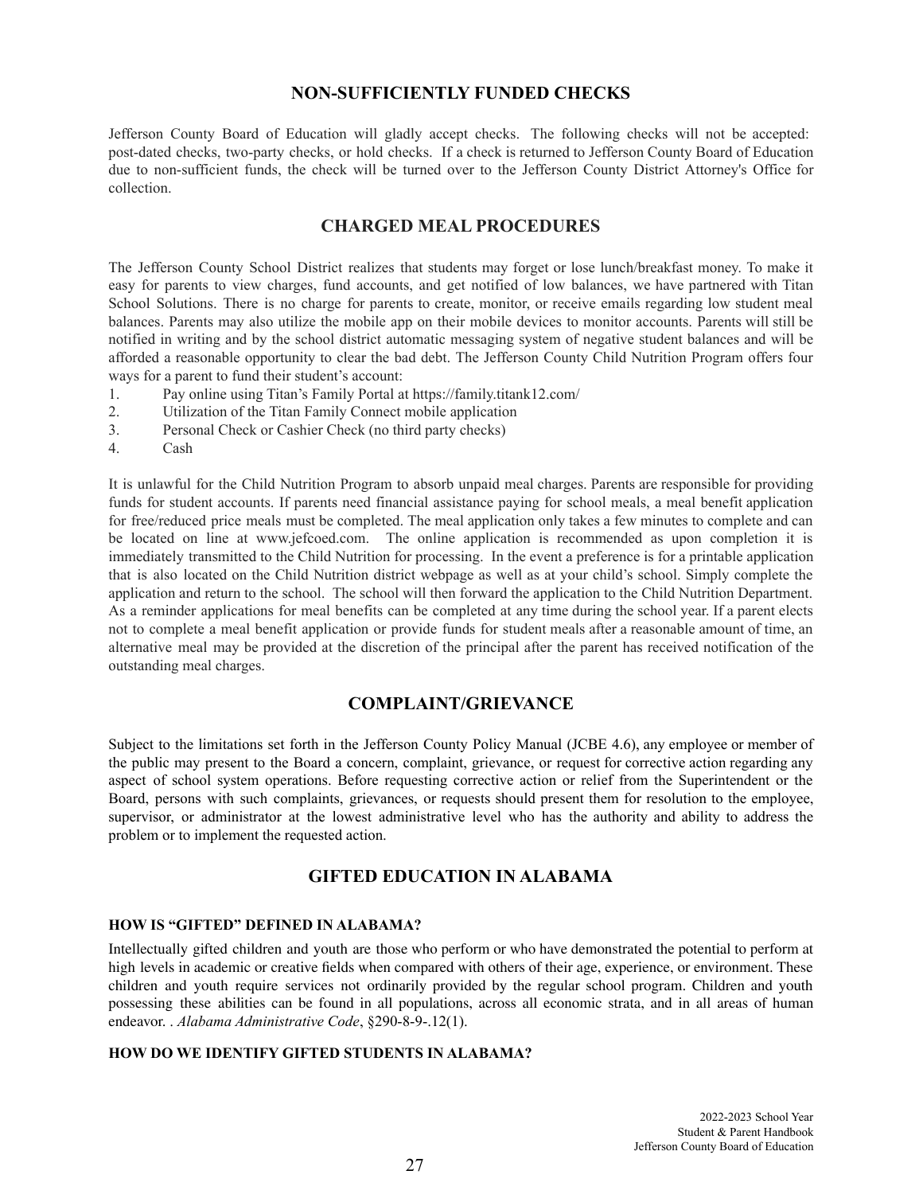## NON-SUFFICIENTLY FUNDED CHECKS

Jefferson County Board of Education will gladly accept checks. The following checks will not be accepted: post-dated checks, two-party checks, or hold checks. If a check is returned to Jefferson County Board of Education due to non-sufficient funds, the check will be turned over to the Jefferson County District Attorney's Office for collection.

## CHARGED MEAL PROCEDURES

The Jefferson County School District realizes that students may forget or lose lunch/breakfast money. To make it easy for parents to view charges, fund accounts, and get notified of low balances, we have partnered with Titan School Solutions. There is no charge for parents to create, monitor, or receive emails regarding low student meal balances. Parents may also utilize the mobile app on their mobile devices to monitor accounts. Parents will still be notified in writing and by the school district automatic messaging system of negative student balances and will be afforded a reasonable opportunity to clear the bad debt. The Jefferson County Child Nutrition Program offers four ways for a parent to fund their student's account:

1. Pay online using Titan's Family Portal at https://family.titank12.com/
2. Utilization of the Titan Family Connect mobile application
3. Personal Check or Cashier Check (no third party checks)
4. Cash

It is unlawful for the Child Nutrition Program to absorb unpaid meal charges. Parents are responsible for providing funds for student accounts. If parents need financial assistance paying for school meals, a meal benefit application for free/reduced price meals must be completed. The meal application only takes a few minutes to complete and can be located on line at www.jefcoed.com. The online application is recommended as upon completion it is immediately transmitted to the Child Nutrition for processing. In the event a preference is for a printable application that is also located on the Child Nutrition district webpage as well as at your child's school. Simply complete the application and return to the school. The school will then forward the application to the Child Nutrition Department. As a reminder applications for meal benefits can be completed at any time during the school year. If a parent elects not to complete a meal benefit application or provide funds for student meals after a reasonable amount of time, an alternative meal may be provided at the discretion of the principal after the parent has received notification of the outstanding meal charges.

## COMPLAINT/GRIEVANCE

Subject to the limitations set forth in the Jefferson County Policy Manual (JCBE 4.6), any employee or member of the public may present to the Board a concern, complaint, grievance, or request for corrective action regarding any aspect of school system operations. Before requesting corrective action or relief from the Superintendent or the Board, persons with such complaints, grievances, or requests should present them for resolution to the employee, supervisor, or administrator at the lowest administrative level who has the authority and ability to address the problem or to implement the requested action.

## GIFTED EDUCATION IN ALABAMA

### HOW IS "GIFTED" DEFINED IN ALABAMA?

Intellectually gifted children and youth are those who perform or who have demonstrated the potential to perform at high levels in academic or creative fields when compared with others of their age, experience, or environment. These children and youth require services not ordinarily provided by the regular school program. Children and youth possessing these abilities can be found in all populations, across all economic strata, and in all areas of human endeavor. . *Alabama Administrative Code*, §290-8-9-.12(1).

### HOW DO WE IDENTIFY GIFTED STUDENTS IN ALABAMA?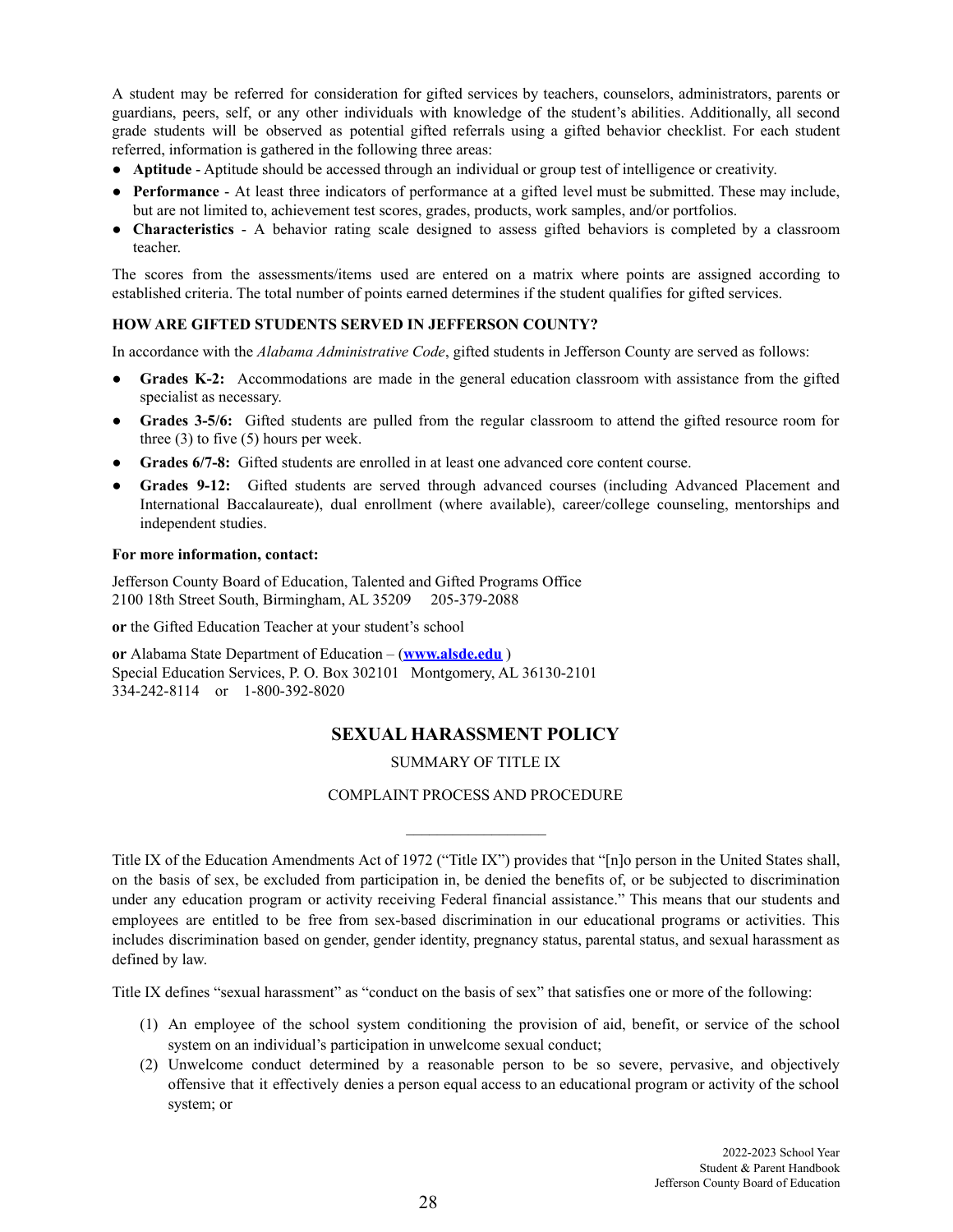A student may be referred for consideration for gifted services by teachers, counselors, administrators, parents or guardians, peers, self, or any other individuals with knowledge of the student's abilities. Additionally, all second grade students will be observed as potential gifted referrals using a gifted behavior checklist. For each student referred, information is gathered in the following three areas:

- **Aptitude** - Aptitude should be accessed through an individual or group test of intelligence or creativity.
- **Performance** - At least three indicators of performance at a gifted level must be submitted. These may include, but are not limited to, achievement test scores, grades, products, work samples, and/or portfolios.
- **Characteristics** - A behavior rating scale designed to assess gifted behaviors is completed by a classroom teacher.

The scores from the assessments/items used are entered on a matrix where points are assigned according to established criteria. The total number of points earned determines if the student qualifies for gifted services.

**HOW ARE GIFTED STUDENTS SERVED IN JEFFERSON COUNTY?**

In accordance with the *Alabama Administrative Code*, gifted students in Jefferson County are served as follows:

- **Grades K-2:** Accommodations are made in the general education classroom with assistance from the gifted specialist as necessary.
- **Grades 3-5/6:** Gifted students are pulled from the regular classroom to attend the gifted resource room for three (3) to five (5) hours per week.
- **Grades 6/7-8:** Gifted students are enrolled in at least one advanced core content course.
- **Grades 9-12:** Gifted students are served through advanced courses (including Advanced Placement and International Baccalaureate), dual enrollment (where available), career/college counseling, mentorships and independent studies.

**For more information, contact:**

Jefferson County Board of Education, Talented and Gifted Programs Office
2100 18th Street South, Birmingham, AL 35209 205-379-2088

**or** the Gifted Education Teacher at your student's school

**or** Alabama State Department of Education – (**www.alsde.edu** )
Special Education Services, P. O. Box 302101 Montgomery, AL 36130-2101
334-242-8114 or 1-800-392-8020

## SEXUAL HARASSMENT POLICY

SUMMARY OF TITLE IX

COMPLAINT PROCESS AND PROCEDURE

---

Title IX of the Education Amendments Act of 1972 ("Title IX") provides that "[n]o person in the United States shall, on the basis of sex, be excluded from participation in, be denied the benefits of, or be subjected to discrimination under any education program or activity receiving Federal financial assistance." This means that our students and employees are entitled to be free from sex-based discrimination in our educational programs or activities. This includes discrimination based on gender, gender identity, pregnancy status, parental status, and sexual harassment as defined by law.

Title IX defines "sexual harassment" as "conduct on the basis of sex" that satisfies one or more of the following:

(1) An employee of the school system conditioning the provision of aid, benefit, or service of the school system on an individual's participation in unwelcome sexual conduct;
(2) Unwelcome conduct determined by a reasonable person to be so severe, pervasive, and objectively offensive that it effectively denies a person equal access to an educational program or activity of the school system; or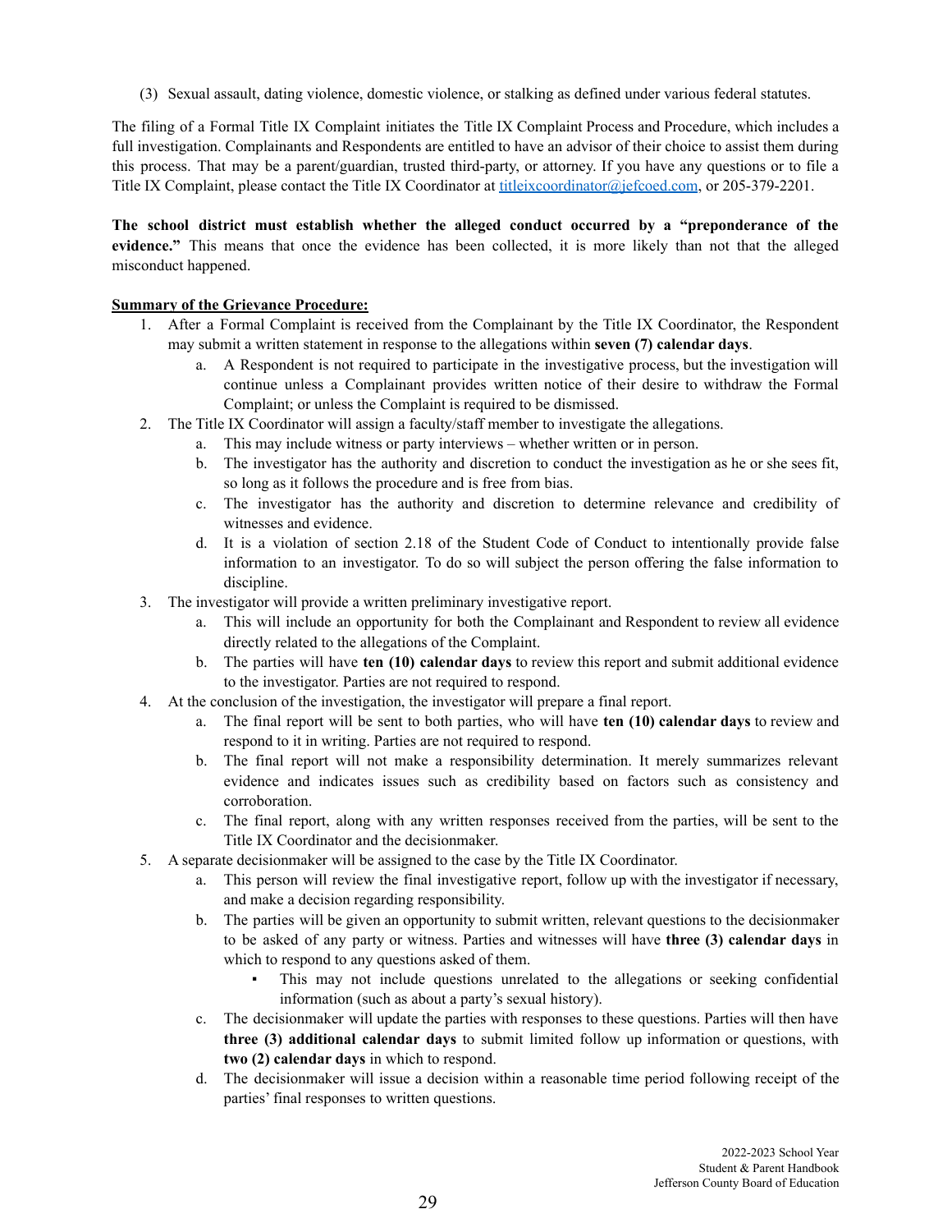(3) Sexual assault, dating violence, domestic violence, or stalking as defined under various federal statutes.

The filing of a Formal Title IX Complaint initiates the Title IX Complaint Process and Procedure, which includes a full investigation. Complainants and Respondents are entitled to have an advisor of their choice to assist them during this process. That may be a parent/guardian, trusted third-party, or attorney. If you have any questions or to file a Title IX Complaint, please contact the Title IX Coordinator at titleixcoordinator@jefcoed.com, or 205-379-2201.

**The school district must establish whether the alleged conduct occurred by a "preponderance of the evidence."** This means that once the evidence has been collected, it is more likely than not that the alleged misconduct happened.

**Summary of the Grievance Procedure:**

1. After a Formal Complaint is received from the Complainant by the Title IX Coordinator, the Respondent may submit a written statement in response to the allegations within **seven (7) calendar days**.
    a. A Respondent is not required to participate in the investigative process, but the investigation will continue unless a Complainant provides written notice of their desire to withdraw the Formal Complaint; or unless the Complaint is required to be dismissed.
2. The Title IX Coordinator will assign a faculty/staff member to investigate the allegations.
    a. This may include witness or party interviews – whether written or in person.
    b. The investigator has the authority and discretion to conduct the investigation as he or she sees fit, so long as it follows the procedure and is free from bias.
    c. The investigator has the authority and discretion to determine relevance and credibility of witnesses and evidence.
    d. It is a violation of section 2.18 of the Student Code of Conduct to intentionally provide false information to an investigator. To do so will subject the person offering the false information to discipline.
3. The investigator will provide a written preliminary investigative report.
    a. This will include an opportunity for both the Complainant and Respondent to review all evidence directly related to the allegations of the Complaint.
    b. The parties will have **ten (10) calendar days** to review this report and submit additional evidence to the investigator. Parties are not required to respond.
4. At the conclusion of the investigation, the investigator will prepare a final report.
    a. The final report will be sent to both parties, who will have **ten (10) calendar days** to review and respond to it in writing. Parties are not required to respond.
    b. The final report will not make a responsibility determination. It merely summarizes relevant evidence and indicates issues such as credibility based on factors such as consistency and corroboration.
    c. The final report, along with any written responses received from the parties, will be sent to the Title IX Coordinator and the decisionmaker.
5. A separate decisionmaker will be assigned to the case by the Title IX Coordinator.
    a. This person will review the final investigative report, follow up with the investigator if necessary, and make a decision regarding responsibility.
    b. The parties will be given an opportunity to submit written, relevant questions to the decisionmaker to be asked of any party or witness. Parties and witnesses will have **three (3) calendar days** in which to respond to any questions asked of them.
        - This may not include questions unrelated to the allegations or seeking confidential information (such as about a party's sexual history).
    c. The decisionmaker will update the parties with responses to these questions. Parties will then have **three (3) additional calendar days** to submit limited follow up information or questions, with **two (2) calendar days** in which to respond.
    d. The decisionmaker will issue a decision within a reasonable time period following receipt of the parties' final responses to written questions.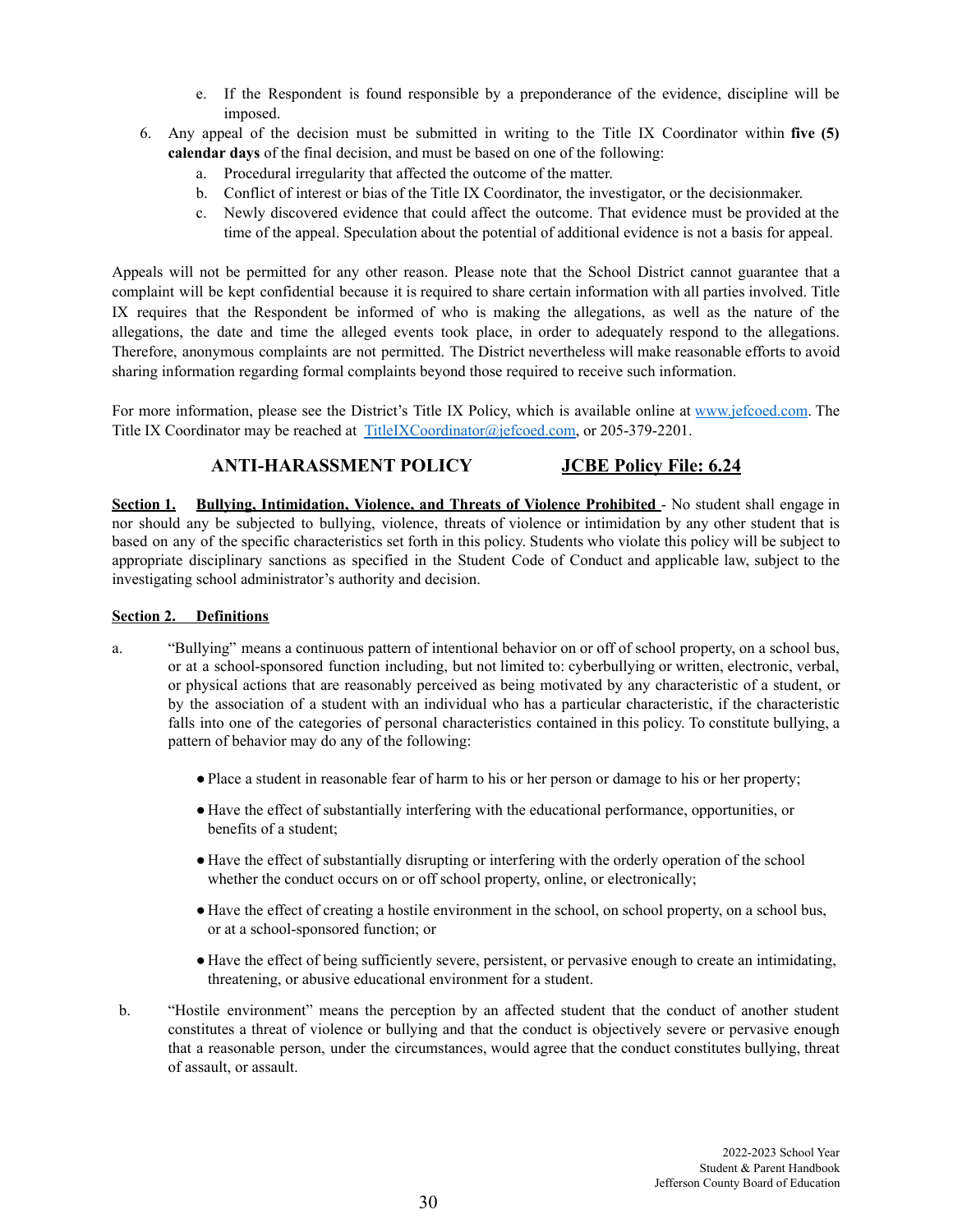e. If the Respondent is found responsible by a preponderance of the evidence, discipline will be imposed.

6. Any appeal of the decision must be submitted in writing to the Title IX Coordinator within **five (5) calendar days** of the final decision, and must be based on one of the following:
   a. Procedural irregularity that affected the outcome of the matter.
   b. Conflict of interest or bias of the Title IX Coordinator, the investigator, or the decisionmaker.
   c. Newly discovered evidence that could affect the outcome. That evidence must be provided at the time of the appeal. Speculation about the potential of additional evidence is not a basis for appeal.

Appeals will not be permitted for any other reason. Please note that the School District cannot guarantee that a complaint will be kept confidential because it is required to share certain information with all parties involved. Title IX requires that the Respondent be informed of who is making the allegations, as well as the nature of the allegations, the date and time the alleged events took place, in order to adequately respond to the allegations. Therefore, anonymous complaints are not permitted. The District nevertheless will make reasonable efforts to avoid sharing information regarding formal complaints beyond those required to receive such information.

For more information, please see the District's Title IX Policy, which is available online at [www.jefcoed.com](http://www.jefcoed.com). The Title IX Coordinator may be reached at [TitleIXCoordinator@jefcoed.com](mailto:TitleIXCoordinator@jefcoed.com), or 205-379-2201.

## ANTI-HARASSMENT POLICY — JCBE Policy File: 6.24

**Section 1. Bullying, Intimidation, Violence, and Threats of Violence Prohibited** - No student shall engage in nor should any be subjected to bullying, violence, threats of violence or intimidation by any other student that is based on any of the specific characteristics set forth in this policy. Students who violate this policy will be subject to appropriate disciplinary sanctions as specified in the Student Code of Conduct and applicable law, subject to the investigating school administrator's authority and decision.

**Section 2. Definitions**

a. "Bullying" means a continuous pattern of intentional behavior on or off of school property, on a school bus, or at a school-sponsored function including, but not limited to: cyberbullying or written, electronic, verbal, or physical actions that are reasonably perceived as being motivated by any characteristic of a student, or by the association of a student with an individual who has a particular characteristic, if the characteristic falls into one of the categories of personal characteristics contained in this policy. To constitute bullying, a pattern of behavior may do any of the following:

   - Place a student in reasonable fear of harm to his or her person or damage to his or her property;
   - Have the effect of substantially interfering with the educational performance, opportunities, or benefits of a student;
   - Have the effect of substantially disrupting or interfering with the orderly operation of the school whether the conduct occurs on or off school property, online, or electronically;
   - Have the effect of creating a hostile environment in the school, on school property, on a school bus, or at a school-sponsored function; or
   - Have the effect of being sufficiently severe, persistent, or pervasive enough to create an intimidating, threatening, or abusive educational environment for a student.

b. "Hostile environment" means the perception by an affected student that the conduct of another student constitutes a threat of violence or bullying and that the conduct is objectively severe or pervasive enough that a reasonable person, under the circumstances, would agree that the conduct constitutes bullying, threat of assault, or assault.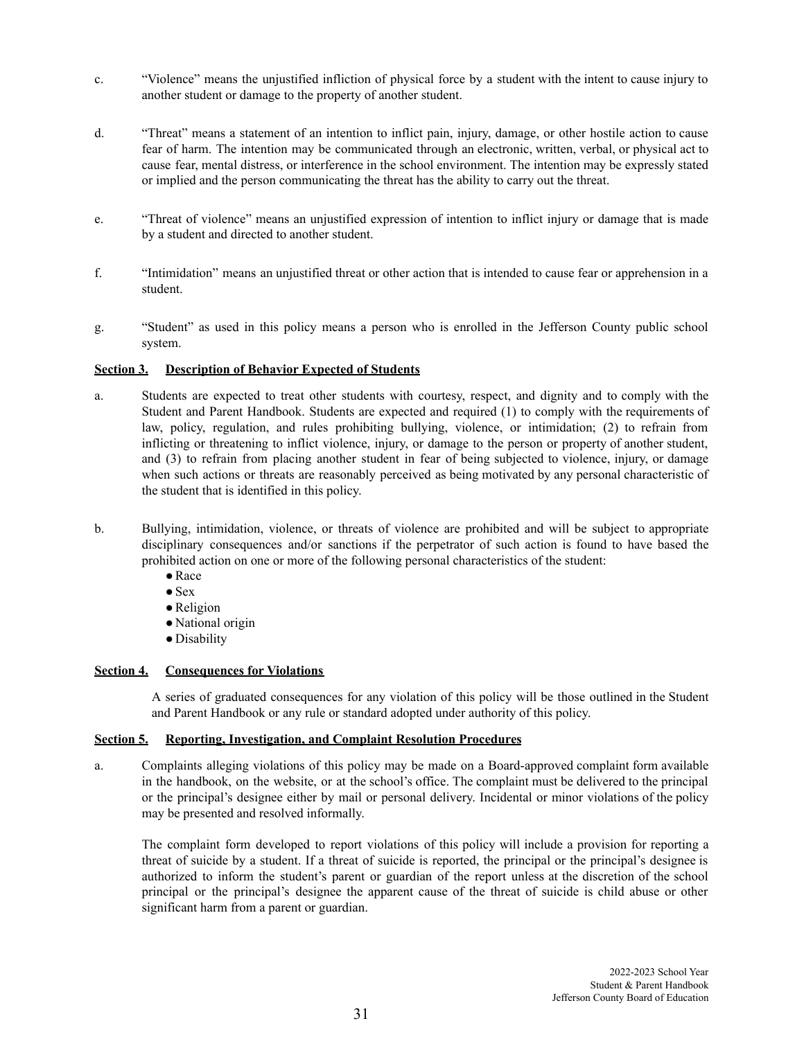c. "Violence" means the unjustified infliction of physical force by a student with the intent to cause injury to another student or damage to the property of another student.

d. "Threat" means a statement of an intention to inflict pain, injury, damage, or other hostile action to cause fear of harm. The intention may be communicated through an electronic, written, verbal, or physical act to cause fear, mental distress, or interference in the school environment. The intention may be expressly stated or implied and the person communicating the threat has the ability to carry out the threat.

e. "Threat of violence" means an unjustified expression of intention to inflict injury or damage that is made by a student and directed to another student.

f. "Intimidation" means an unjustified threat or other action that is intended to cause fear or apprehension in a student.

g. "Student" as used in this policy means a person who is enrolled in the Jefferson County public school system.

**Section 3. Description of Behavior Expected of Students**

a. Students are expected to treat other students with courtesy, respect, and dignity and to comply with the Student and Parent Handbook. Students are expected and required (1) to comply with the requirements of law, policy, regulation, and rules prohibiting bullying, violence, or intimidation; (2) to refrain from inflicting or threatening to inflict violence, injury, or damage to the person or property of another student, and (3) to refrain from placing another student in fear of being subjected to violence, injury, or damage when such actions or threats are reasonably perceived as being motivated by any personal characteristic of the student that is identified in this policy.

b. Bullying, intimidation, violence, or threats of violence are prohibited and will be subject to appropriate disciplinary consequences and/or sanctions if the perpetrator of such action is found to have based the prohibited action on one or more of the following personal characteristics of the student:
   - Race
   - Sex
   - Religion
   - National origin
   - Disability

**Section 4. Consequences for Violations**

A series of graduated consequences for any violation of this policy will be those outlined in the Student and Parent Handbook or any rule or standard adopted under authority of this policy.

**Section 5. Reporting, Investigation, and Complaint Resolution Procedures**

a. Complaints alleging violations of this policy may be made on a Board-approved complaint form available in the handbook, on the website, or at the school's office. The complaint must be delivered to the principal or the principal's designee either by mail or personal delivery. Incidental or minor violations of the policy may be presented and resolved informally.

The complaint form developed to report violations of this policy will include a provision for reporting a threat of suicide by a student. If a threat of suicide is reported, the principal or the principal's designee is authorized to inform the student's parent or guardian of the report unless at the discretion of the school principal or the principal's designee the apparent cause of the threat of suicide is child abuse or other significant harm from a parent or guardian.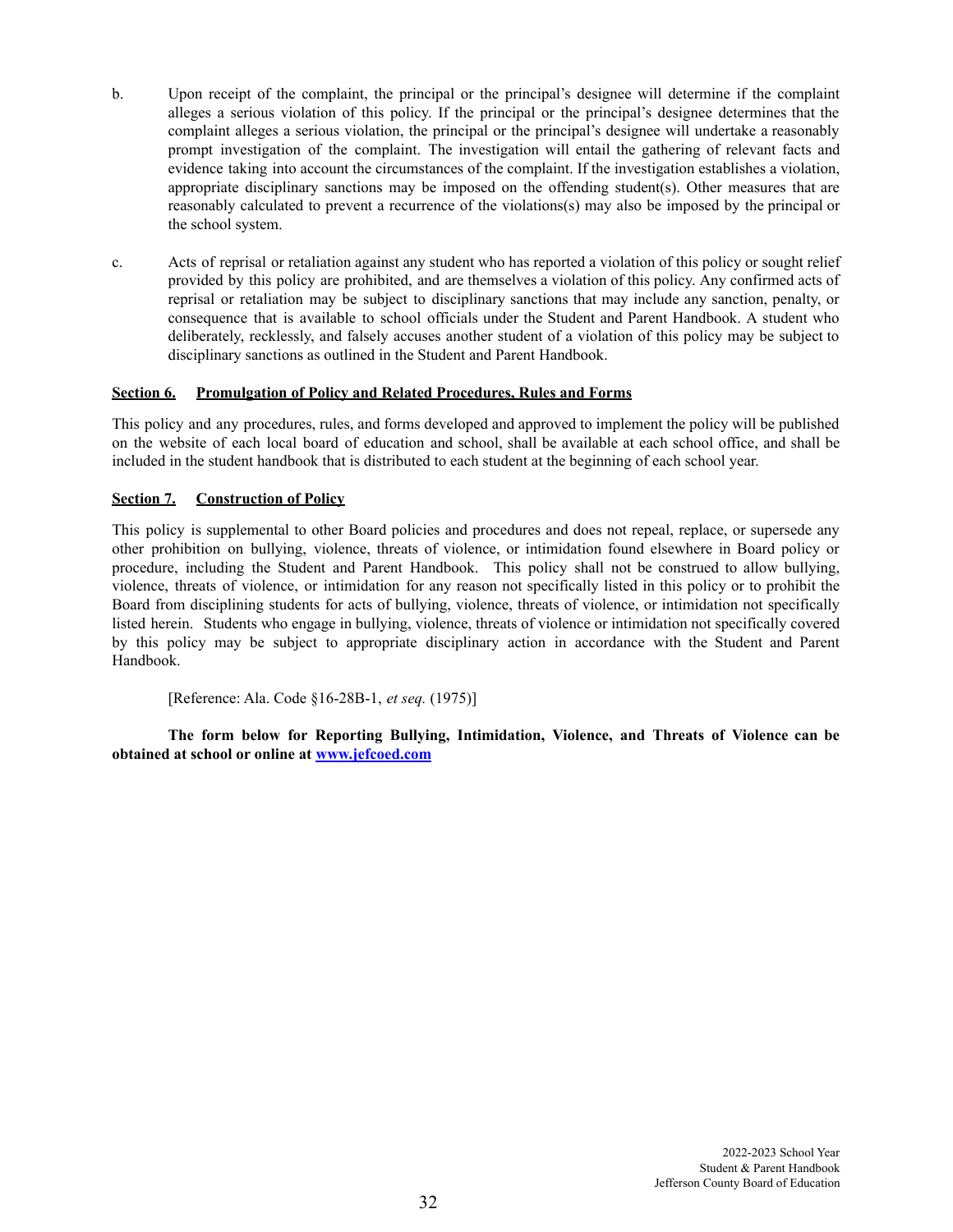b. Upon receipt of the complaint, the principal or the principal's designee will determine if the complaint alleges a serious violation of this policy. If the principal or the principal's designee determines that the complaint alleges a serious violation, the principal or the principal's designee will undertake a reasonably prompt investigation of the complaint. The investigation will entail the gathering of relevant facts and evidence taking into account the circumstances of the complaint. If the investigation establishes a violation, appropriate disciplinary sanctions may be imposed on the offending student(s). Other measures that are reasonably calculated to prevent a recurrence of the violations(s) may also be imposed by the principal or the school system.

c. Acts of reprisal or retaliation against any student who has reported a violation of this policy or sought relief provided by this policy are prohibited, and are themselves a violation of this policy. Any confirmed acts of reprisal or retaliation may be subject to disciplinary sanctions that may include any sanction, penalty, or consequence that is available to school officials under the Student and Parent Handbook. A student who deliberately, recklessly, and falsely accuses another student of a violation of this policy may be subject to disciplinary sanctions as outlined in the Student and Parent Handbook.

**Section 6. Promulgation of Policy and Related Procedures, Rules and Forms**

This policy and any procedures, rules, and forms developed and approved to implement the policy will be published on the website of each local board of education and school, shall be available at each school office, and shall be included in the student handbook that is distributed to each student at the beginning of each school year.

**Section 7. Construction of Policy**

This policy is supplemental to other Board policies and procedures and does not repeal, replace, or supersede any other prohibition on bullying, violence, threats of violence, or intimidation found elsewhere in Board policy or procedure, including the Student and Parent Handbook. This policy shall not be construed to allow bullying, violence, threats of violence, or intimidation for any reason not specifically listed in this policy or to prohibit the Board from disciplining students for acts of bullying, violence, threats of violence, or intimidation not specifically listed herein. Students who engage in bullying, violence, threats of violence or intimidation not specifically covered by this policy may be subject to appropriate disciplinary action in accordance with the Student and Parent Handbook.

[Reference: Ala. Code §16-28B-1, *et seq.* (1975)]

**The form below for Reporting Bullying, Intimidation, Violence, and Threats of Violence can be obtained at school or online at [www.jefcoed.com](http://www.jefcoed.com)**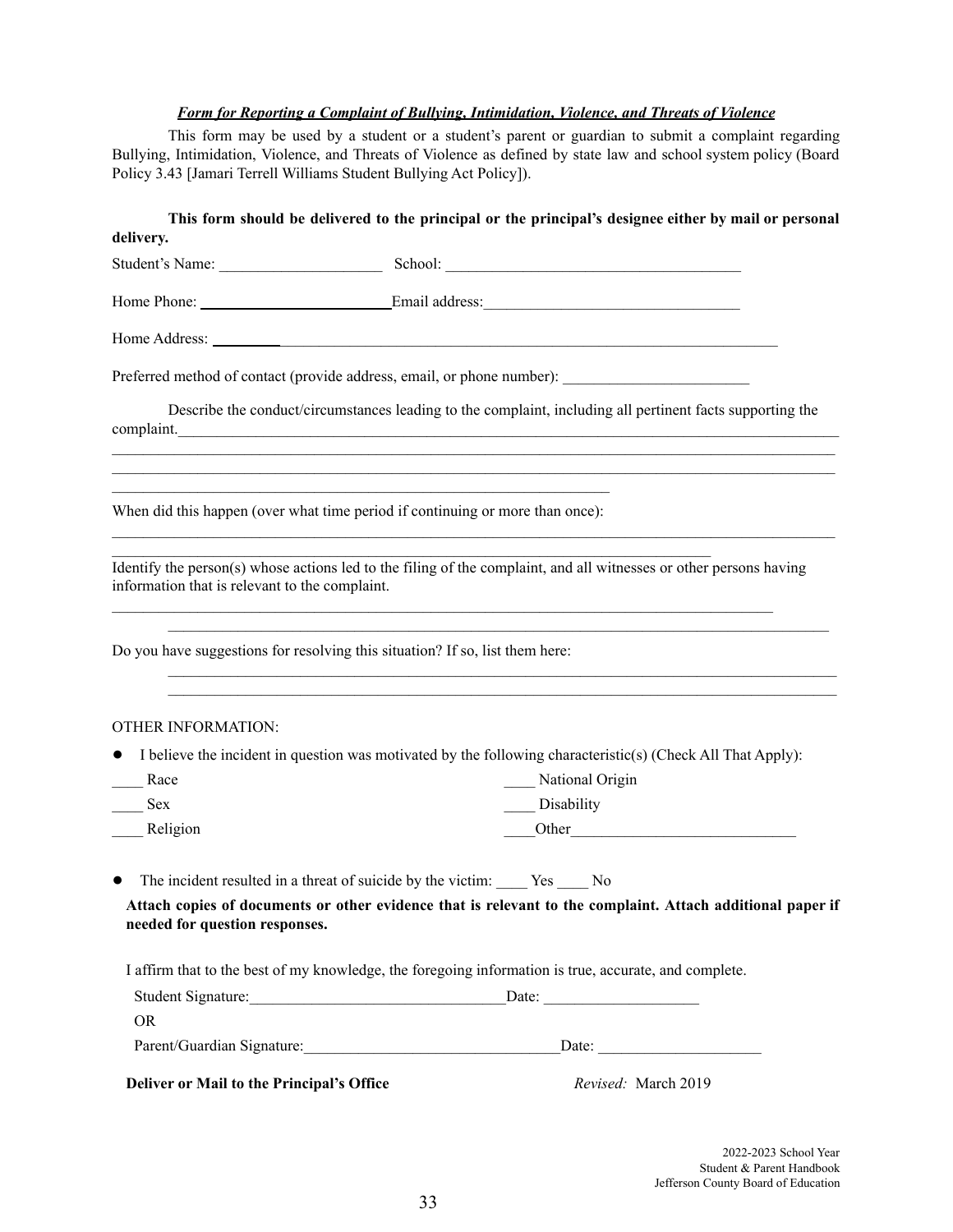***Form for Reporting a Complaint of Bullying, Intimidation, Violence, and Threats of Violence***

This form may be used by a student or a student's parent or guardian to submit a complaint regarding Bullying, Intimidation, Violence, and Threats of Violence as defined by state law and school system policy (Board Policy 3.43 [Jamari Terrell Williams Student Bullying Act Policy]).

**This form should be delivered to the principal or the principal's designee either by mail or personal delivery.**

Student's Name: _____________________ School: _______________________________________

Home Phone: _________________________ Email address: _________________________________

Home Address: ______________________________________________________________________

Preferred method of contact (provide address, email, or phone number): ________________________

Describe the conduct/circumstances leading to the complaint, including all pertinent facts supporting the complaint.__________________________________________________________________________

____________________________________________________________________________________

____________________________________________________________________________________

_______________________________________________________________

When did this happen (over what time period if continuing or more than once):

____________________________________________________________________________________

____________________________________________________________________________

Identify the person(s) whose actions led to the filing of the complaint, and all witnesses or other persons having information that is relevant to the complaint.

____________________________________________________________________________________

____________________________________________________________________________________

Do you have suggestions for resolving this situation? If so, list them here:

____________________________________________________________________________________

____________________________________________________________________________________

OTHER INFORMATION:

- I believe the incident in question was motivated by the following characteristic(s) (Check All That Apply):

____ Race
____ Sex
____ Religion
____ National Origin
____ Disability
____Other____________________________

- The incident resulted in a threat of suicide by the victim: ____ Yes ____ No

**Attach copies of documents or other evidence that is relevant to the complaint. Attach additional paper if needed for question responses.**

I affirm that to the best of my knowledge, the foregoing information is true, accurate, and complete.

Student Signature:_________________________________Date: ____________________

OR

Parent/Guardian Signature:_________________________________Date: _____________________

**Deliver or Mail to the Principal's Office** *Revised:* March 2019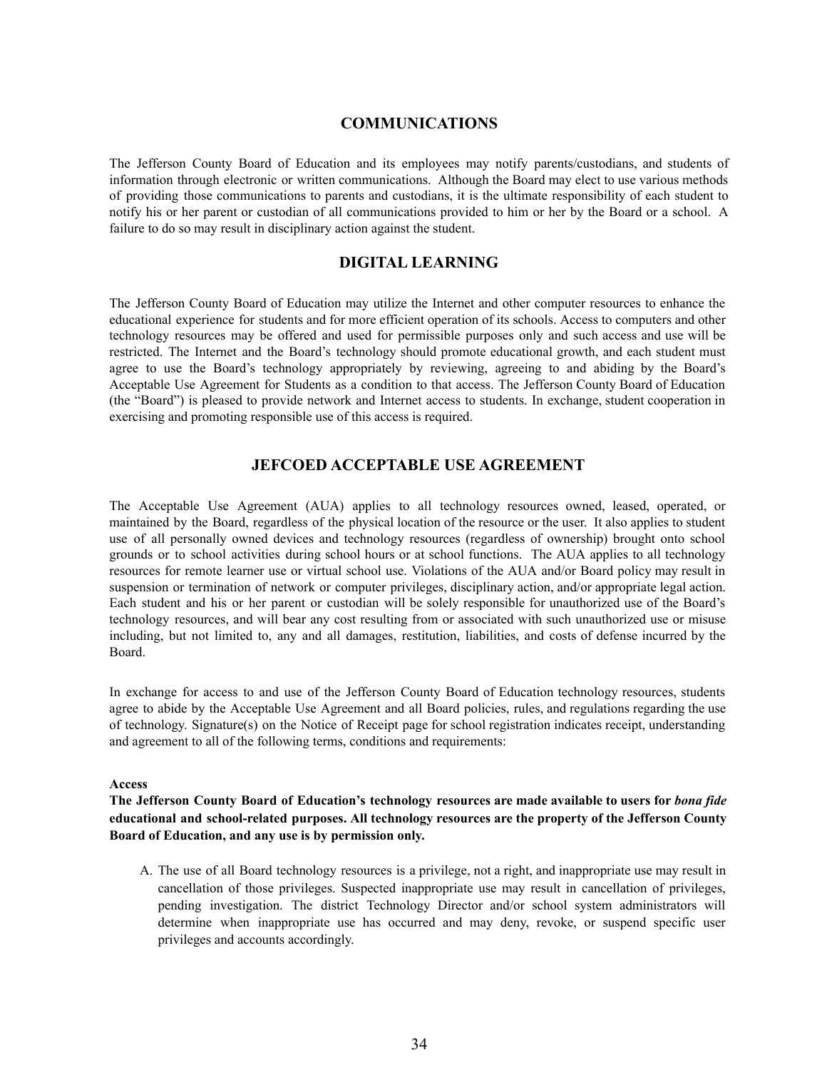## COMMUNICATIONS

The Jefferson County Board of Education and its employees may notify parents/custodians, and students of information through electronic or written communications. Although the Board may elect to use various methods of providing those communications to parents and custodians, it is the ultimate responsibility of each student to notify his or her parent or custodian of all communications provided to him or her by the Board or a school. A failure to do so may result in disciplinary action against the student.

## DIGITAL LEARNING

The Jefferson County Board of Education may utilize the Internet and other computer resources to enhance the educational experience for students and for more efficient operation of its schools. Access to computers and other technology resources may be offered and used for permissible purposes only and such access and use will be restricted. The Internet and the Board's technology should promote educational growth, and each student must agree to use the Board's technology appropriately by reviewing, agreeing to and abiding by the Board's Acceptable Use Agreement for Students as a condition to that access. The Jefferson County Board of Education (the "Board") is pleased to provide network and Internet access to students. In exchange, student cooperation in exercising and promoting responsible use of this access is required.

## JEFCOED ACCEPTABLE USE AGREEMENT

The Acceptable Use Agreement (AUA) applies to all technology resources owned, leased, operated, or maintained by the Board, regardless of the physical location of the resource or the user. It also applies to student use of all personally owned devices and technology resources (regardless of ownership) brought onto school grounds or to school activities during school hours or at school functions. The AUA applies to all technology resources for remote learner use or virtual school use. Violations of the AUA and/or Board policy may result in suspension or termination of network or computer privileges, disciplinary action, and/or appropriate legal action. Each student and his or her parent or custodian will be solely responsible for unauthorized use of the Board's technology resources, and will bear any cost resulting from or associated with such unauthorized use or misuse including, but not limited to, any and all damages, restitution, liabilities, and costs of defense incurred by the Board.

In exchange for access to and use of the Jefferson County Board of Education technology resources, students agree to abide by the Acceptable Use Agreement and all Board policies, rules, and regulations regarding the use of technology. Signature(s) on the Notice of Receipt page for school registration indicates receipt, understanding and agreement to all of the following terms, conditions and requirements:

**Access**

**The Jefferson County Board of Education's technology resources are made available to users for *bona fide* educational and school-related purposes. All technology resources are the property of the Jefferson County Board of Education, and any use is by permission only.**

A. The use of all Board technology resources is a privilege, not a right, and inappropriate use may result in cancellation of those privileges. Suspected inappropriate use may result in cancellation of privileges, pending investigation. The district Technology Director and/or school system administrators will determine when inappropriate use has occurred and may deny, revoke, or suspend specific user privileges and accounts accordingly.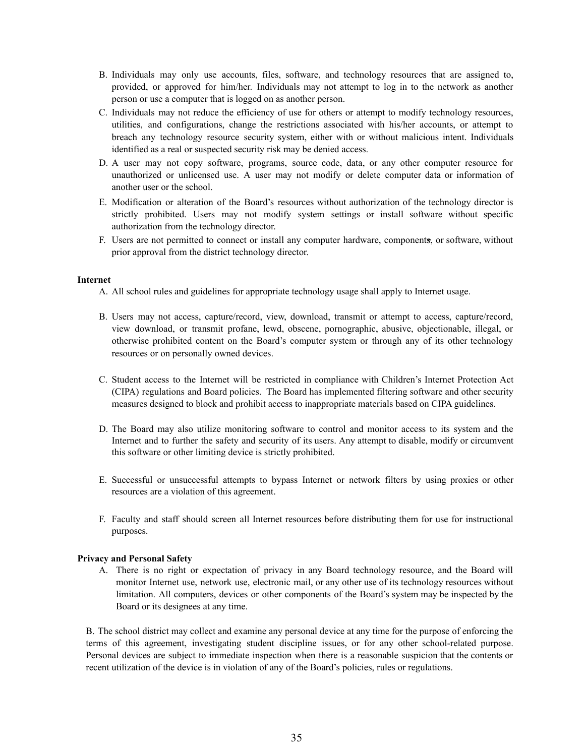B. Individuals may only use accounts, files, software, and technology resources that are assigned to, provided, or approved for him/her. Individuals may not attempt to log in to the network as another person or use a computer that is logged on as another person.

C. Individuals may not reduce the efficiency of use for others or attempt to modify technology resources, utilities, and configurations, change the restrictions associated with his/her accounts, or attempt to breach any technology resource security system, either with or without malicious intent. Individuals identified as a real or suspected security risk may be denied access.

D. A user may not copy software, programs, source code, data, or any other computer resource for unauthorized or unlicensed use. A user may not modify or delete computer data or information of another user or the school.

E. Modification or alteration of the Board's resources without authorization of the technology director is strictly prohibited. Users may not modify system settings or install software without specific authorization from the technology director.

F. Users are not permitted to connect or install any computer hardware, components, or software, without prior approval from the district technology director.

**Internet**

A. All school rules and guidelines for appropriate technology usage shall apply to Internet usage.

B. Users may not access, capture/record, view, download, transmit or attempt to access, capture/record, view download, or transmit profane, lewd, obscene, pornographic, abusive, objectionable, illegal, or otherwise prohibited content on the Board's computer system or through any of its other technology resources or on personally owned devices.

C. Student access to the Internet will be restricted in compliance with Children's Internet Protection Act (CIPA) regulations and Board policies. The Board has implemented filtering software and other security measures designed to block and prohibit access to inappropriate materials based on CIPA guidelines.

D. The Board may also utilize monitoring software to control and monitor access to its system and the Internet and to further the safety and security of its users. Any attempt to disable, modify or circumvent this software or other limiting device is strictly prohibited.

E. Successful or unsuccessful attempts to bypass Internet or network filters by using proxies or other resources are a violation of this agreement.

F. Faculty and staff should screen all Internet resources before distributing them for use for instructional purposes.

**Privacy and Personal Safety**

A. There is no right or expectation of privacy in any Board technology resource, and the Board will monitor Internet use, network use, electronic mail, or any other use of its technology resources without limitation. All computers, devices or other components of the Board's system may be inspected by the Board or its designees at any time.

B. The school district may collect and examine any personal device at any time for the purpose of enforcing the terms of this agreement, investigating student discipline issues, or for any other school-related purpose. Personal devices are subject to immediate inspection when there is a reasonable suspicion that the contents or recent utilization of the device is in violation of any of the Board's policies, rules or regulations.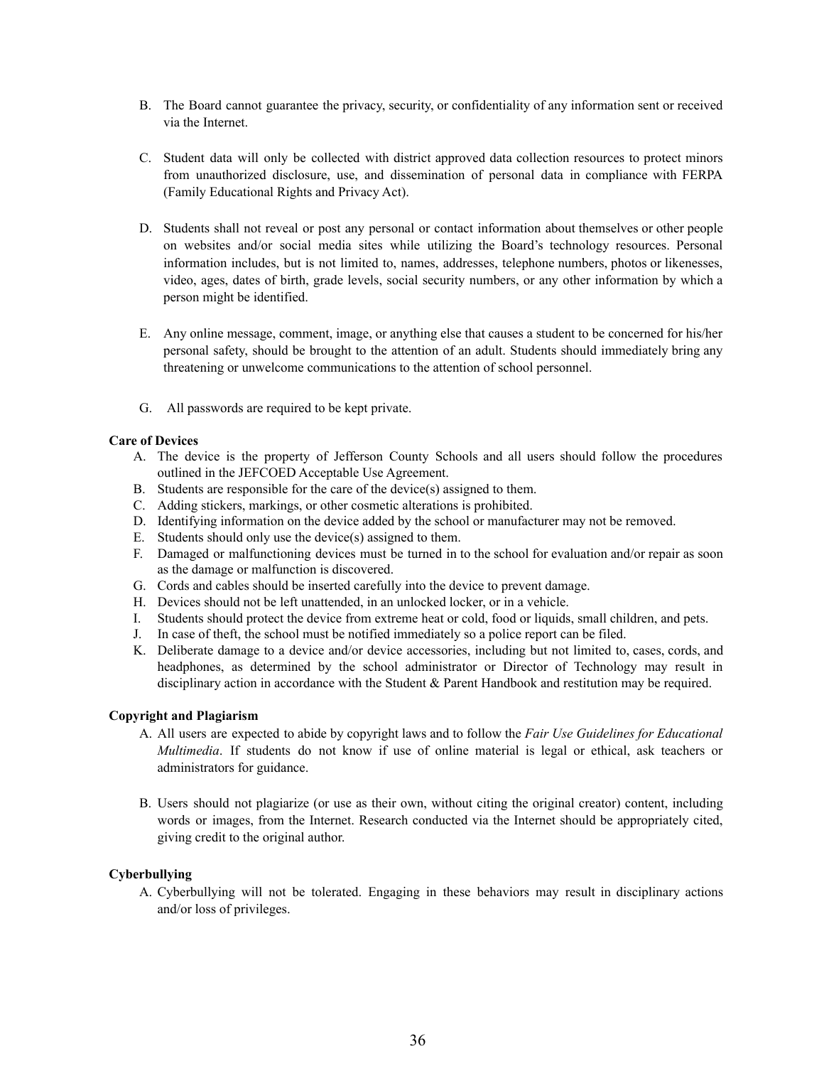B. The Board cannot guarantee the privacy, security, or confidentiality of any information sent or received via the Internet.

C. Student data will only be collected with district approved data collection resources to protect minors from unauthorized disclosure, use, and dissemination of personal data in compliance with FERPA (Family Educational Rights and Privacy Act).

D. Students shall not reveal or post any personal or contact information about themselves or other people on websites and/or social media sites while utilizing the Board's technology resources. Personal information includes, but is not limited to, names, addresses, telephone numbers, photos or likenesses, video, ages, dates of birth, grade levels, social security numbers, or any other information by which a person might be identified.

E. Any online message, comment, image, or anything else that causes a student to be concerned for his/her personal safety, should be brought to the attention of an adult. Students should immediately bring any threatening or unwelcome communications to the attention of school personnel.

G. All passwords are required to be kept private.

**Care of Devices**

A. The device is the property of Jefferson County Schools and all users should follow the procedures outlined in the JEFCOED Acceptable Use Agreement.
B. Students are responsible for the care of the device(s) assigned to them.
C. Adding stickers, markings, or other cosmetic alterations is prohibited.
D. Identifying information on the device added by the school or manufacturer may not be removed.
E. Students should only use the device(s) assigned to them.
F. Damaged or malfunctioning devices must be turned in to the school for evaluation and/or repair as soon as the damage or malfunction is discovered.
G. Cords and cables should be inserted carefully into the device to prevent damage.
H. Devices should not be left unattended, in an unlocked locker, or in a vehicle.
I. Students should protect the device from extreme heat or cold, food or liquids, small children, and pets.
J. In case of theft, the school must be notified immediately so a police report can be filed.
K. Deliberate damage to a device and/or device accessories, including but not limited to, cases, cords, and headphones, as determined by the school administrator or Director of Technology may result in disciplinary action in accordance with the Student & Parent Handbook and restitution may be required.

**Copyright and Plagiarism**

A. All users are expected to abide by copyright laws and to follow the *Fair Use Guidelines for Educational Multimedia*. If students do not know if use of online material is legal or ethical, ask teachers or administrators for guidance.

B. Users should not plagiarize (or use as their own, without citing the original creator) content, including words or images, from the Internet. Research conducted via the Internet should be appropriately cited, giving credit to the original author.

**Cyberbullying**

A. Cyberbullying will not be tolerated. Engaging in these behaviors may result in disciplinary actions and/or loss of privileges.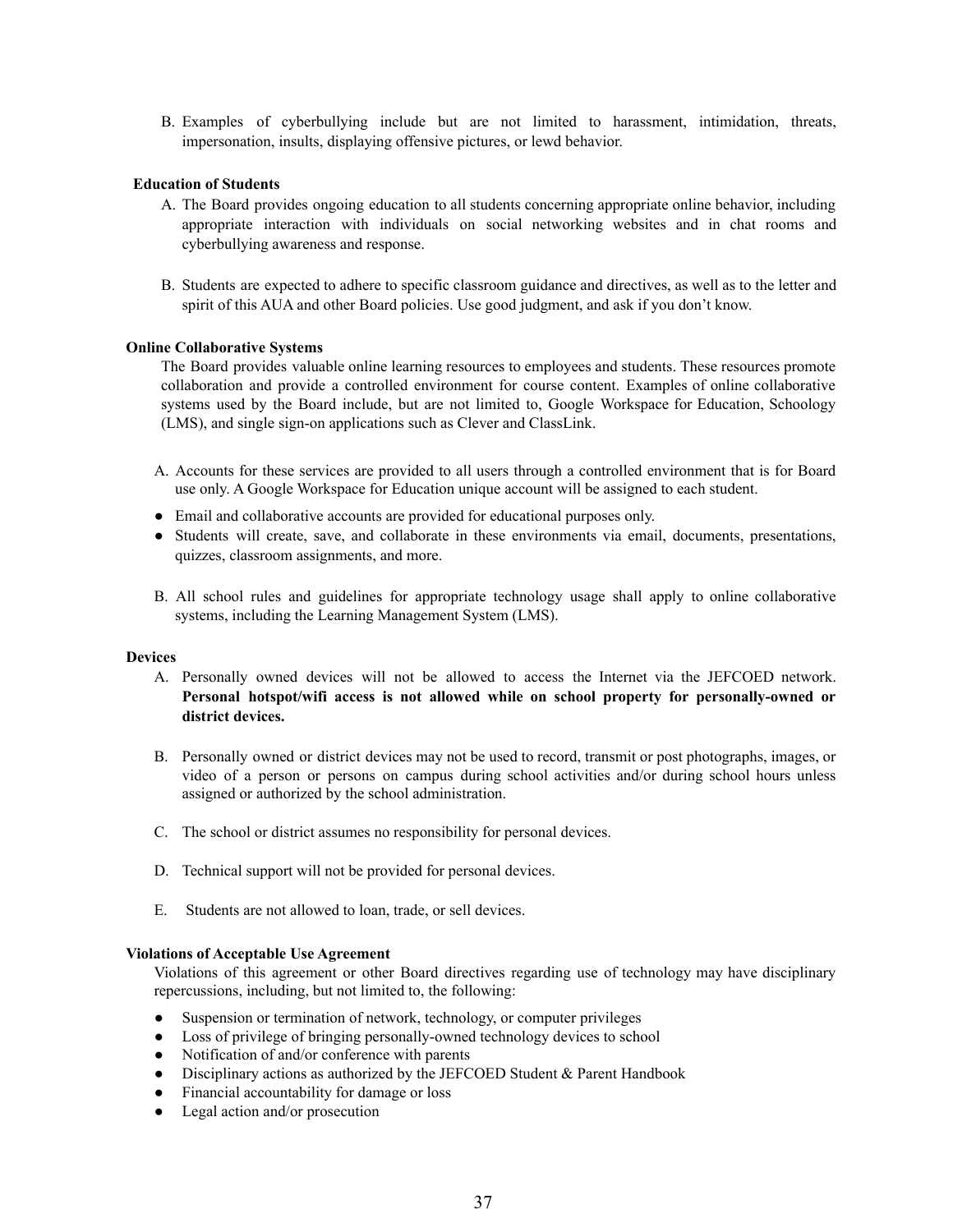B. Examples of cyberbullying include but are not limited to harassment, intimidation, threats, impersonation, insults, displaying offensive pictures, or lewd behavior.

**Education of Students**

A. The Board provides ongoing education to all students concerning appropriate online behavior, including appropriate interaction with individuals on social networking websites and in chat rooms and cyberbullying awareness and response.

B. Students are expected to adhere to specific classroom guidance and directives, as well as to the letter and spirit of this AUA and other Board policies. Use good judgment, and ask if you don't know.

**Online Collaborative Systems**

The Board provides valuable online learning resources to employees and students. These resources promote collaboration and provide a controlled environment for course content. Examples of online collaborative systems used by the Board include, but are not limited to, Google Workspace for Education, Schoology (LMS), and single sign-on applications such as Clever and ClassLink.

A. Accounts for these services are provided to all users through a controlled environment that is for Board use only. A Google Workspace for Education unique account will be assigned to each student.

- Email and collaborative accounts are provided for educational purposes only.
- Students will create, save, and collaborate in these environments via email, documents, presentations, quizzes, classroom assignments, and more.

B. All school rules and guidelines for appropriate technology usage shall apply to online collaborative systems, including the Learning Management System (LMS).

**Devices**

A. Personally owned devices will not be allowed to access the Internet via the JEFCOED network. **Personal hotspot/wifi access is not allowed while on school property for personally-owned or district devices.**

B. Personally owned or district devices may not be used to record, transmit or post photographs, images, or video of a person or persons on campus during school activities and/or during school hours unless assigned or authorized by the school administration.

C. The school or district assumes no responsibility for personal devices.

D. Technical support will not be provided for personal devices.

E. Students are not allowed to loan, trade, or sell devices.

**Violations of Acceptable Use Agreement**

Violations of this agreement or other Board directives regarding use of technology may have disciplinary repercussions, including, but not limited to, the following:

- Suspension or termination of network, technology, or computer privileges
- Loss of privilege of bringing personally-owned technology devices to school
- Notification of and/or conference with parents
- Disciplinary actions as authorized by the JEFCOED Student & Parent Handbook
- Financial accountability for damage or loss
- Legal action and/or prosecution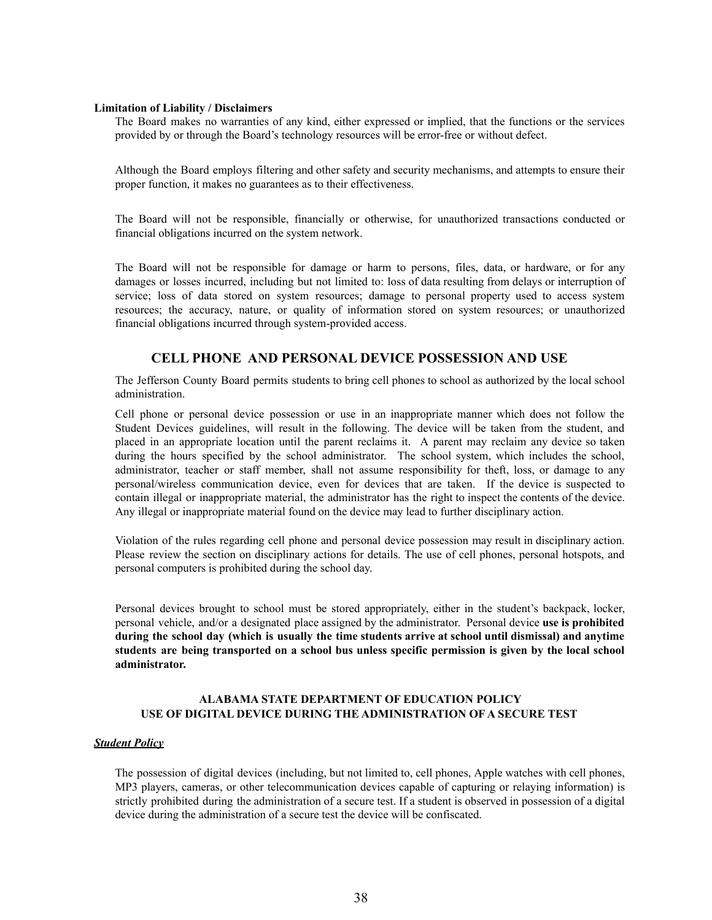**Limitation of Liability / Disclaimers**

The Board makes no warranties of any kind, either expressed or implied, that the functions or the services provided by or through the Board's technology resources will be error-free or without defect.

Although the Board employs filtering and other safety and security mechanisms, and attempts to ensure their proper function, it makes no guarantees as to their effectiveness.

The Board will not be responsible, financially or otherwise, for unauthorized transactions conducted or financial obligations incurred on the system network.

The Board will not be responsible for damage or harm to persons, files, data, or hardware, or for any damages or losses incurred, including but not limited to: loss of data resulting from delays or interruption of service; loss of data stored on system resources; damage to personal property used to access system resources; the accuracy, nature, or quality of information stored on system resources; or unauthorized financial obligations incurred through system-provided access.

## CELL PHONE AND PERSONAL DEVICE POSSESSION AND USE

The Jefferson County Board permits students to bring cell phones to school as authorized by the local school administration.

Cell phone or personal device possession or use in an inappropriate manner which does not follow the Student Devices guidelines, will result in the following. The device will be taken from the student, and placed in an appropriate location until the parent reclaims it. A parent may reclaim any device so taken during the hours specified by the school administrator. The school system, which includes the school, administrator, teacher or staff member, shall not assume responsibility for theft, loss, or damage to any personal/wireless communication device, even for devices that are taken. If the device is suspected to contain illegal or inappropriate material, the administrator has the right to inspect the contents of the device. Any illegal or inappropriate material found on the device may lead to further disciplinary action.

Violation of the rules regarding cell phone and personal device possession may result in disciplinary action. Please review the section on disciplinary actions for details. The use of cell phones, personal hotspots, and personal computers is prohibited during the school day.

Personal devices brought to school must be stored appropriately, either in the student's backpack, locker, personal vehicle, and/or a designated place assigned by the administrator. Personal device **use is prohibited during the school day (which is usually the time students arrive at school until dismissal) and anytime students are being transported on a school bus unless specific permission is given by the local school administrator.**

### ALABAMA STATE DEPARTMENT OF EDUCATION POLICY
### USE OF DIGITAL DEVICE DURING THE ADMINISTRATION OF A SECURE TEST

***Student Policy***

The possession of digital devices (including, but not limited to, cell phones, Apple watches with cell phones, MP3 players, cameras, or other telecommunication devices capable of capturing or relaying information) is strictly prohibited during the administration of a secure test. If a student is observed in possession of a digital device during the administration of a secure test the device will be confiscated.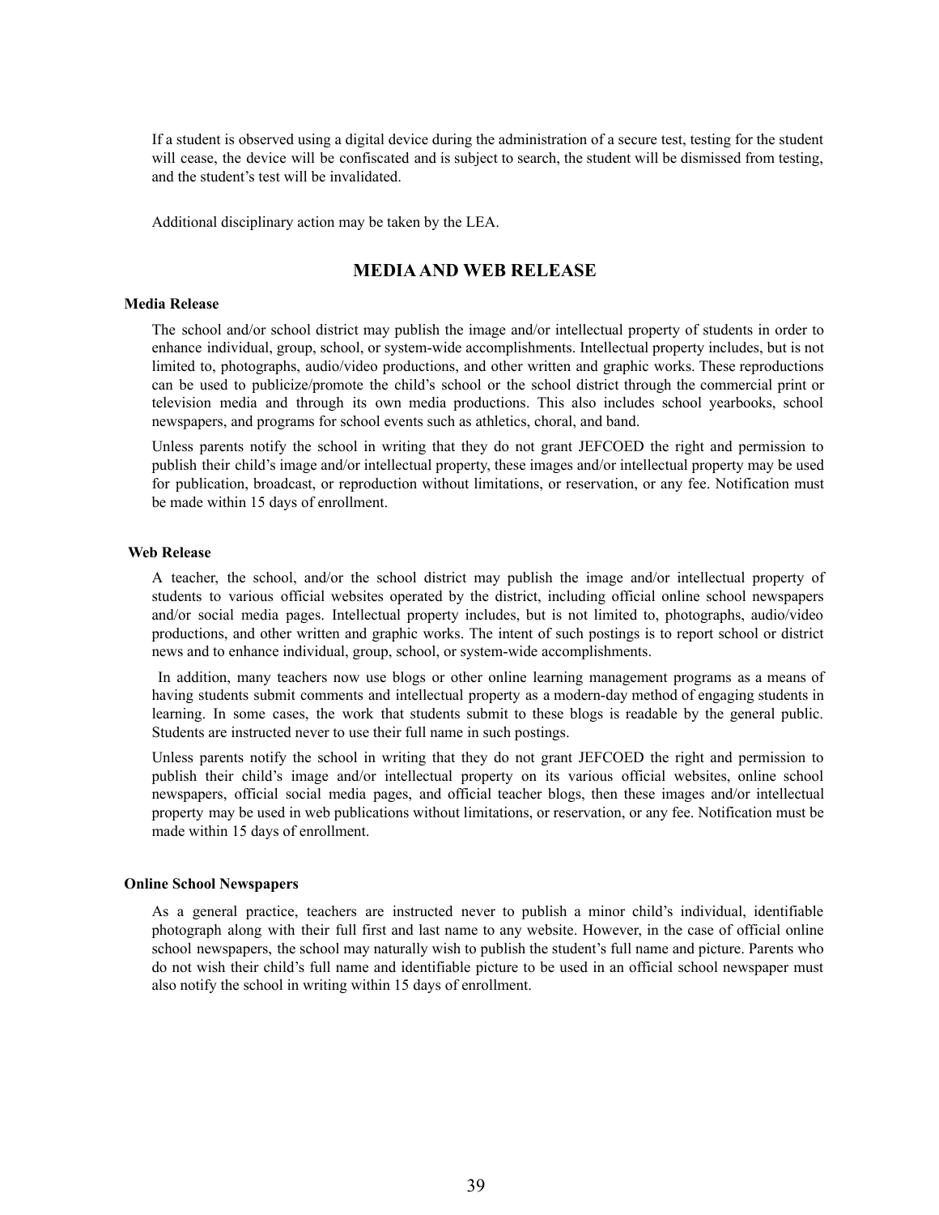If a student is observed using a digital device during the administration of a secure test, testing for the student will cease, the device will be confiscated and is subject to search, the student will be dismissed from testing, and the student's test will be invalidated.

Additional disciplinary action may be taken by the LEA.

## MEDIA AND WEB RELEASE

### Media Release

The school and/or school district may publish the image and/or intellectual property of students in order to enhance individual, group, school, or system-wide accomplishments. Intellectual property includes, but is not limited to, photographs, audio/video productions, and other written and graphic works. These reproductions can be used to publicize/promote the child's school or the school district through the commercial print or television media and through its own media productions. This also includes school yearbooks, school newspapers, and programs for school events such as athletics, choral, and band.

Unless parents notify the school in writing that they do not grant JEFCOED the right and permission to publish their child's image and/or intellectual property, these images and/or intellectual property may be used for publication, broadcast, or reproduction without limitations, or reservation, or any fee. Notification must be made within 15 days of enrollment.

### Web Release

A teacher, the school, and/or the school district may publish the image and/or intellectual property of students to various official websites operated by the district, including official online school newspapers and/or social media pages. Intellectual property includes, but is not limited to, photographs, audio/video productions, and other written and graphic works. The intent of such postings is to report school or district news and to enhance individual, group, school, or system-wide accomplishments.

In addition, many teachers now use blogs or other online learning management programs as a means of having students submit comments and intellectual property as a modern-day method of engaging students in learning. In some cases, the work that students submit to these blogs is readable by the general public. Students are instructed never to use their full name in such postings.

Unless parents notify the school in writing that they do not grant JEFCOED the right and permission to publish their child's image and/or intellectual property on its various official websites, online school newspapers, official social media pages, and official teacher blogs, then these images and/or intellectual property may be used in web publications without limitations, or reservation, or any fee. Notification must be made within 15 days of enrollment.

### Online School Newspapers

As a general practice, teachers are instructed never to publish a minor child's individual, identifiable photograph along with their full first and last name to any website. However, in the case of official online school newspapers, the school may naturally wish to publish the student's full name and picture. Parents who do not wish their child's full name and identifiable picture to be used in an official school newspaper must also notify the school in writing within 15 days of enrollment.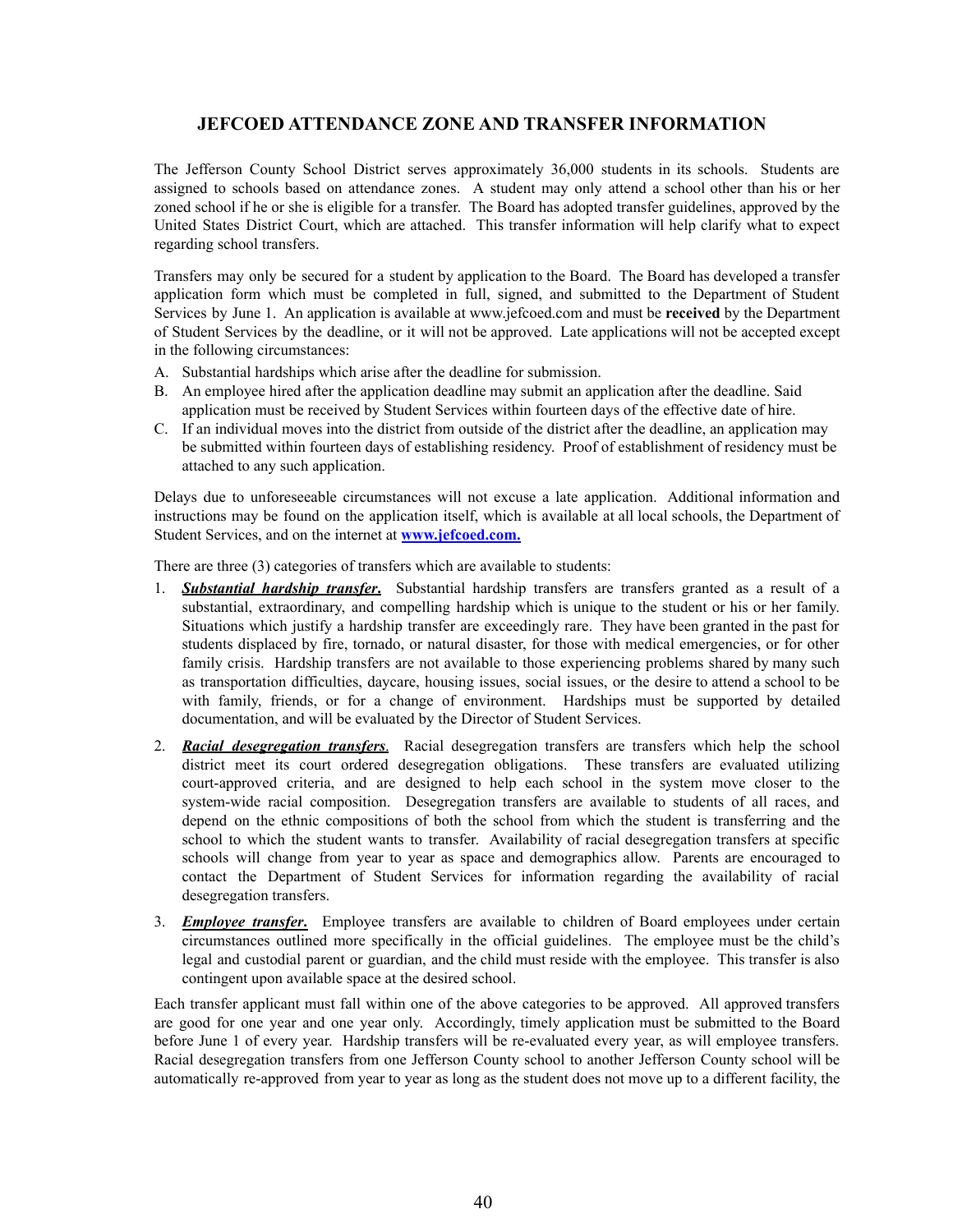## JEFCOED ATTENDANCE ZONE AND TRANSFER INFORMATION

The Jefferson County School District serves approximately 36,000 students in its schools. Students are assigned to schools based on attendance zones. A student may only attend a school other than his or her zoned school if he or she is eligible for a transfer. The Board has adopted transfer guidelines, approved by the United States District Court, which are attached. This transfer information will help clarify what to expect regarding school transfers.

Transfers may only be secured for a student by application to the Board. The Board has developed a transfer application form which must be completed in full, signed, and submitted to the Department of Student Services by June 1. An application is available at www.jefcoed.com and must be **received** by the Department of Student Services by the deadline, or it will not be approved. Late applications will not be accepted except in the following circumstances:

A. Substantial hardships which arise after the deadline for submission.
B. An employee hired after the application deadline may submit an application after the deadline. Said application must be received by Student Services within fourteen days of the effective date of hire.
C. If an individual moves into the district from outside of the district after the deadline, an application may be submitted within fourteen days of establishing residency. Proof of establishment of residency must be attached to any such application.

Delays due to unforeseeable circumstances will not excuse a late application. Additional information and instructions may be found on the application itself, which is available at all local schools, the Department of Student Services, and on the internet at **[www.jefcoed.com.](www.jefcoed.com)**

There are three (3) categories of transfers which are available to students:

1. ***Substantial hardship transfer.*** Substantial hardship transfers are transfers granted as a result of a substantial, extraordinary, and compelling hardship which is unique to the student or his or her family. Situations which justify a hardship transfer are exceedingly rare. They have been granted in the past for students displaced by fire, tornado, or natural disaster, for those with medical emergencies, or for other family crisis. Hardship transfers are not available to those experiencing problems shared by many such as transportation difficulties, daycare, housing issues, social issues, or the desire to attend a school to be with family, friends, or for a change of environment. Hardships must be supported by detailed documentation, and will be evaluated by the Director of Student Services.

2. ***Racial desegregation transfers***. Racial desegregation transfers are transfers which help the school district meet its court ordered desegregation obligations. These transfers are evaluated utilizing court-approved criteria, and are designed to help each school in the system move closer to the system-wide racial composition. Desegregation transfers are available to students of all races, and depend on the ethnic compositions of both the school from which the student is transferring and the school to which the student wants to transfer. Availability of racial desegregation transfers at specific schools will change from year to year as space and demographics allow. Parents are encouraged to contact the Department of Student Services for information regarding the availability of racial desegregation transfers.

3. ***Employee transfer.*** Employee transfers are available to children of Board employees under certain circumstances outlined more specifically in the official guidelines. The employee must be the child's legal and custodial parent or guardian, and the child must reside with the employee. This transfer is also contingent upon available space at the desired school.

Each transfer applicant must fall within one of the above categories to be approved. All approved transfers are good for one year and one year only. Accordingly, timely application must be submitted to the Board before June 1 of every year. Hardship transfers will be re-evaluated every year, as will employee transfers. Racial desegregation transfers from one Jefferson County school to another Jefferson County school will be automatically re-approved from year to year as long as the student does not move up to a different facility, the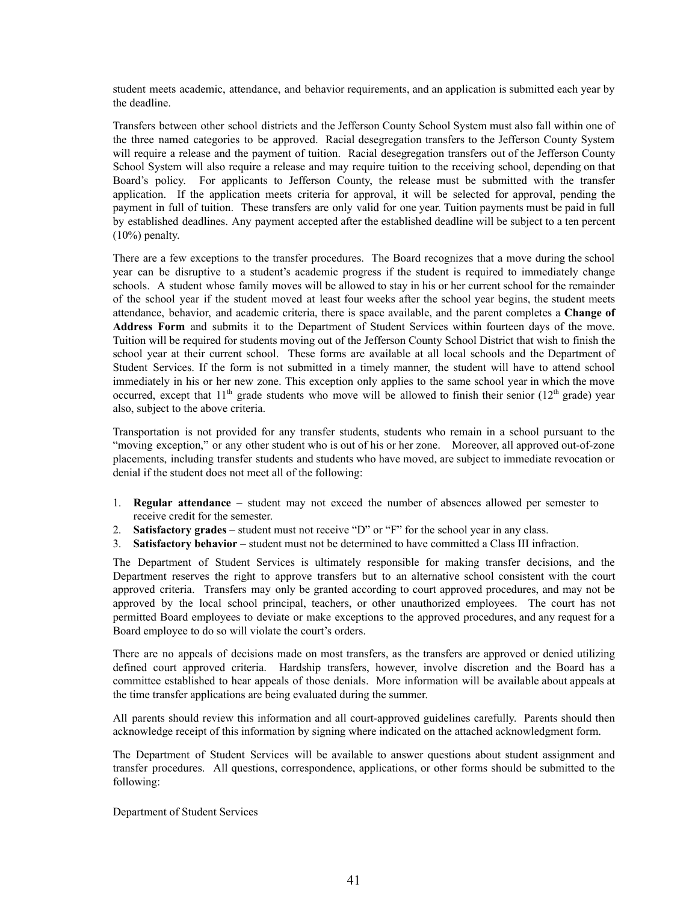student meets academic, attendance, and behavior requirements, and an application is submitted each year by the deadline.

Transfers between other school districts and the Jefferson County School System must also fall within one of the three named categories to be approved. Racial desegregation transfers to the Jefferson County System will require a release and the payment of tuition. Racial desegregation transfers out of the Jefferson County School System will also require a release and may require tuition to the receiving school, depending on that Board's policy. For applicants to Jefferson County, the release must be submitted with the transfer application. If the application meets criteria for approval, it will be selected for approval, pending the payment in full of tuition. These transfers are only valid for one year. Tuition payments must be paid in full by established deadlines. Any payment accepted after the established deadline will be subject to a ten percent (10%) penalty.

There are a few exceptions to the transfer procedures. The Board recognizes that a move during the school year can be disruptive to a student's academic progress if the student is required to immediately change schools. A student whose family moves will be allowed to stay in his or her current school for the remainder of the school year if the student moved at least four weeks after the school year begins, the student meets attendance, behavior, and academic criteria, there is space available, and the parent completes a **Change of Address Form** and submits it to the Department of Student Services within fourteen days of the move. Tuition will be required for students moving out of the Jefferson County School District that wish to finish the school year at their current school. These forms are available at all local schools and the Department of Student Services. If the form is not submitted in a timely manner, the student will have to attend school immediately in his or her new zone. This exception only applies to the same school year in which the move occurred, except that 11th grade students who move will be allowed to finish their senior (12th grade) year also, subject to the above criteria.

Transportation is not provided for any transfer students, students who remain in a school pursuant to the "moving exception," or any other student who is out of his or her zone. Moreover, all approved out-of-zone placements, including transfer students and students who have moved, are subject to immediate revocation or denial if the student does not meet all of the following:

1. **Regular attendance** – student may not exceed the number of absences allowed per semester to receive credit for the semester.
2. **Satisfactory grades** – student must not receive "D" or "F" for the school year in any class.
3. **Satisfactory behavior** – student must not be determined to have committed a Class III infraction.

The Department of Student Services is ultimately responsible for making transfer decisions, and the Department reserves the right to approve transfers but to an alternative school consistent with the court approved criteria. Transfers may only be granted according to court approved procedures, and may not be approved by the local school principal, teachers, or other unauthorized employees. The court has not permitted Board employees to deviate or make exceptions to the approved procedures, and any request for a Board employee to do so will violate the court's orders.

There are no appeals of decisions made on most transfers, as the transfers are approved or denied utilizing defined court approved criteria. Hardship transfers, however, involve discretion and the Board has a committee established to hear appeals of those denials. More information will be available about appeals at the time transfer applications are being evaluated during the summer.

All parents should review this information and all court-approved guidelines carefully. Parents should then acknowledge receipt of this information by signing where indicated on the attached acknowledgment form.

The Department of Student Services will be available to answer questions about student assignment and transfer procedures. All questions, correspondence, applications, or other forms should be submitted to the following:

Department of Student Services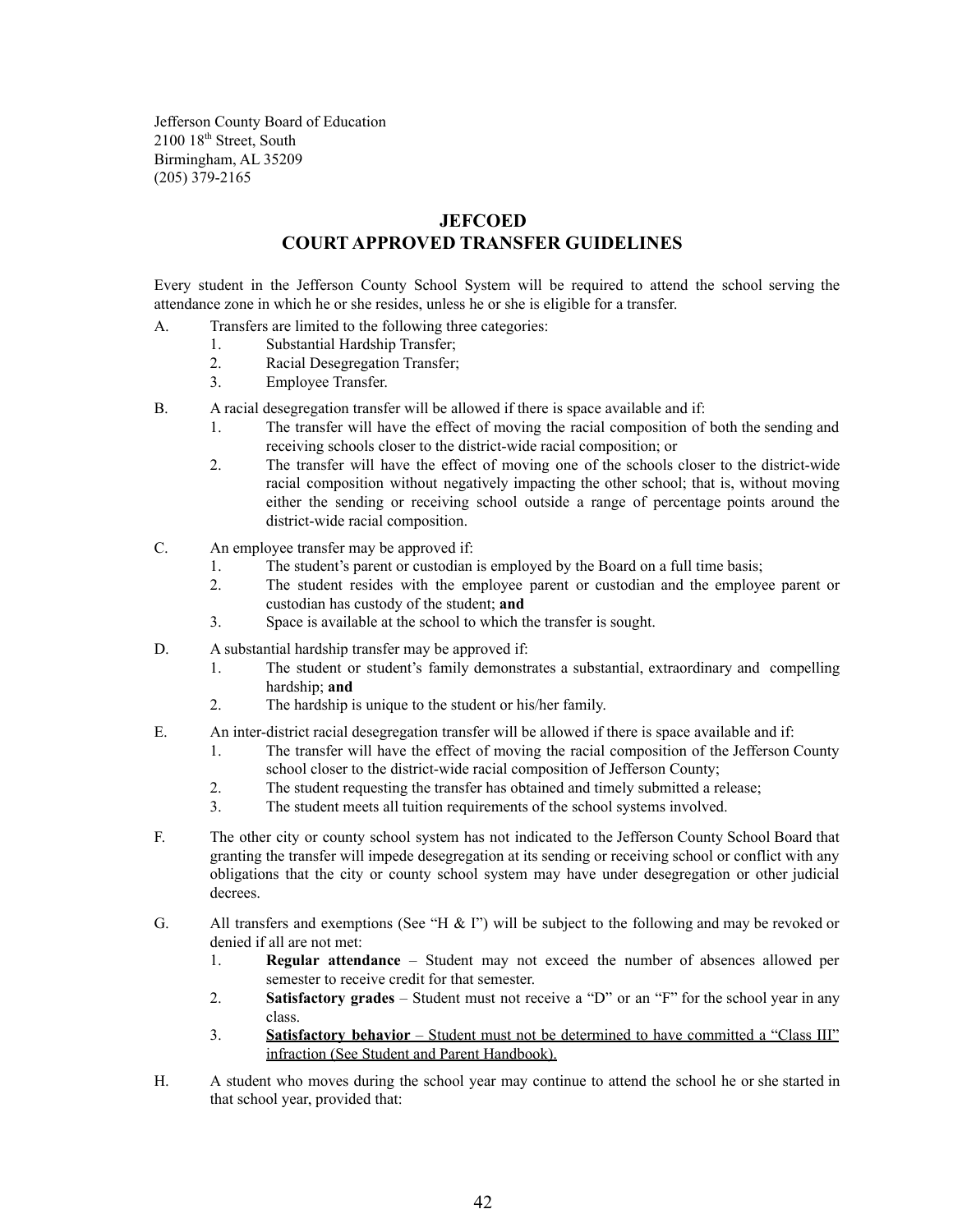Jefferson County Board of Education
2100 18th Street, South
Birmingham, AL 35209
(205) 379-2165

## JEFCOED
## COURT APPROVED TRANSFER GUIDELINES

Every student in the Jefferson County School System will be required to attend the school serving the attendance zone in which he or she resides, unless he or she is eligible for a transfer.

A. Transfers are limited to the following three categories:
   1. Substantial Hardship Transfer;
   2. Racial Desegregation Transfer;
   3. Employee Transfer.

B. A racial desegregation transfer will be allowed if there is space available and if:
   1. The transfer will have the effect of moving the racial composition of both the sending and receiving schools closer to the district-wide racial composition; or
   2. The transfer will have the effect of moving one of the schools closer to the district-wide racial composition without negatively impacting the other school; that is, without moving either the sending or receiving school outside a range of percentage points around the district-wide racial composition.

C. An employee transfer may be approved if:
   1. The student's parent or custodian is employed by the Board on a full time basis;
   2. The student resides with the employee parent or custodian and the employee parent or custodian has custody of the student; **and**
   3. Space is available at the school to which the transfer is sought.

D. A substantial hardship transfer may be approved if:
   1. The student or student's family demonstrates a substantial, extraordinary and compelling hardship; **and**
   2. The hardship is unique to the student or his/her family.

E. An inter-district racial desegregation transfer will be allowed if there is space available and if:
   1. The transfer will have the effect of moving the racial composition of the Jefferson County school closer to the district-wide racial composition of Jefferson County;
   2. The student requesting the transfer has obtained and timely submitted a release;
   3. The student meets all tuition requirements of the school systems involved.

F. The other city or county school system has not indicated to the Jefferson County School Board that granting the transfer will impede desegregation at its sending or receiving school or conflict with any obligations that the city or county school system may have under desegregation or other judicial decrees.

G. All transfers and exemptions (See "H & I") will be subject to the following and may be revoked or denied if all are not met:
   1. **Regular attendance** – Student may not exceed the number of absences allowed per semester to receive credit for that semester.
   2. **Satisfactory grades** – Student must not receive a "D" or an "F" for the school year in any class.
   3. <u>**Satisfactory behavior** – Student must not be determined to have committed a "Class III" infraction (See Student and Parent Handbook).</u>

H. A student who moves during the school year may continue to attend the school he or she started in that school year, provided that: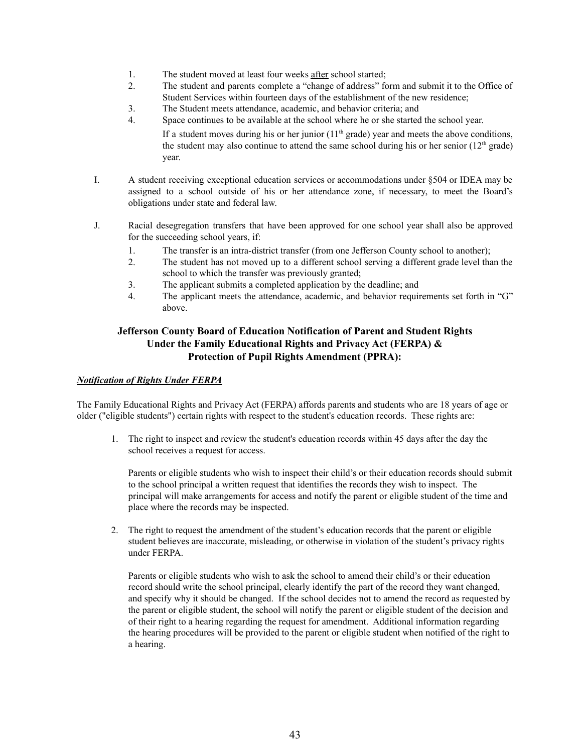1. The student moved at least four weeks <u>after</u> school started;
2. The student and parents complete a "change of address" form and submit it to the Office of Student Services within fourteen days of the establishment of the new residence;
3. The Student meets attendance, academic, and behavior criteria; and
4. Space continues to be available at the school where he or she started the school year.

   If a student moves during his or her junior (11th grade) year and meets the above conditions, the student may also continue to attend the same school during his or her senior (12th grade) year.

I. A student receiving exceptional education services or accommodations under §504 or IDEA may be assigned to a school outside of his or her attendance zone, if necessary, to meet the Board's obligations under state and federal law.

J. Racial desegregation transfers that have been approved for one school year shall also be approved for the succeeding school years, if:

1. The transfer is an intra-district transfer (from one Jefferson County school to another);
2. The student has not moved up to a different school serving a different grade level than the school to which the transfer was previously granted;
3. The applicant submits a completed application by the deadline; and
4. The applicant meets the attendance, academic, and behavior requirements set forth in "G" above.

## Jefferson County Board of Education Notification of Parent and Student Rights Under the Family Educational Rights and Privacy Act (FERPA) & Protection of Pupil Rights Amendment (PPRA):

***<u>Notification of Rights Under FERPA</u>***

The Family Educational Rights and Privacy Act (FERPA) affords parents and students who are 18 years of age or older ("eligible students") certain rights with respect to the student's education records. These rights are:

1. The right to inspect and review the student's education records within 45 days after the day the school receives a request for access.

   Parents or eligible students who wish to inspect their child's or their education records should submit to the school principal a written request that identifies the records they wish to inspect. The principal will make arrangements for access and notify the parent or eligible student of the time and place where the records may be inspected.

2. The right to request the amendment of the student's education records that the parent or eligible student believes are inaccurate, misleading, or otherwise in violation of the student's privacy rights under FERPA.

   Parents or eligible students who wish to ask the school to amend their child's or their education record should write the school principal, clearly identify the part of the record they want changed, and specify why it should be changed. If the school decides not to amend the record as requested by the parent or eligible student, the school will notify the parent or eligible student of the decision and of their right to a hearing regarding the request for amendment. Additional information regarding the hearing procedures will be provided to the parent or eligible student when notified of the right to a hearing.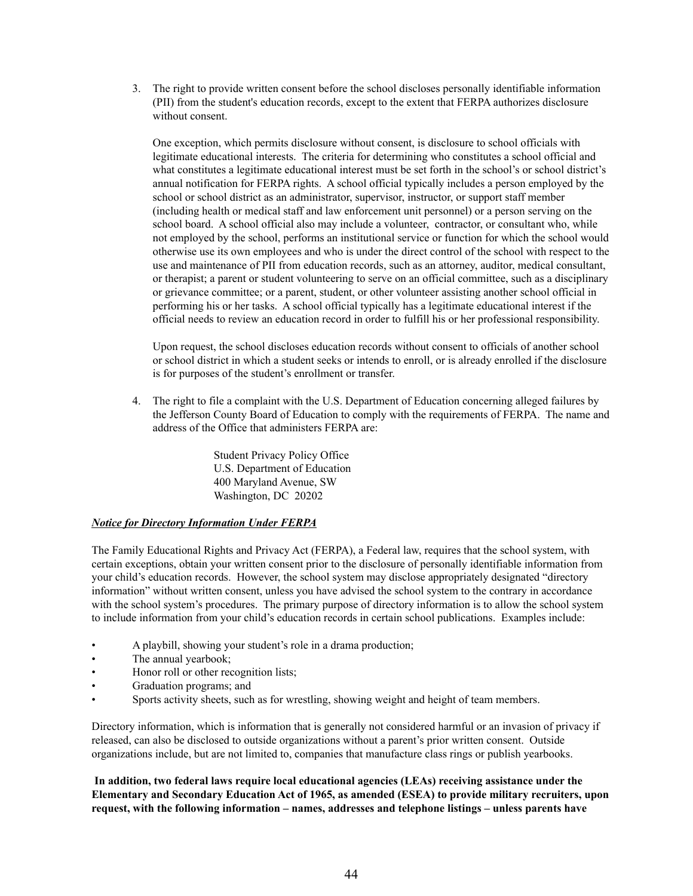3. The right to provide written consent before the school discloses personally identifiable information (PII) from the student's education records, except to the extent that FERPA authorizes disclosure without consent.

   One exception, which permits disclosure without consent, is disclosure to school officials with legitimate educational interests. The criteria for determining who constitutes a school official and what constitutes a legitimate educational interest must be set forth in the school's or school district's annual notification for FERPA rights. A school official typically includes a person employed by the school or school district as an administrator, supervisor, instructor, or support staff member (including health or medical staff and law enforcement unit personnel) or a person serving on the school board. A school official also may include a volunteer, contractor, or consultant who, while not employed by the school, performs an institutional service or function for which the school would otherwise use its own employees and who is under the direct control of the school with respect to the use and maintenance of PII from education records, such as an attorney, auditor, medical consultant, or therapist; a parent or student volunteering to serve on an official committee, such as a disciplinary or grievance committee; or a parent, student, or other volunteer assisting another school official in performing his or her tasks. A school official typically has a legitimate educational interest if the official needs to review an education record in order to fulfill his or her professional responsibility.

   Upon request, the school discloses education records without consent to officials of another school or school district in which a student seeks or intends to enroll, or is already enrolled if the disclosure is for purposes of the student's enrollment or transfer.

4. The right to file a complaint with the U.S. Department of Education concerning alleged failures by the Jefferson County Board of Education to comply with the requirements of FERPA. The name and address of the Office that administers FERPA are:

   Student Privacy Policy Office
   U.S. Department of Education
   400 Maryland Avenue, SW
   Washington, DC 20202

***Notice for Directory Information Under FERPA***

The Family Educational Rights and Privacy Act (FERPA), a Federal law, requires that the school system, with certain exceptions, obtain your written consent prior to the disclosure of personally identifiable information from your child's education records. However, the school system may disclose appropriately designated "directory information" without written consent, unless you have advised the school system to the contrary in accordance with the school system's procedures. The primary purpose of directory information is to allow the school system to include information from your child's education records in certain school publications. Examples include:

- A playbill, showing your student's role in a drama production;
- The annual yearbook;
- Honor roll or other recognition lists;
- Graduation programs; and
- Sports activity sheets, such as for wrestling, showing weight and height of team members.

Directory information, which is information that is generally not considered harmful or an invasion of privacy if released, can also be disclosed to outside organizations without a parent's prior written consent. Outside organizations include, but are not limited to, companies that manufacture class rings or publish yearbooks.

**In addition, two federal laws require local educational agencies (LEAs) receiving assistance under the Elementary and Secondary Education Act of 1965, as amended (ESEA) to provide military recruiters, upon request, with the following information – names, addresses and telephone listings – unless parents have**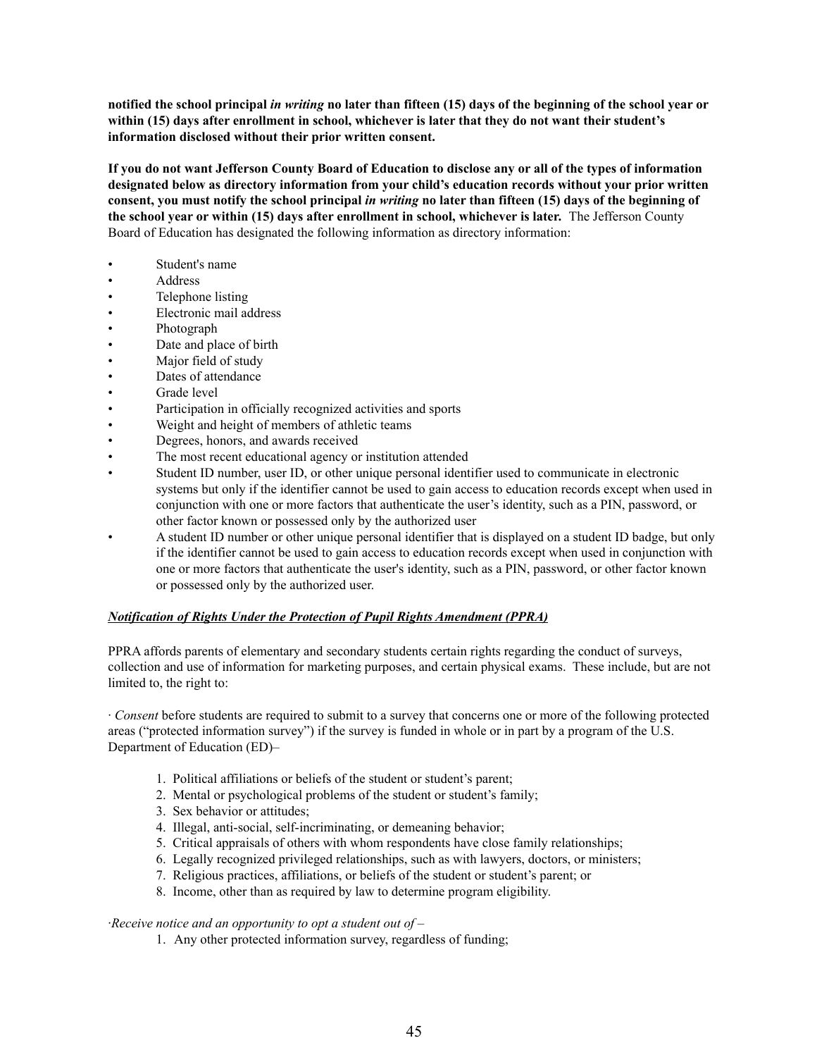**notified the school principal *in writing* no later than fifteen (15) days of the beginning of the school year or within (15) days after enrollment in school, whichever is later that they do not want their student's information disclosed without their prior written consent.**

**If you do not want Jefferson County Board of Education to disclose any or all of the types of information designated below as directory information from your child's education records without your prior written consent, you must notify the school principal *in writing* no later than fifteen (15) days of the beginning of the school year or within (15) days after enrollment in school, whichever is later.** The Jefferson County Board of Education has designated the following information as directory information:

- Student's name
- Address
- Telephone listing
- Electronic mail address
- Photograph
- Date and place of birth
- Major field of study
- Dates of attendance
- Grade level
- Participation in officially recognized activities and sports
- Weight and height of members of athletic teams
- Degrees, honors, and awards received
- The most recent educational agency or institution attended
- Student ID number, user ID, or other unique personal identifier used to communicate in electronic systems but only if the identifier cannot be used to gain access to education records except when used in conjunction with one or more factors that authenticate the user's identity, such as a PIN, password, or other factor known or possessed only by the authorized user
- A student ID number or other unique personal identifier that is displayed on a student ID badge, but only if the identifier cannot be used to gain access to education records except when used in conjunction with one or more factors that authenticate the user's identity, such as a PIN, password, or other factor known or possessed only by the authorized user.

***Notification of Rights Under the Protection of Pupil Rights Amendment (PPRA)***

PPRA affords parents of elementary and secondary students certain rights regarding the conduct of surveys, collection and use of information for marketing purposes, and certain physical exams. These include, but are not limited to, the right to:

· *Consent* before students are required to submit to a survey that concerns one or more of the following protected areas ("protected information survey") if the survey is funded in whole or in part by a program of the U.S. Department of Education (ED)–

1. Political affiliations or beliefs of the student or student's parent;
2. Mental or psychological problems of the student or student's family;
3. Sex behavior or attitudes;
4. Illegal, anti-social, self-incriminating, or demeaning behavior;
5. Critical appraisals of others with whom respondents have close family relationships;
6. Legally recognized privileged relationships, such as with lawyers, doctors, or ministers;
7. Religious practices, affiliations, or beliefs of the student or student's parent; or
8. Income, other than as required by law to determine program eligibility.

·*Receive notice and an opportunity to opt a student out of –*

1. Any other protected information survey, regardless of funding;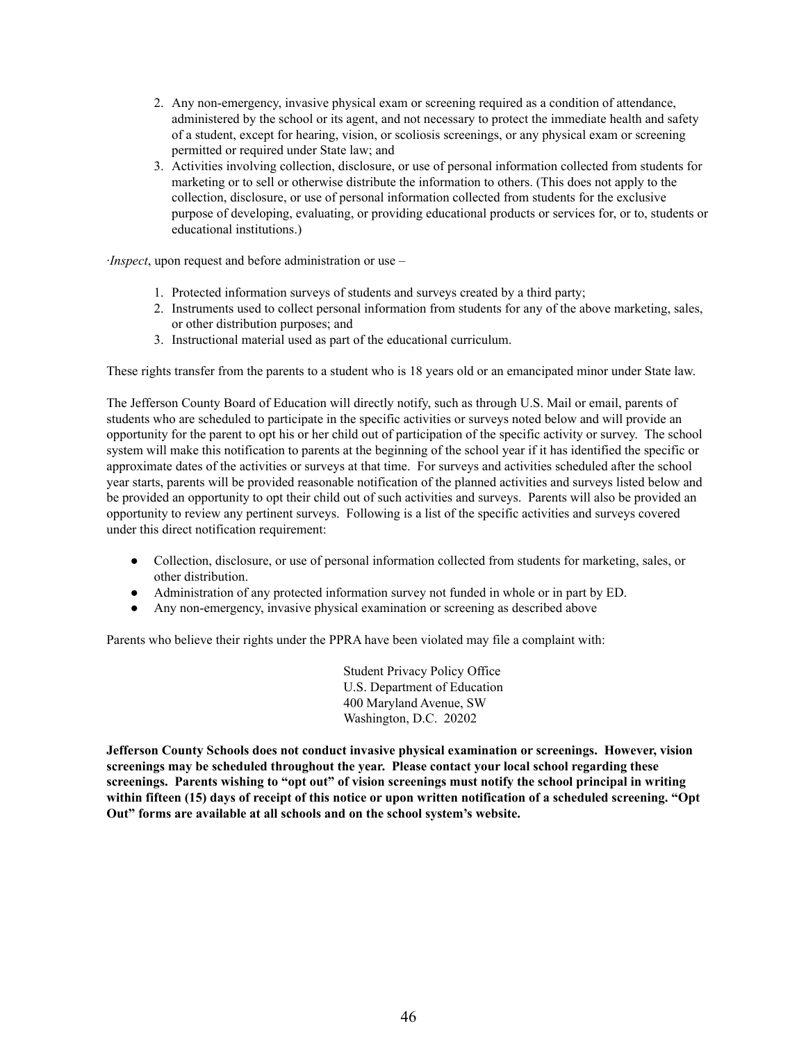2. Any non-emergency, invasive physical exam or screening required as a condition of attendance, administered by the school or its agent, and not necessary to protect the immediate health and safety of a student, except for hearing, vision, or scoliosis screenings, or any physical exam or screening permitted or required under State law; and
3. Activities involving collection, disclosure, or use of personal information collected from students for marketing or to sell or otherwise distribute the information to others. (This does not apply to the collection, disclosure, or use of personal information collected from students for the exclusive purpose of developing, evaluating, or providing educational products or services for, or to, students or educational institutions.)

·*Inspect*, upon request and before administration or use –

1. Protected information surveys of students and surveys created by a third party;
2. Instruments used to collect personal information from students for any of the above marketing, sales, or other distribution purposes; and
3. Instructional material used as part of the educational curriculum.

These rights transfer from the parents to a student who is 18 years old or an emancipated minor under State law.

The Jefferson County Board of Education will directly notify, such as through U.S. Mail or email, parents of students who are scheduled to participate in the specific activities or surveys noted below and will provide an opportunity for the parent to opt his or her child out of participation of the specific activity or survey. The school system will make this notification to parents at the beginning of the school year if it has identified the specific or approximate dates of the activities or surveys at that time. For surveys and activities scheduled after the school year starts, parents will be provided reasonable notification of the planned activities and surveys listed below and be provided an opportunity to opt their child out of such activities and surveys. Parents will also be provided an opportunity to review any pertinent surveys. Following is a list of the specific activities and surveys covered under this direct notification requirement:

- Collection, disclosure, or use of personal information collected from students for marketing, sales, or other distribution.
- Administration of any protected information survey not funded in whole or in part by ED.
- Any non-emergency, invasive physical examination or screening as described above

Parents who believe their rights under the PPRA have been violated may file a complaint with:

Student Privacy Policy Office
U.S. Department of Education
400 Maryland Avenue, SW
Washington, D.C. 20202

**Jefferson County Schools does not conduct invasive physical examination or screenings. However, vision screenings may be scheduled throughout the year. Please contact your local school regarding these screenings. Parents wishing to "opt out" of vision screenings must notify the school principal in writing within fifteen (15) days of receipt of this notice or upon written notification of a scheduled screening. "Opt Out" forms are available at all schools and on the school system's website.**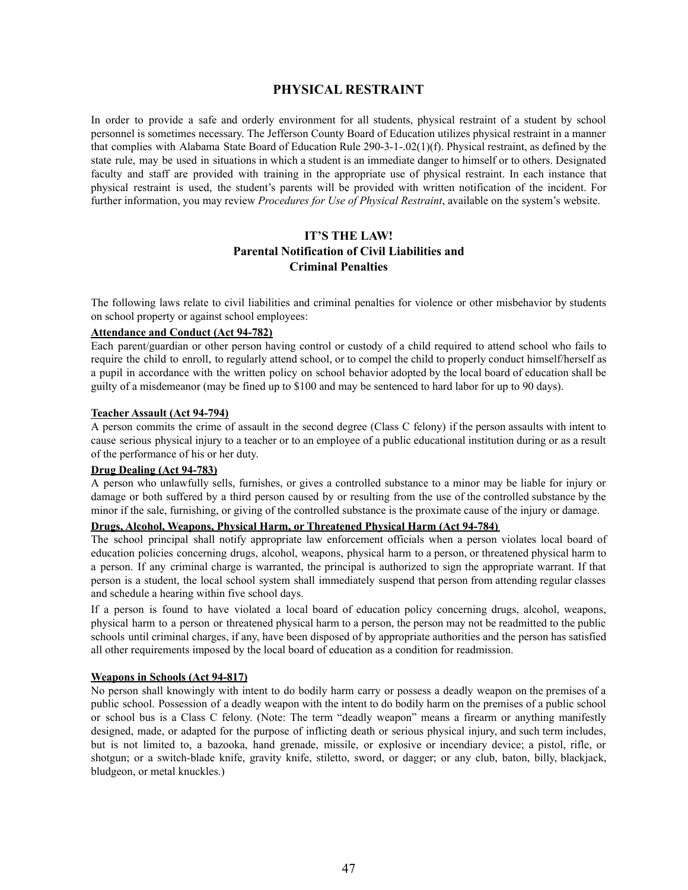## PHYSICAL RESTRAINT

In order to provide a safe and orderly environment for all students, physical restraint of a student by school personnel is sometimes necessary. The Jefferson County Board of Education utilizes physical restraint in a manner that complies with Alabama State Board of Education Rule 290-3-1-.02(1)(f). Physical restraint, as defined by the state rule, may be used in situations in which a student is an immediate danger to himself or to others. Designated faculty and staff are provided with training in the appropriate use of physical restraint. In each instance that physical restraint is used, the student's parents will be provided with written notification of the incident. For further information, you may review *Procedures for Use of Physical Restraint*, available on the system's website.

## IT'S THE LAW!
## Parental Notification of Civil Liabilities and Criminal Penalties

The following laws relate to civil liabilities and criminal penalties for violence or other misbehavior by students on school property or against school employees:

**Attendance and Conduct (Act 94-782)**

Each parent/guardian or other person having control or custody of a child required to attend school who fails to require the child to enroll, to regularly attend school, or to compel the child to properly conduct himself/herself as a pupil in accordance with the written policy on school behavior adopted by the local board of education shall be guilty of a misdemeanor (may be fined up to $100 and may be sentenced to hard labor for up to 90 days).

**Teacher Assault (Act 94-794)**

A person commits the crime of assault in the second degree (Class C felony) if the person assaults with intent to cause serious physical injury to a teacher or to an employee of a public educational institution during or as a result of the performance of his or her duty.

**Drug Dealing (Act 94-783)**

A person who unlawfully sells, furnishes, or gives a controlled substance to a minor may be liable for injury or damage or both suffered by a third person caused by or resulting from the use of the controlled substance by the minor if the sale, furnishing, or giving of the controlled substance is the proximate cause of the injury or damage.

**Drugs, Alcohol, Weapons, Physical Harm, or Threatened Physical Harm (Act 94-784)**

The school principal shall notify appropriate law enforcement officials when a person violates local board of education policies concerning drugs, alcohol, weapons, physical harm to a person, or threatened physical harm to a person. If any criminal charge is warranted, the principal is authorized to sign the appropriate warrant. If that person is a student, the local school system shall immediately suspend that person from attending regular classes and schedule a hearing within five school days.

If a person is found to have violated a local board of education policy concerning drugs, alcohol, weapons, physical harm to a person or threatened physical harm to a person, the person may not be readmitted to the public schools until criminal charges, if any, have been disposed of by appropriate authorities and the person has satisfied all other requirements imposed by the local board of education as a condition for readmission.

**Weapons in Schools (Act 94-817)**

No person shall knowingly with intent to do bodily harm carry or possess a deadly weapon on the premises of a public school. Possession of a deadly weapon with the intent to do bodily harm on the premises of a public school or school bus is a Class C felony. (Note: The term "deadly weapon" means a firearm or anything manifestly designed, made, or adapted for the purpose of inflicting death or serious physical injury, and such term includes, but is not limited to, a bazooka, hand grenade, missile, or explosive or incendiary device; a pistol, rifle, or shotgun; or a switch-blade knife, gravity knife, stiletto, sword, or dagger; or any club, baton, billy, blackjack, bludgeon, or metal knuckles.)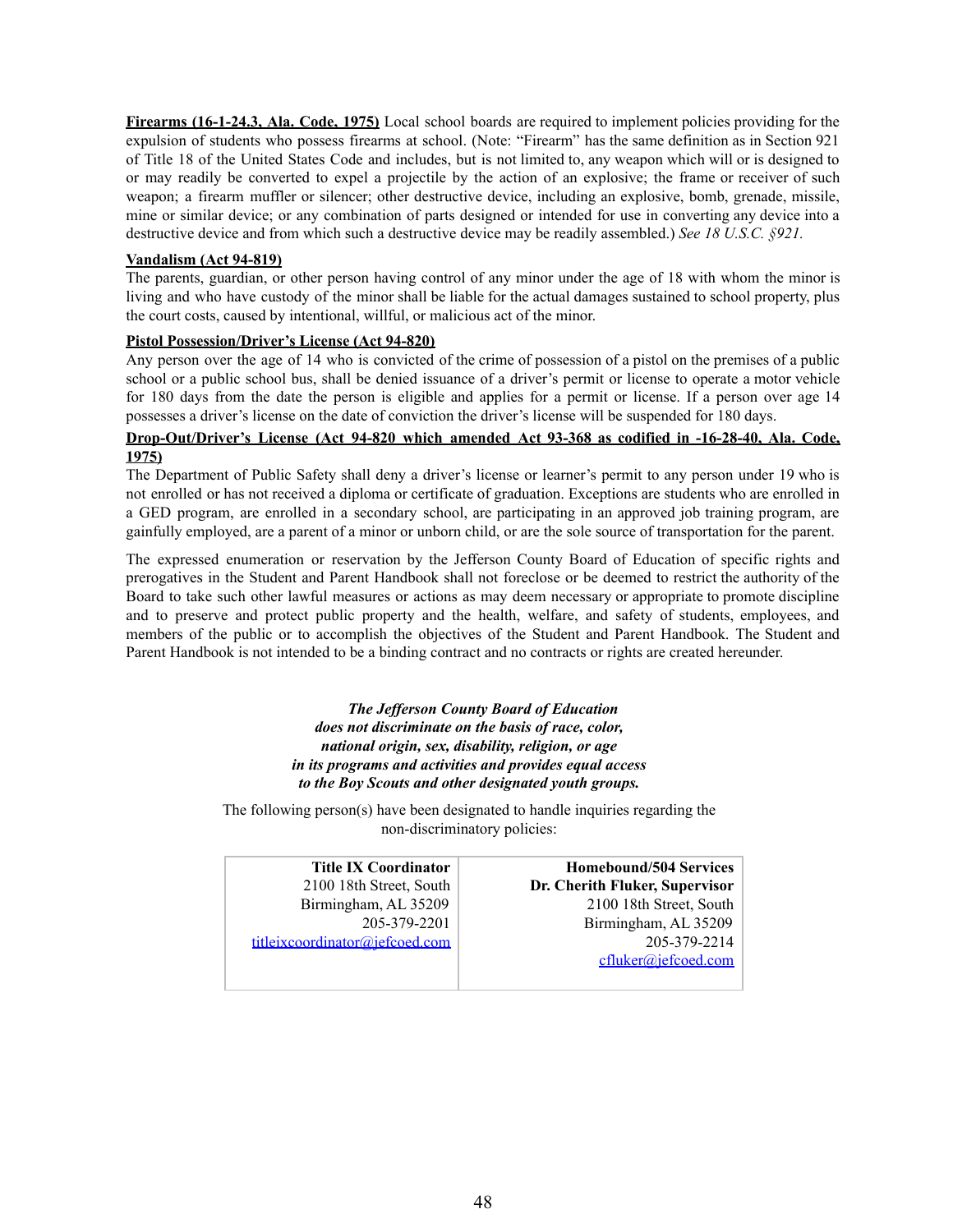**Firearms (16-1-24.3, Ala. Code, 1975)** Local school boards are required to implement policies providing for the expulsion of students who possess firearms at school. (Note: "Firearm" has the same definition as in Section 921 of Title 18 of the United States Code and includes, but is not limited to, any weapon which will or is designed to or may readily be converted to expel a projectile by the action of an explosive; the frame or receiver of such weapon; a firearm muffler or silencer; other destructive device, including an explosive, bomb, grenade, missile, mine or similar device; or any combination of parts designed or intended for use in converting any device into a destructive device and from which such a destructive device may be readily assembled.) *See 18 U.S.C. §921.*

**Vandalism (Act 94-819)**

The parents, guardian, or other person having control of any minor under the age of 18 with whom the minor is living and who have custody of the minor shall be liable for the actual damages sustained to school property, plus the court costs, caused by intentional, willful, or malicious act of the minor.

**Pistol Possession/Driver's License (Act 94-820)**

Any person over the age of 14 who is convicted of the crime of possession of a pistol on the premises of a public school or a public school bus, shall be denied issuance of a driver's permit or license to operate a motor vehicle for 180 days from the date the person is eligible and applies for a permit or license. If a person over age 14 possesses a driver's license on the date of conviction the driver's license will be suspended for 180 days.

**Drop-Out/Driver's License (Act 94-820 which amended Act 93-368 as codified in -16-28-40, Ala. Code, 1975)**

The Department of Public Safety shall deny a driver's license or learner's permit to any person under 19 who is not enrolled or has not received a diploma or certificate of graduation. Exceptions are students who are enrolled in a GED program, are enrolled in a secondary school, are participating in an approved job training program, are gainfully employed, are a parent of a minor or unborn child, or are the sole source of transportation for the parent.

The expressed enumeration or reservation by the Jefferson County Board of Education of specific rights and prerogatives in the Student and Parent Handbook shall not foreclose or be deemed to restrict the authority of the Board to take such other lawful measures or actions as may deem necessary or appropriate to promote discipline and to preserve and protect public property and the health, welfare, and safety of students, employees, and members of the public or to accomplish the objectives of the Student and Parent Handbook. The Student and Parent Handbook is not intended to be a binding contract and no contracts or rights are created hereunder.

***The Jefferson County Board of Education does not discriminate on the basis of race, color, national origin, sex, disability, religion, or age in its programs and activities and provides equal access to the Boy Scouts and other designated youth groups.***

The following person(s) have been designated to handle inquiries regarding the non-discriminatory policies:

| **Title IX Coordinator** | **Homebound/504 Services** |
|---|---|
| | **Dr. Cherith Fluker, Supervisor** |
| 2100 18th Street, South | 2100 18th Street, South |
| Birmingham, AL 35209 | Birmingham, AL 35209 |
| 205-379-2201 | 205-379-2214 |
| titleixcoordinator@jefcoed.com | cfluker@jefcoed.com |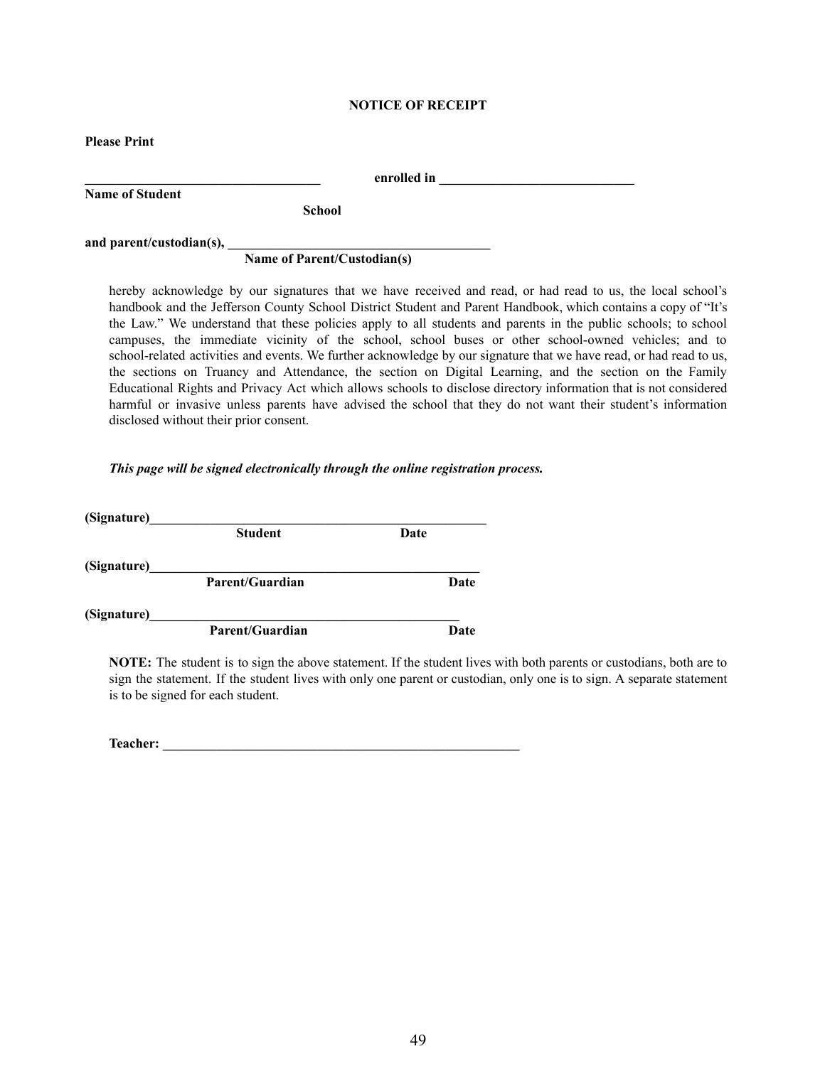**NOTICE OF RECEIPT**

**Please Print**

___________________________________ **enrolled in** ______________________________

**Name of Student** **School**

**and parent/custodian(s),** _______________________________________

**Name of Parent/Custodian(s)**

hereby acknowledge by our signatures that we have received and read, or had read to us, the local school's handbook and the Jefferson County School District Student and Parent Handbook, which contains a copy of "It's the Law." We understand that these policies apply to all students and parents in the public schools; to school campuses, the immediate vicinity of the school, school buses or other school-owned vehicles; and to school-related activities and events. We further acknowledge by our signature that we have read, or had read to us, the sections on Truancy and Attendance, the section on Digital Learning, and the section on the Family Educational Rights and Privacy Act which allows schools to disclose directory information that is not considered harmful or invasive unless parents have advised the school that they do not want their student's information disclosed without their prior consent.

***This page will be signed electronically through the online registration process.***

**(Signature)**__________________________________________________

**Student** **Date**

**(Signature)**__________________________________________________

**Parent/Guardian** **Date**

**(Signature)**______________________________________________

**Parent/Guardian** **Date**

**NOTE:** The student is to sign the above statement. If the student lives with both parents or custodians, both are to sign the statement. If the student lives with only one parent or custodian, only one is to sign. A separate statement is to be signed for each student.

**Teacher:** ______________________________________________________